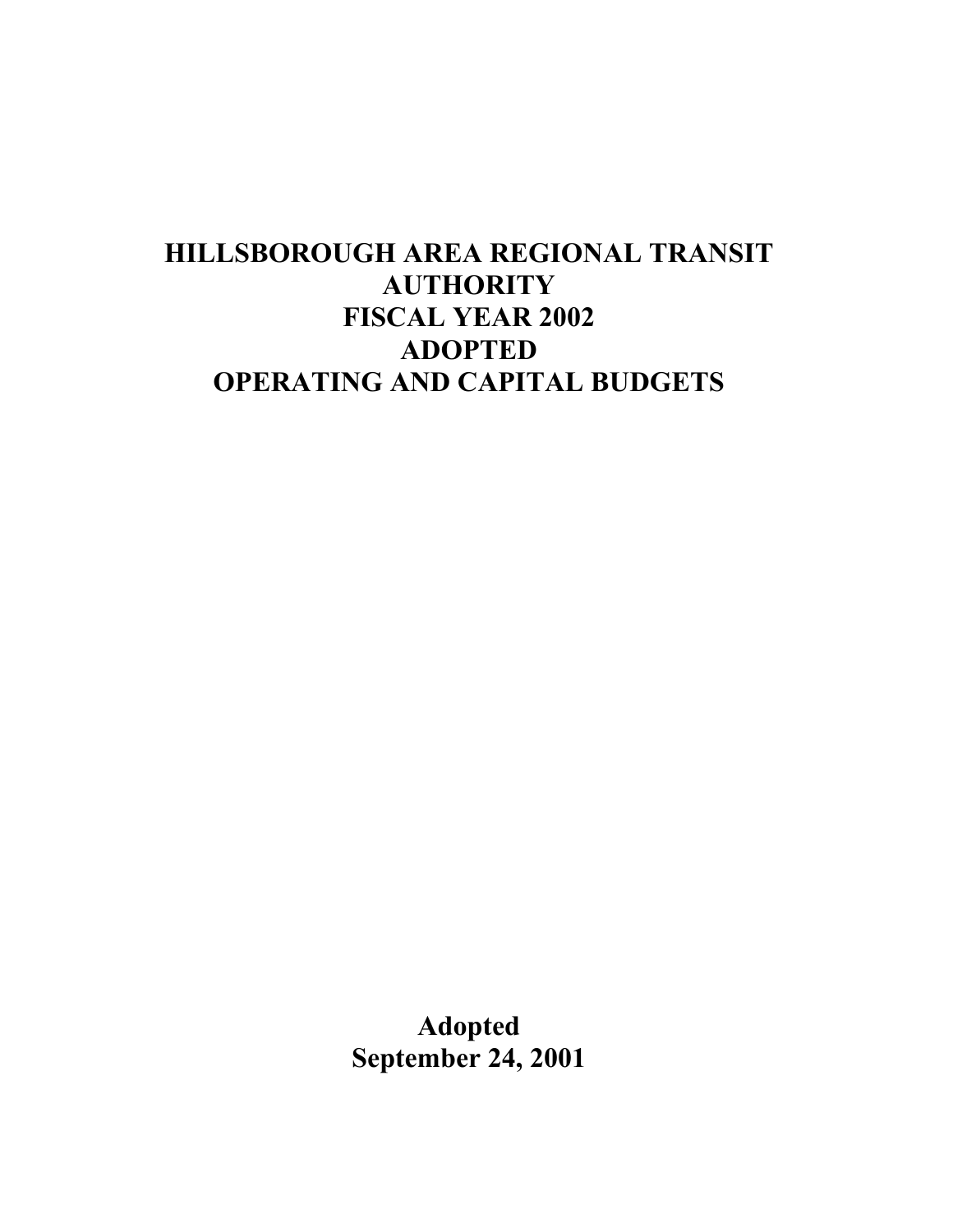# HILLSBOROUGH AREA REGIONAL TRANSIT AUTHORITY FISCAL YEAR 2002 ADOPTED OPERATING AND CAPITAL BUDGETS

**Adopted**
**September 24, 2001**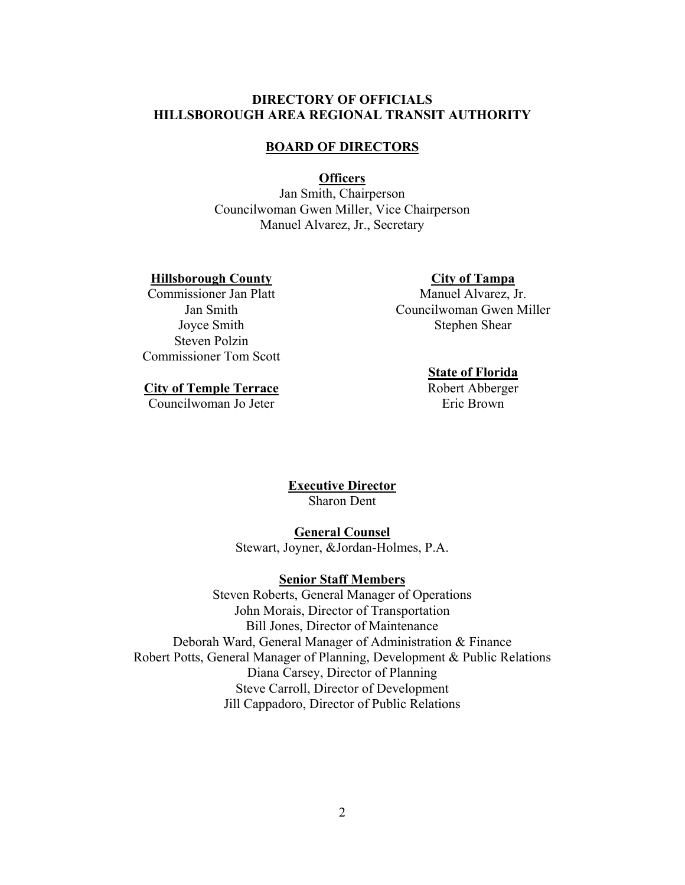# DIRECTORY OF OFFICIALS
# HILLSBOROUGH AREA REGIONAL TRANSIT AUTHORITY

## BOARD OF DIRECTORS

**Officers**

Jan Smith, Chairperson
Councilwoman Gwen Miller, Vice Chairperson
Manuel Alvarez, Jr., Secretary

**Hillsborough County**

Commissioner Jan Platt
Jan Smith
Joyce Smith
Steven Polzin
Commissioner Tom Scott

**City of Temple Terrace**

Councilwoman Jo Jeter

**City of Tampa**

Manuel Alvarez, Jr.
Councilwoman Gwen Miller
Stephen Shear

**State of Florida**

Robert Abberger
Eric Brown

**Executive Director**

Sharon Dent

**General Counsel**

Stewart, Joyner, &Jordan-Holmes, P.A.

**Senior Staff Members**

Steven Roberts, General Manager of Operations
John Morais, Director of Transportation
Bill Jones, Director of Maintenance
Deborah Ward, General Manager of Administration & Finance
Robert Potts, General Manager of Planning, Development & Public Relations
Diana Carsey, Director of Planning
Steve Carroll, Director of Development
Jill Cappadoro, Director of Public Relations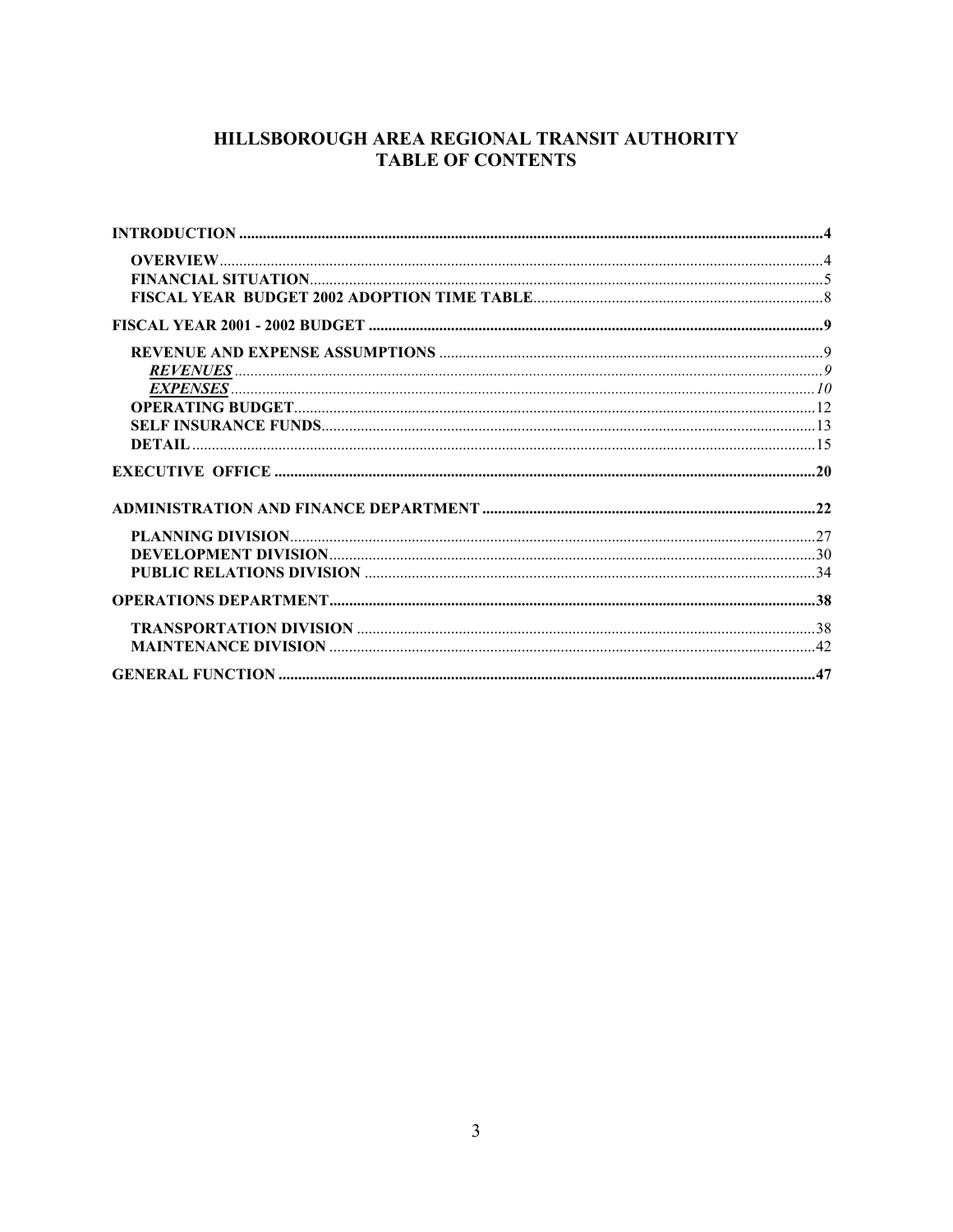# HILLSBOROUGH AREA REGIONAL TRANSIT AUTHORITY
# TABLE OF CONTENTS

**INTRODUCTION** .......... **4**

- **OVERVIEW** .......... 4
- **FINANCIAL SITUATION** .......... 5
- **FISCAL YEAR BUDGET 2002 ADOPTION TIME TABLE** .......... 8

**FISCAL YEAR 2001 - 2002 BUDGET** .......... **9**

- **REVENUE AND EXPENSE ASSUMPTIONS** .......... 9
  - ***REVENUES*** .......... *9*
  - ***EXPENSES*** .......... *10*
- **OPERATING BUDGET** .......... 12
- **SELF INSURANCE FUNDS** .......... 13
- **DETAIL** .......... 15

**EXECUTIVE OFFICE** .......... **20**

**ADMINISTRATION AND FINANCE DEPARTMENT** .......... **22**

- **PLANNING DIVISION** .......... 27
- **DEVELOPMENT DIVISION** .......... 30
- **PUBLIC RELATIONS DIVISION** .......... 34

**OPERATIONS DEPARTMENT** .......... **38**

- **TRANSPORTATION DIVISION** .......... 38
- **MAINTENANCE DIVISION** .......... 42

**GENERAL FUNCTION** .......... **47**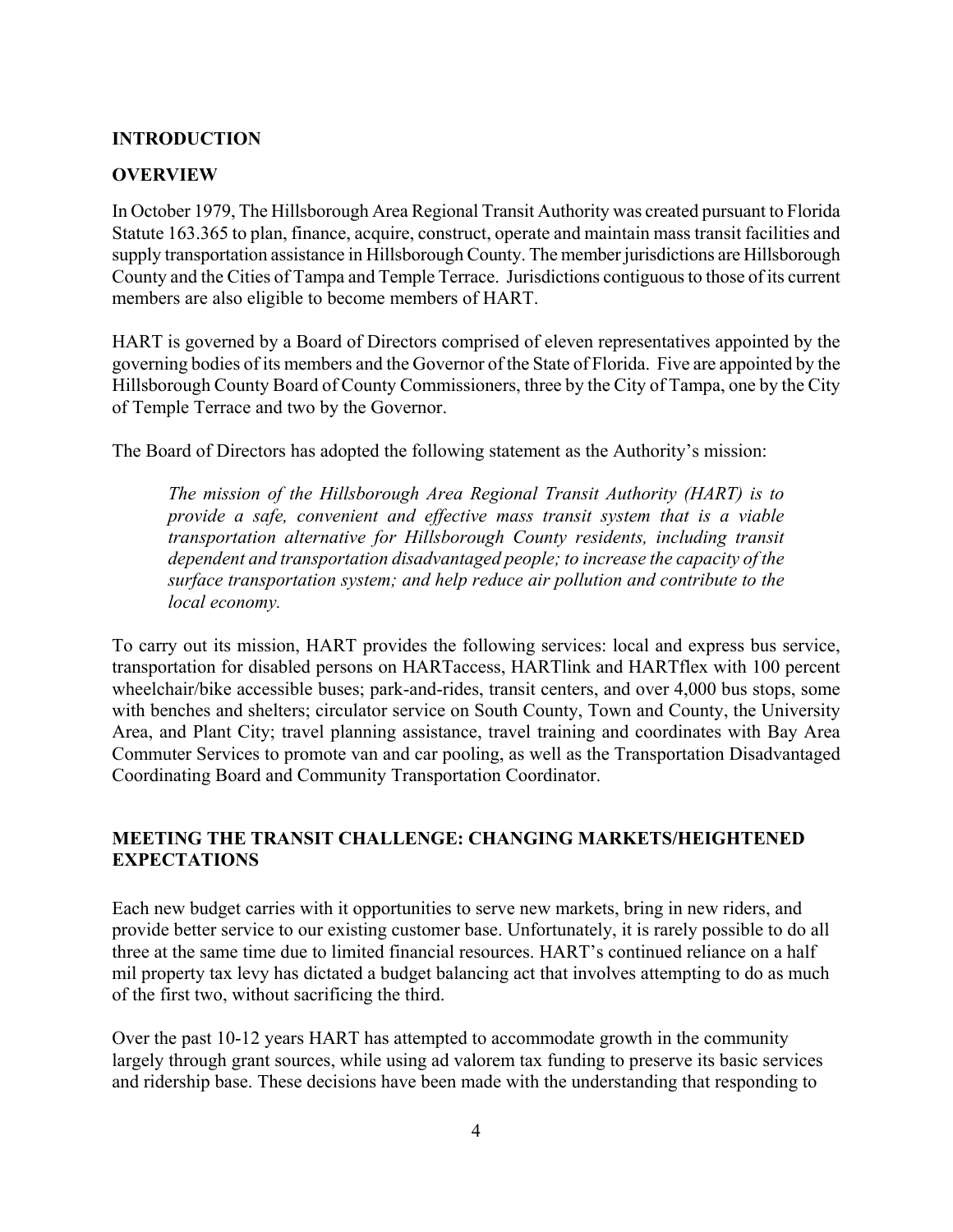## INTRODUCTION

## OVERVIEW

In October 1979, The Hillsborough Area Regional Transit Authority was created pursuant to Florida Statute 163.365 to plan, finance, acquire, construct, operate and maintain mass transit facilities and supply transportation assistance in Hillsborough County. The member jurisdictions are Hillsborough County and the Cities of Tampa and Temple Terrace. Jurisdictions contiguous to those of its current members are also eligible to become members of HART.

HART is governed by a Board of Directors comprised of eleven representatives appointed by the governing bodies of its members and the Governor of the State of Florida. Five are appointed by the Hillsborough County Board of County Commissioners, three by the City of Tampa, one by the City of Temple Terrace and two by the Governor.

The Board of Directors has adopted the following statement as the Authority's mission:

> *The mission of the Hillsborough Area Regional Transit Authority (HART) is to provide a safe, convenient and effective mass transit system that is a viable transportation alternative for Hillsborough County residents, including transit dependent and transportation disadvantaged people; to increase the capacity of the surface transportation system; and help reduce air pollution and contribute to the local economy.*

To carry out its mission, HART provides the following services: local and express bus service, transportation for disabled persons on HARTaccess, HARTlink and HARTflex with 100 percent wheelchair/bike accessible buses; park-and-rides, transit centers, and over 4,000 bus stops, some with benches and shelters; circulator service on South County, Town and County, the University Area, and Plant City; travel planning assistance, travel training and coordinates with Bay Area Commuter Services to promote van and car pooling, as well as the Transportation Disadvantaged Coordinating Board and Community Transportation Coordinator.

## MEETING THE TRANSIT CHALLENGE: CHANGING MARKETS/HEIGHTENED EXPECTATIONS

Each new budget carries with it opportunities to serve new markets, bring in new riders, and provide better service to our existing customer base. Unfortunately, it is rarely possible to do all three at the same time due to limited financial resources. HART's continued reliance on a half mil property tax levy has dictated a budget balancing act that involves attempting to do as much of the first two, without sacrificing the third.

Over the past 10-12 years HART has attempted to accommodate growth in the community largely through grant sources, while using ad valorem tax funding to preserve its basic services and ridership base. These decisions have been made with the understanding that responding to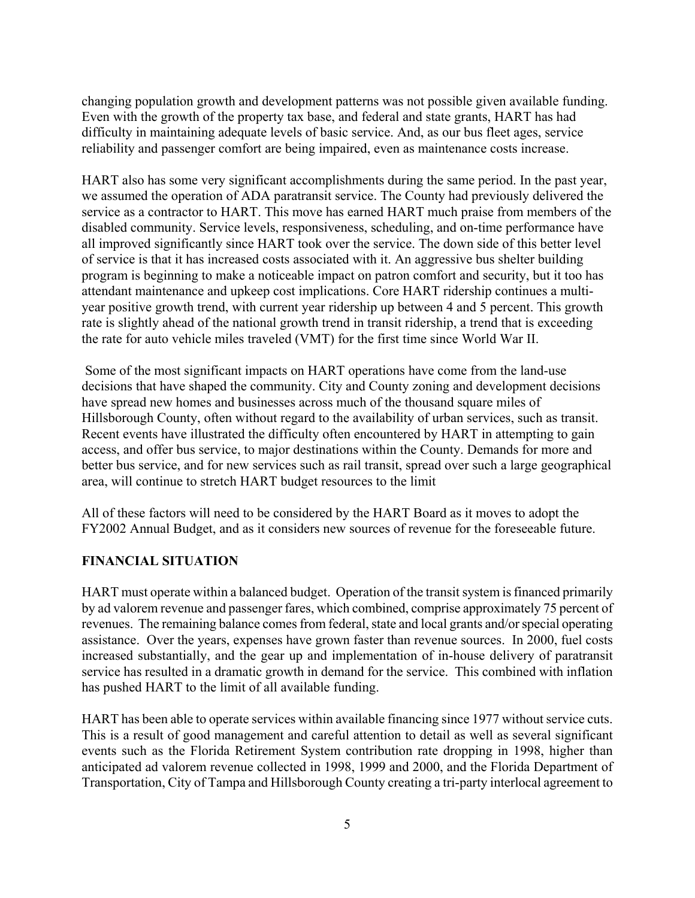changing population growth and development patterns was not possible given available funding. Even with the growth of the property tax base, and federal and state grants, HART has had difficulty in maintaining adequate levels of basic service. And, as our bus fleet ages, service reliability and passenger comfort are being impaired, even as maintenance costs increase.

HART also has some very significant accomplishments during the same period. In the past year, we assumed the operation of ADA paratransit service. The County had previously delivered the service as a contractor to HART. This move has earned HART much praise from members of the disabled community. Service levels, responsiveness, scheduling, and on-time performance have all improved significantly since HART took over the service. The down side of this better level of service is that it has increased costs associated with it. An aggressive bus shelter building program is beginning to make a noticeable impact on patron comfort and security, but it too has attendant maintenance and upkeep cost implications. Core HART ridership continues a multi-year positive growth trend, with current year ridership up between 4 and 5 percent. This growth rate is slightly ahead of the national growth trend in transit ridership, a trend that is exceeding the rate for auto vehicle miles traveled (VMT) for the first time since World War II.

Some of the most significant impacts on HART operations have come from the land-use decisions that have shaped the community. City and County zoning and development decisions have spread new homes and businesses across much of the thousand square miles of Hillsborough County, often without regard to the availability of urban services, such as transit. Recent events have illustrated the difficulty often encountered by HART in attempting to gain access, and offer bus service, to major destinations within the County. Demands for more and better bus service, and for new services such as rail transit, spread over such a large geographical area, will continue to stretch HART budget resources to the limit

All of these factors will need to be considered by the HART Board as it moves to adopt the FY2002 Annual Budget, and as it considers new sources of revenue for the foreseeable future.

## FINANCIAL SITUATION

HART must operate within a balanced budget. Operation of the transit system is financed primarily by ad valorem revenue and passenger fares, which combined, comprise approximately 75 percent of revenues. The remaining balance comes from federal, state and local grants and/or special operating assistance. Over the years, expenses have grown faster than revenue sources. In 2000, fuel costs increased substantially, and the gear up and implementation of in-house delivery of paratransit service has resulted in a dramatic growth in demand for the service. This combined with inflation has pushed HART to the limit of all available funding.

HART has been able to operate services within available financing since 1977 without service cuts. This is a result of good management and careful attention to detail as well as several significant events such as the Florida Retirement System contribution rate dropping in 1998, higher than anticipated ad valorem revenue collected in 1998, 1999 and 2000, and the Florida Department of Transportation, City of Tampa and Hillsborough County creating a tri-party interlocal agreement to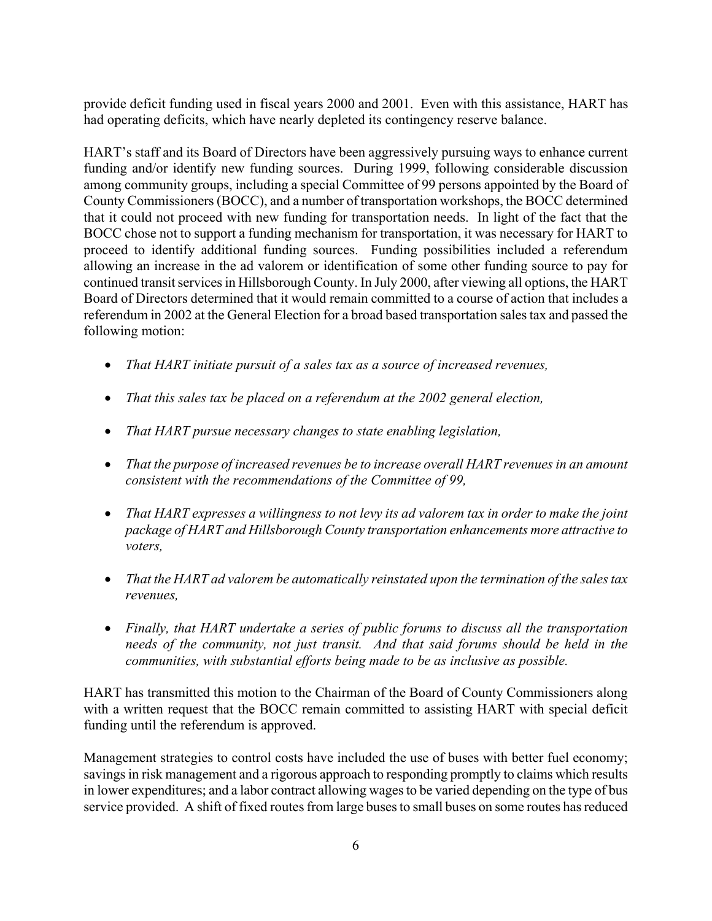provide deficit funding used in fiscal years 2000 and 2001. Even with this assistance, HART has had operating deficits, which have nearly depleted its contingency reserve balance.

HART's staff and its Board of Directors have been aggressively pursuing ways to enhance current funding and/or identify new funding sources. During 1999, following considerable discussion among community groups, including a special Committee of 99 persons appointed by the Board of County Commissioners (BOCC), and a number of transportation workshops, the BOCC determined that it could not proceed with new funding for transportation needs. In light of the fact that the BOCC chose not to support a funding mechanism for transportation, it was necessary for HART to proceed to identify additional funding sources. Funding possibilities included a referendum allowing an increase in the ad valorem or identification of some other funding source to pay for continued transit services in Hillsborough County. In July 2000, after viewing all options, the HART Board of Directors determined that it would remain committed to a course of action that includes a referendum in 2002 at the General Election for a broad based transportation sales tax and passed the following motion:

- *That HART initiate pursuit of a sales tax as a source of increased revenues,*
- *That this sales tax be placed on a referendum at the 2002 general election,*
- *That HART pursue necessary changes to state enabling legislation,*
- *That the purpose of increased revenues be to increase overall HART revenues in an amount consistent with the recommendations of the Committee of 99,*
- *That HART expresses a willingness to not levy its ad valorem tax in order to make the joint package of HART and Hillsborough County transportation enhancements more attractive to voters,*
- *That the HART ad valorem be automatically reinstated upon the termination of the sales tax revenues,*
- *Finally, that HART undertake a series of public forums to discuss all the transportation needs of the community, not just transit. And that said forums should be held in the communities, with substantial efforts being made to be as inclusive as possible.*

HART has transmitted this motion to the Chairman of the Board of County Commissioners along with a written request that the BOCC remain committed to assisting HART with special deficit funding until the referendum is approved.

Management strategies to control costs have included the use of buses with better fuel economy; savings in risk management and a rigorous approach to responding promptly to claims which results in lower expenditures; and a labor contract allowing wages to be varied depending on the type of bus service provided. A shift of fixed routes from large buses to small buses on some routes has reduced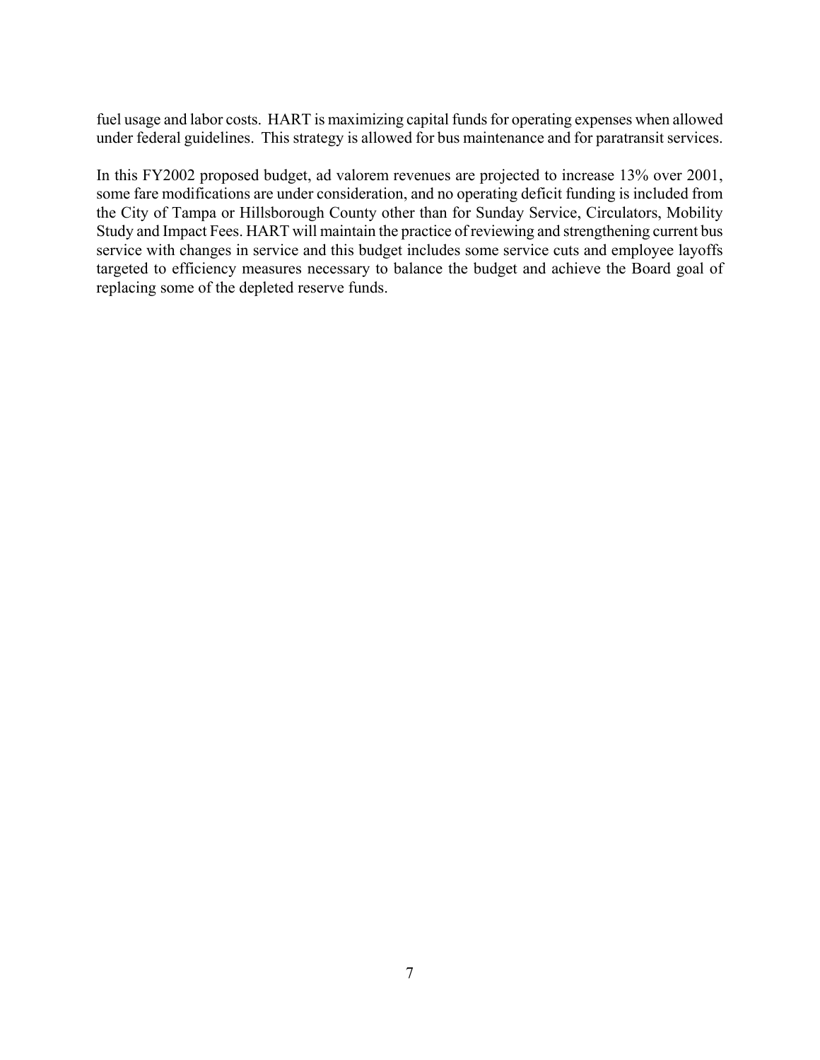fuel usage and labor costs. HART is maximizing capital funds for operating expenses when allowed under federal guidelines. This strategy is allowed for bus maintenance and for paratransit services.

In this FY2002 proposed budget, ad valorem revenues are projected to increase 13% over 2001, some fare modifications are under consideration, and no operating deficit funding is included from the City of Tampa or Hillsborough County other than for Sunday Service, Circulators, Mobility Study and Impact Fees. HART will maintain the practice of reviewing and strengthening current bus service with changes in service and this budget includes some service cuts and employee layoffs targeted to efficiency measures necessary to balance the budget and achieve the Board goal of replacing some of the depleted reserve funds.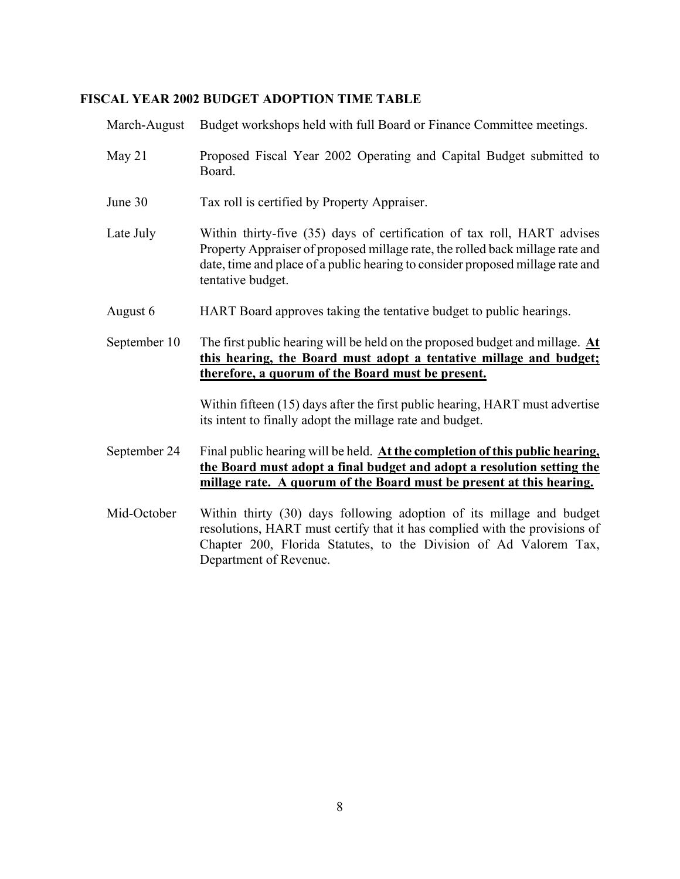### FISCAL YEAR 2002 BUDGET ADOPTION TIME TABLE

| | |
|---|---|
| March-August | Budget workshops held with full Board or Finance Committee meetings. |
| May 21 | Proposed Fiscal Year 2002 Operating and Capital Budget submitted to Board. |
| June 30 | Tax roll is certified by Property Appraiser. |
| Late July | Within thirty-five (35) days of certification of tax roll, HART advises Property Appraiser of proposed millage rate, the rolled back millage rate and date, time and place of a public hearing to consider proposed millage rate and tentative budget. |
| August 6 | HART Board approves taking the tentative budget to public hearings. |
| September 10 | The first public hearing will be held on the proposed budget and millage. **At this hearing, the Board must adopt a tentative millage and budget; therefore, a quorum of the Board must be present.** |
| | Within fifteen (15) days after the first public hearing, HART must advertise its intent to finally adopt the millage rate and budget. |
| September 24 | Final public hearing will be held. **At the completion of this public hearing, the Board must adopt a final budget and adopt a resolution setting the millage rate. A quorum of the Board must be present at this hearing.** |
| Mid-October | Within thirty (30) days following adoption of its millage and budget resolutions, HART must certify that it has complied with the provisions of Chapter 200, Florida Statutes, to the Division of Ad Valorem Tax, Department of Revenue. |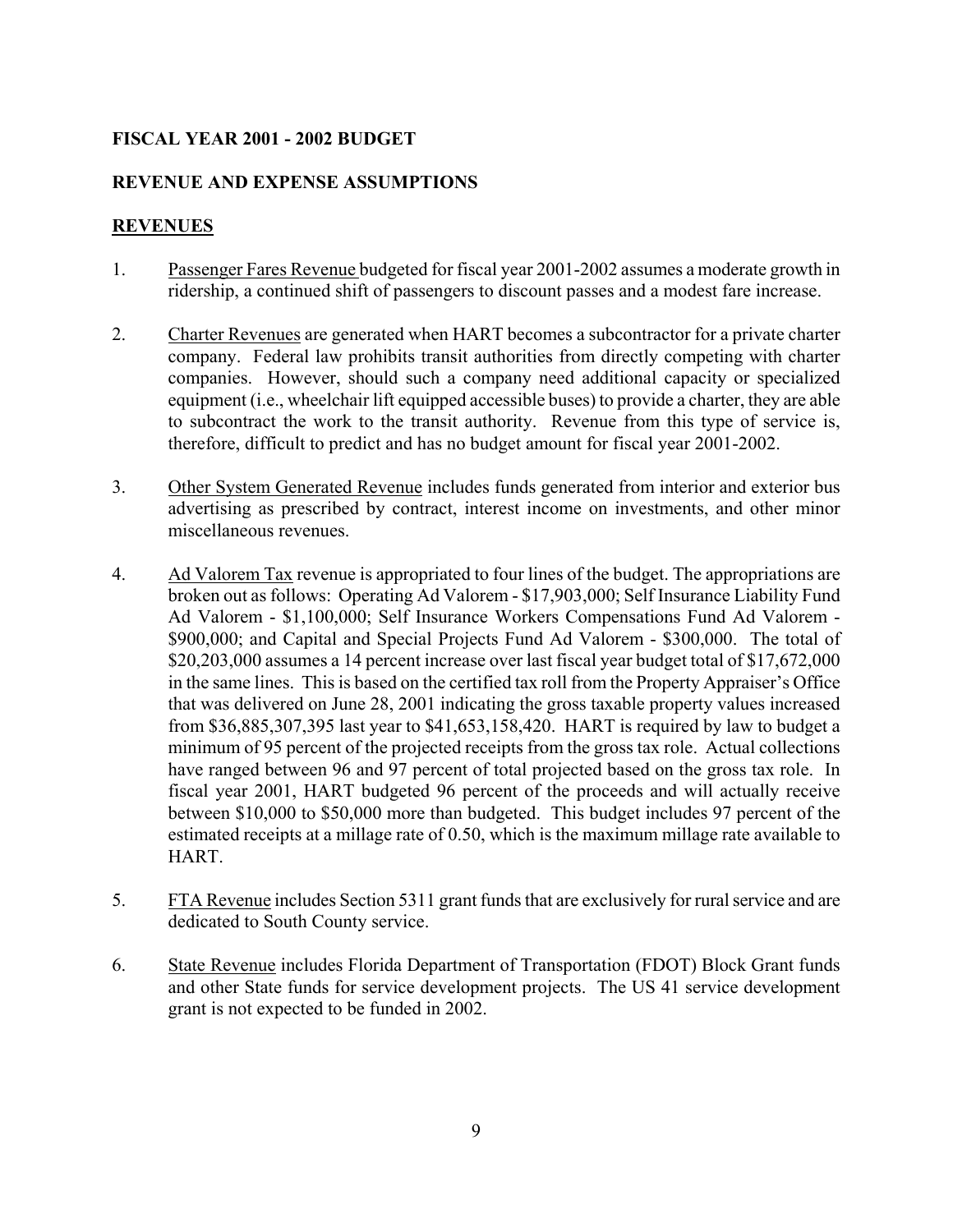**FISCAL YEAR 2001 - 2002 BUDGET**

**REVENUE AND EXPENSE ASSUMPTIONS**

**REVENUES**

1. Passenger Fares Revenue budgeted for fiscal year 2001-2002 assumes a moderate growth in ridership, a continued shift of passengers to discount passes and a modest fare increase.

2. Charter Revenues are generated when HART becomes a subcontractor for a private charter company. Federal law prohibits transit authorities from directly competing with charter companies. However, should such a company need additional capacity or specialized equipment (i.e., wheelchair lift equipped accessible buses) to provide a charter, they are able to subcontract the work to the transit authority. Revenue from this type of service is, therefore, difficult to predict and has no budget amount for fiscal year 2001-2002.

3. Other System Generated Revenue includes funds generated from interior and exterior bus advertising as prescribed by contract, interest income on investments, and other minor miscellaneous revenues.

4. Ad Valorem Tax revenue is appropriated to four lines of the budget. The appropriations are broken out as follows: Operating Ad Valorem - $17,903,000; Self Insurance Liability Fund Ad Valorem - $1,100,000; Self Insurance Workers Compensations Fund Ad Valorem - $900,000; and Capital and Special Projects Fund Ad Valorem - $300,000. The total of $20,203,000 assumes a 14 percent increase over last fiscal year budget total of $17,672,000 in the same lines. This is based on the certified tax roll from the Property Appraiser's Office that was delivered on June 28, 2001 indicating the gross taxable property values increased from $36,885,307,395 last year to $41,653,158,420. HART is required by law to budget a minimum of 95 percent of the projected receipts from the gross tax role. Actual collections have ranged between 96 and 97 percent of total projected based on the gross tax role. In fiscal year 2001, HART budgeted 96 percent of the proceeds and will actually receive between $10,000 to $50,000 more than budgeted. This budget includes 97 percent of the estimated receipts at a millage rate of 0.50, which is the maximum millage rate available to HART.

5. FTA Revenue includes Section 5311 grant funds that are exclusively for rural service and are dedicated to South County service.

6. State Revenue includes Florida Department of Transportation (FDOT) Block Grant funds and other State funds for service development projects. The US 41 service development grant is not expected to be funded in 2002.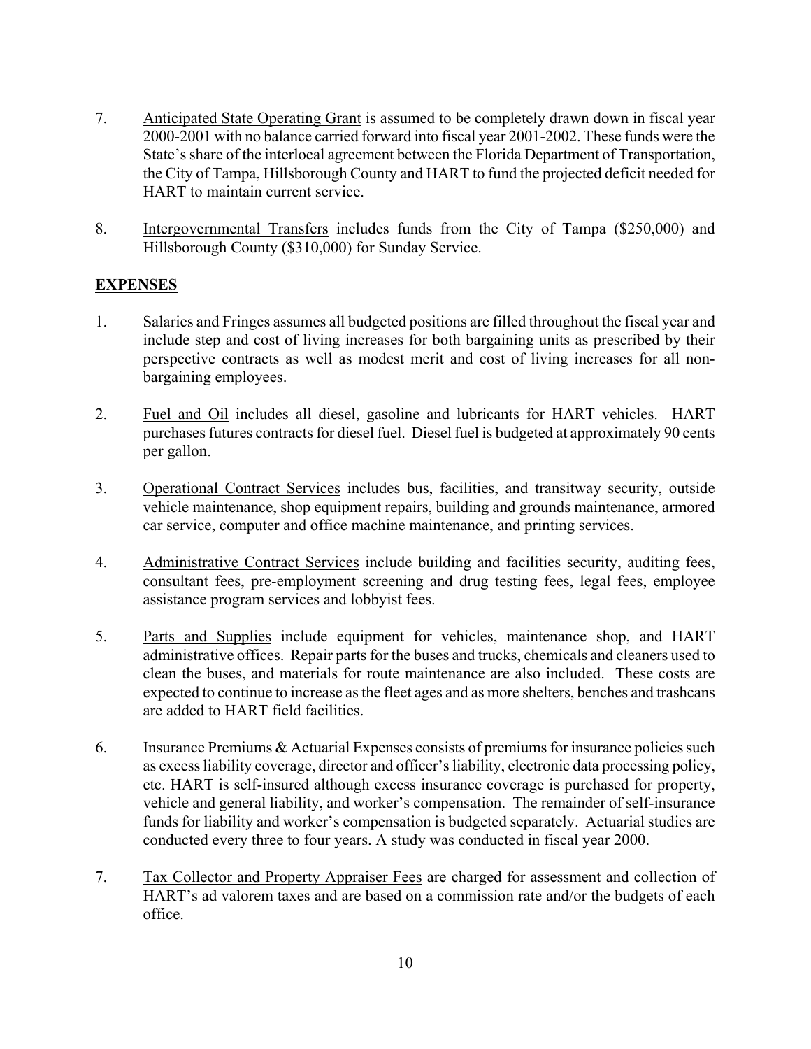7. <u>Anticipated State Operating Grant</u> is assumed to be completely drawn down in fiscal year 2000-2001 with no balance carried forward into fiscal year 2001-2002. These funds were the State's share of the interlocal agreement between the Florida Department of Transportation, the City of Tampa, Hillsborough County and HART to fund the projected deficit needed for HART to maintain current service.

8. <u>Intergovernmental Transfers</u> includes funds from the City of Tampa ($250,000) and Hillsborough County ($310,000) for Sunday Service.

## EXPENSES

1. <u>Salaries and Fringes</u> assumes all budgeted positions are filled throughout the fiscal year and include step and cost of living increases for both bargaining units as prescribed by their perspective contracts as well as modest merit and cost of living increases for all non-bargaining employees.

2. <u>Fuel and Oil</u> includes all diesel, gasoline and lubricants for HART vehicles. HART purchases futures contracts for diesel fuel. Diesel fuel is budgeted at approximately 90 cents per gallon.

3. <u>Operational Contract Services</u> includes bus, facilities, and transitway security, outside vehicle maintenance, shop equipment repairs, building and grounds maintenance, armored car service, computer and office machine maintenance, and printing services.

4. <u>Administrative Contract Services</u> include building and facilities security, auditing fees, consultant fees, pre-employment screening and drug testing fees, legal fees, employee assistance program services and lobbyist fees.

5. <u>Parts and Supplies</u> include equipment for vehicles, maintenance shop, and HART administrative offices. Repair parts for the buses and trucks, chemicals and cleaners used to clean the buses, and materials for route maintenance are also included. These costs are expected to continue to increase as the fleet ages and as more shelters, benches and trashcans are added to HART field facilities.

6. <u>Insurance Premiums & Actuarial Expenses</u> consists of premiums for insurance policies such as excess liability coverage, director and officer's liability, electronic data processing policy, etc. HART is self-insured although excess insurance coverage is purchased for property, vehicle and general liability, and worker's compensation. The remainder of self-insurance funds for liability and worker's compensation is budgeted separately. Actuarial studies are conducted every three to four years. A study was conducted in fiscal year 2000.

7. <u>Tax Collector and Property Appraiser Fees</u> are charged for assessment and collection of HART's ad valorem taxes and are based on a commission rate and/or the budgets of each office.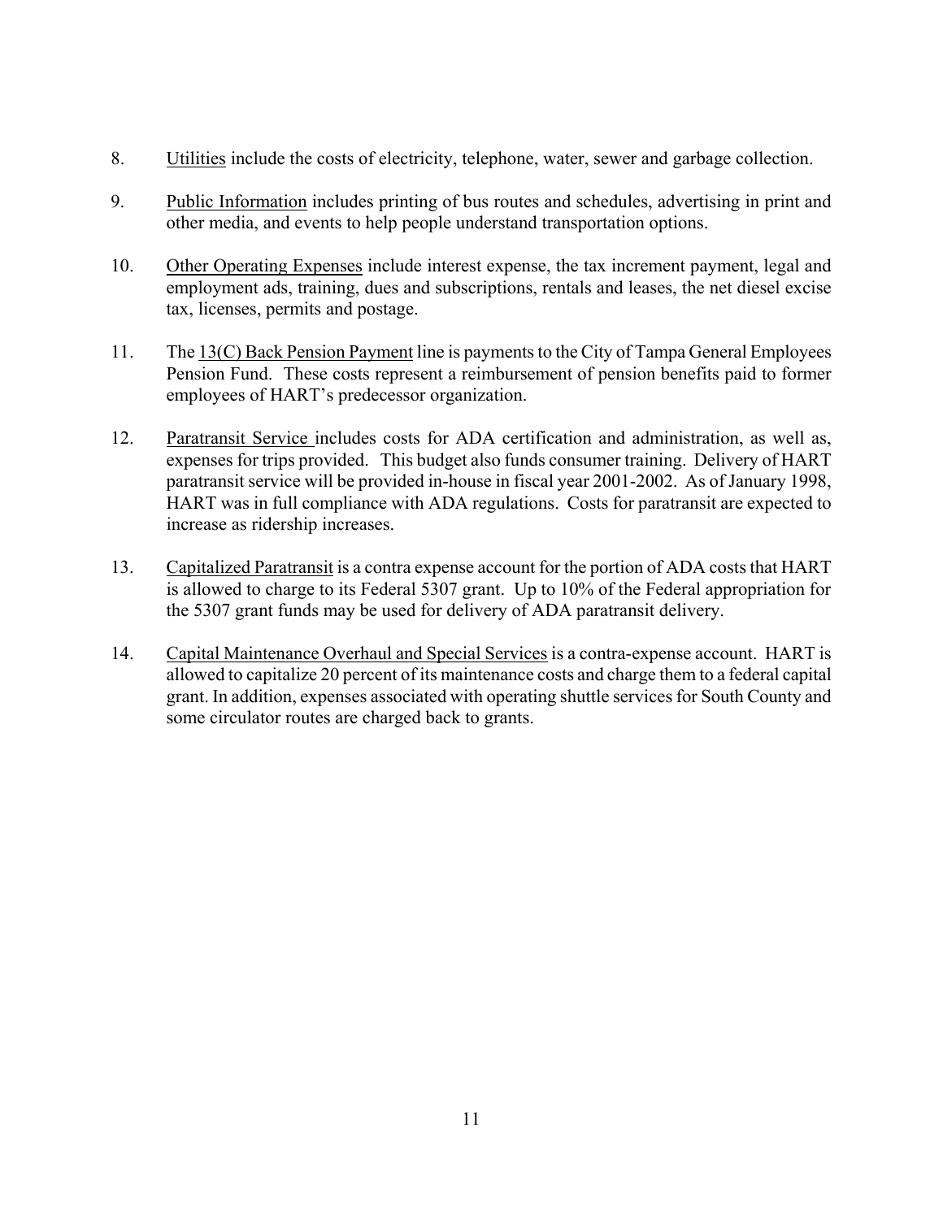8. Utilities include the costs of electricity, telephone, water, sewer and garbage collection.

9. Public Information includes printing of bus routes and schedules, advertising in print and other media, and events to help people understand transportation options.

10. Other Operating Expenses include interest expense, the tax increment payment, legal and employment ads, training, dues and subscriptions, rentals and leases, the net diesel excise tax, licenses, permits and postage.

11. The 13(C) Back Pension Payment line is payments to the City of Tampa General Employees Pension Fund. These costs represent a reimbursement of pension benefits paid to former employees of HART's predecessor organization.

12. Paratransit Service includes costs for ADA certification and administration, as well as, expenses for trips provided. This budget also funds consumer training. Delivery of HART paratransit service will be provided in-house in fiscal year 2001-2002. As of January 1998, HART was in full compliance with ADA regulations. Costs for paratransit are expected to increase as ridership increases.

13. Capitalized Paratransit is a contra expense account for the portion of ADA costs that HART is allowed to charge to its Federal 5307 grant. Up to 10% of the Federal appropriation for the 5307 grant funds may be used for delivery of ADA paratransit delivery.

14. Capital Maintenance Overhaul and Special Services is a contra-expense account. HART is allowed to capitalize 20 percent of its maintenance costs and charge them to a federal capital grant. In addition, expenses associated with operating shuttle services for South County and some circulator routes are charged back to grants.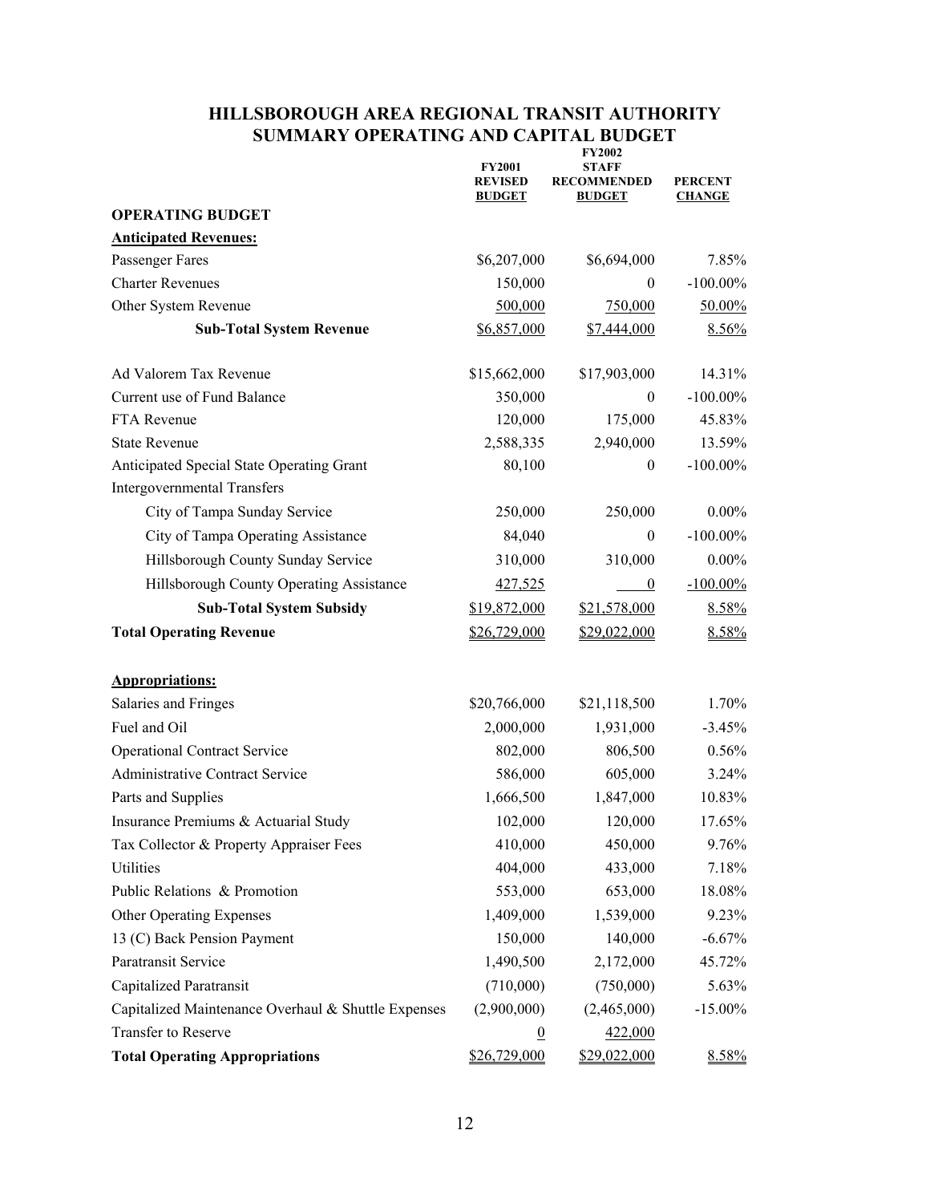# HILLSBOROUGH AREA REGIONAL TRANSIT AUTHORITY
## SUMMARY OPERATING AND CAPITAL BUDGET

| | FY2001 REVISED BUDGET | FY2002 STAFF RECOMMENDED BUDGET | PERCENT CHANGE |
|---|---|---|---|
| **OPERATING BUDGET** | | | |
| **Anticipated Revenues:** | | | |
| Passenger Fares | $6,207,000 | $6,694,000 | 7.85% |
| Charter Revenues | 150,000 | 0 | -100.00% |
| Other System Revenue | 500,000 | 750,000 | 50.00% |
| **Sub-Total System Revenue** | $6,857,000 | $7,444,000 | 8.56% |
| | | | |
| Ad Valorem Tax Revenue | $15,662,000 | $17,903,000 | 14.31% |
| Current use of Fund Balance | 350,000 | 0 | -100.00% |
| FTA Revenue | 120,000 | 175,000 | 45.83% |
| State Revenue | 2,588,335 | 2,940,000 | 13.59% |
| Anticipated Special State Operating Grant | 80,100 | 0 | -100.00% |
| Intergovernmental Transfers | | | |
| City of Tampa Sunday Service | 250,000 | 250,000 | 0.00% |
| City of Tampa Operating Assistance | 84,040 | 0 | -100.00% |
| Hillsborough County Sunday Service | 310,000 | 310,000 | 0.00% |
| Hillsborough County Operating Assistance | 427,525 | 0 | -100.00% |
| **Sub-Total System Subsidy** | $19,872,000 | $21,578,000 | 8.58% |
| **Total Operating Revenue** | $26,729,000 | $29,022,000 | 8.58% |
| | | | |
| **Appropriations:** | | | |
| Salaries and Fringes | $20,766,000 | $21,118,500 | 1.70% |
| Fuel and Oil | 2,000,000 | 1,931,000 | -3.45% |
| Operational Contract Service | 802,000 | 806,500 | 0.56% |
| Administrative Contract Service | 586,000 | 605,000 | 3.24% |
| Parts and Supplies | 1,666,500 | 1,847,000 | 10.83% |
| Insurance Premiums & Actuarial Study | 102,000 | 120,000 | 17.65% |
| Tax Collector & Property Appraiser Fees | 410,000 | 450,000 | 9.76% |
| Utilities | 404,000 | 433,000 | 7.18% |
| Public Relations & Promotion | 553,000 | 653,000 | 18.08% |
| Other Operating Expenses | 1,409,000 | 1,539,000 | 9.23% |
| 13 (C) Back Pension Payment | 150,000 | 140,000 | -6.67% |
| Paratransit Service | 1,490,500 | 2,172,000 | 45.72% |
| Capitalized Paratransit | (710,000) | (750,000) | 5.63% |
| Capitalized Maintenance Overhaul & Shuttle Expenses | (2,900,000) | (2,465,000) | -15.00% |
| Transfer to Reserve | 0 | 422,000 | |
| **Total Operating Appropriations** | $26,729,000 | $29,022,000 | 8.58% |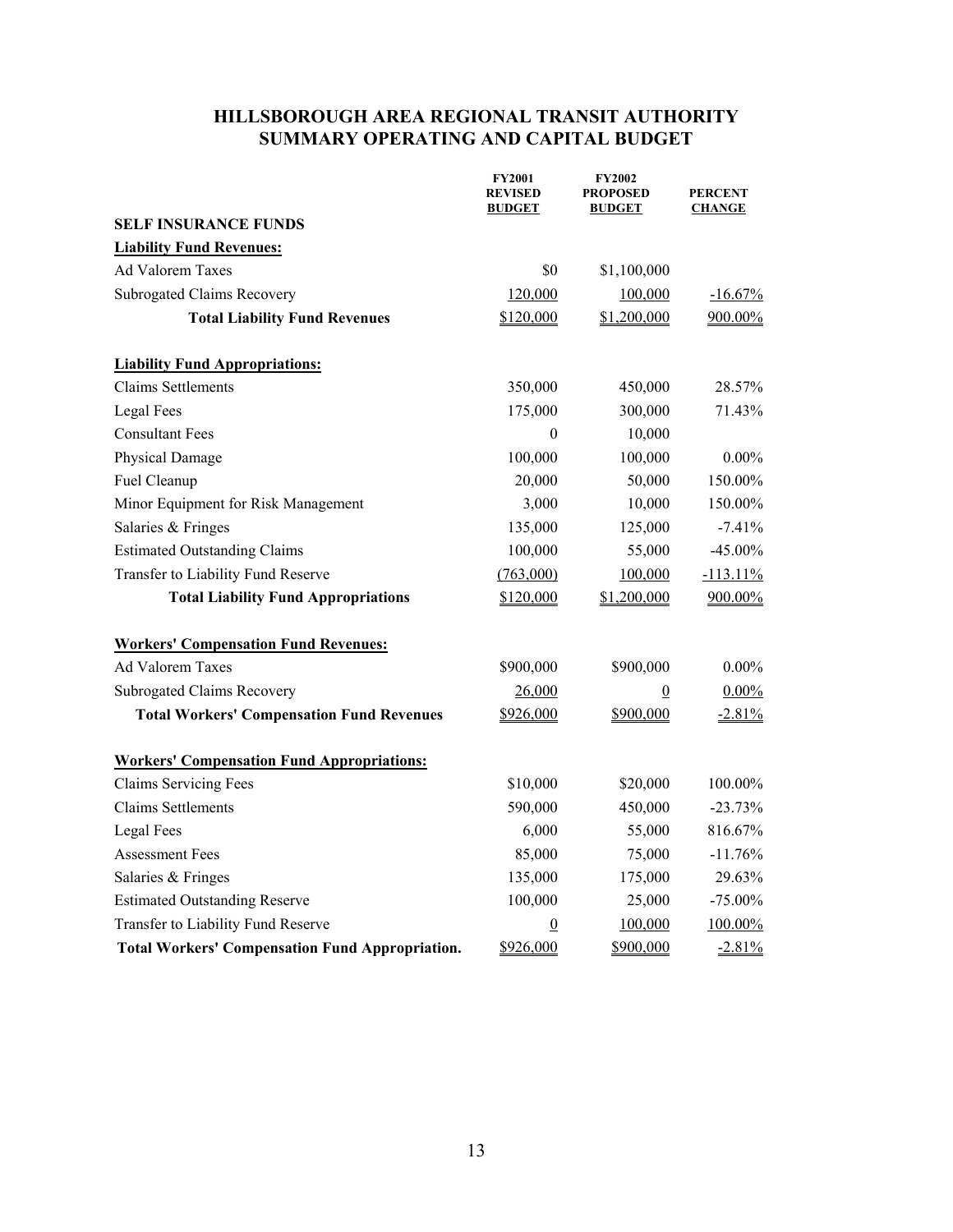# HILLSBOROUGH AREA REGIONAL TRANSIT AUTHORITY
## SUMMARY OPERATING AND CAPITAL BUDGET

| | FY2001 REVISED BUDGET | FY2002 PROPOSED BUDGET | PERCENT CHANGE |
|---|---|---|---|
| **SELF INSURANCE FUNDS** | | | |
| **Liability Fund Revenues:** | | | |
| Ad Valorem Taxes | $0 | $1,100,000 | |
| Subrogated Claims Recovery | 120,000 | 100,000 | -16.67% |
| **Total Liability Fund Revenues** | $120,000 | $1,200,000 | 900.00% |
| | | | |
| **Liability Fund Appropriations:** | | | |
| Claims Settlements | 350,000 | 450,000 | 28.57% |
| Legal Fees | 175,000 | 300,000 | 71.43% |
| Consultant Fees | 0 | 10,000 | |
| Physical Damage | 100,000 | 100,000 | 0.00% |
| Fuel Cleanup | 20,000 | 50,000 | 150.00% |
| Minor Equipment for Risk Management | 3,000 | 10,000 | 150.00% |
| Salaries & Fringes | 135,000 | 125,000 | -7.41% |
| Estimated Outstanding Claims | 100,000 | 55,000 | -45.00% |
| Transfer to Liability Fund Reserve | (763,000) | 100,000 | -113.11% |
| **Total Liability Fund Appropriations** | $120,000 | $1,200,000 | 900.00% |
| | | | |
| **Workers' Compensation Fund Revenues:** | | | |
| Ad Valorem Taxes | $900,000 | $900,000 | 0.00% |
| Subrogated Claims Recovery | 26,000 | 0 | 0.00% |
| **Total Workers' Compensation Fund Revenues** | $926,000 | $900,000 | -2.81% |
| | | | |
| **Workers' Compensation Fund Appropriations:** | | | |
| Claims Servicing Fees | $10,000 | $20,000 | 100.00% |
| Claims Settlements | 590,000 | 450,000 | -23.73% |
| Legal Fees | 6,000 | 55,000 | 816.67% |
| Assessment Fees | 85,000 | 75,000 | -11.76% |
| Salaries & Fringes | 135,000 | 175,000 | 29.63% |
| Estimated Outstanding Reserve | 100,000 | 25,000 | -75.00% |
| Transfer to Liability Fund Reserve | 0 | 100,000 | 100.00% |
| **Total Workers' Compensation Fund Appropriation.** | $926,000 | $900,000 | -2.81% |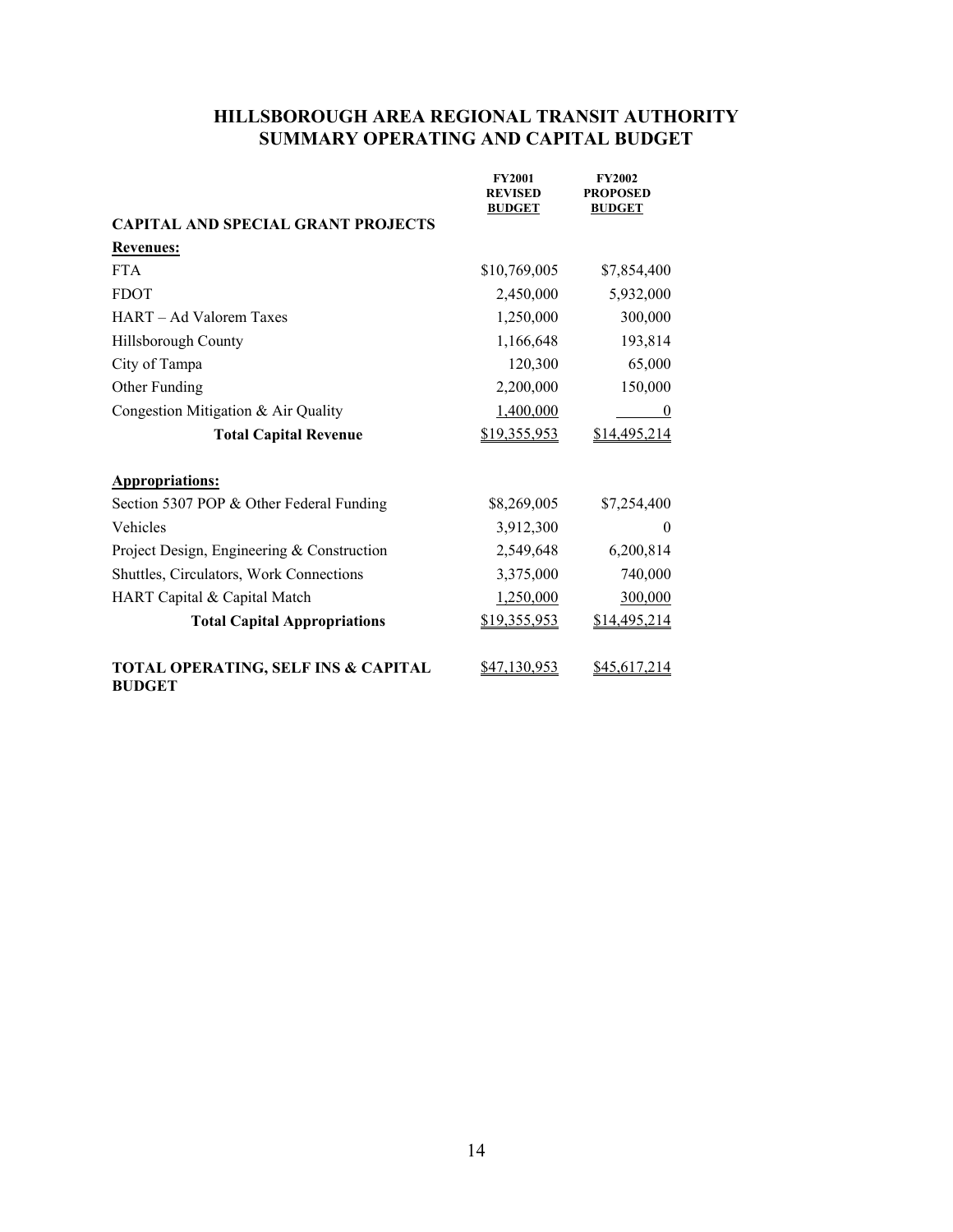# HILLSBOROUGH AREA REGIONAL TRANSIT AUTHORITY
# SUMMARY OPERATING AND CAPITAL BUDGET

| | FY2001 REVISED BUDGET | FY2002 PROPOSED BUDGET |
|---|---|---|
| **CAPITAL AND SPECIAL GRANT PROJECTS** | | |
| **Revenues:** | | |
| FTA | $10,769,005 | $7,854,400 |
| FDOT | 2,450,000 | 5,932,000 |
| HART – Ad Valorem Taxes | 1,250,000 | 300,000 |
| Hillsborough County | 1,166,648 | 193,814 |
| City of Tampa | 120,300 | 65,000 |
| Other Funding | 2,200,000 | 150,000 |
| Congestion Mitigation & Air Quality | 1,400,000 | 0 |
| **Total Capital Revenue** | $19,355,953 | $14,495,214 |
| | | |
| **Appropriations:** | | |
| Section 5307 POP & Other Federal Funding | $8,269,005 | $7,254,400 |
| Vehicles | 3,912,300 | 0 |
| Project Design, Engineering & Construction | 2,549,648 | 6,200,814 |
| Shuttles, Circulators, Work Connections | 3,375,000 | 740,000 |
| HART Capital & Capital Match | 1,250,000 | 300,000 |
| **Total Capital Appropriations** | $19,355,953 | $14,495,214 |
| | | |
| **TOTAL OPERATING, SELF INS & CAPITAL BUDGET** | $47,130,953 | $45,617,214 |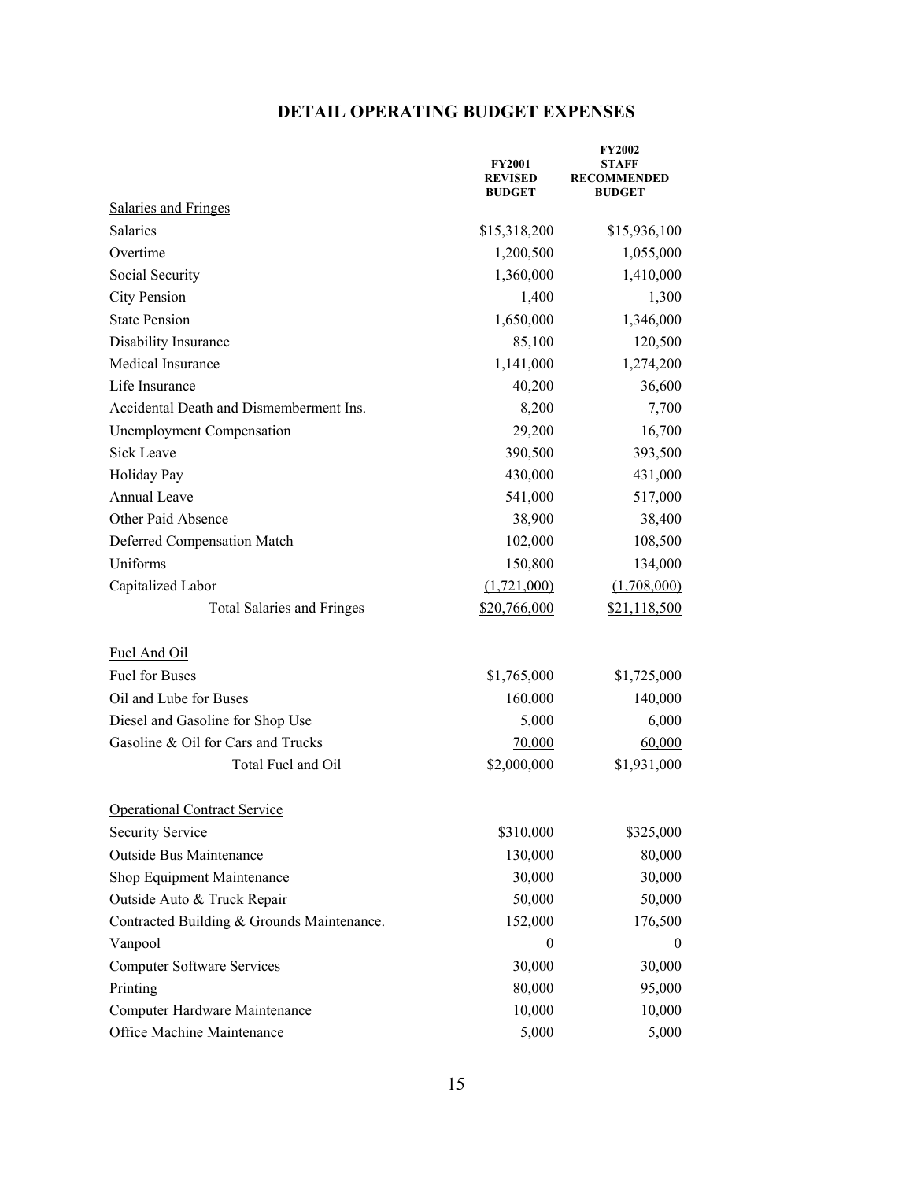# DETAIL OPERATING BUDGET EXPENSES

| | FY2001 REVISED BUDGET | FY2002 STAFF RECOMMENDED BUDGET |
|---|---|---|
| Salaries and Fringes | | |
| Salaries | $15,318,200 | $15,936,100 |
| Overtime | 1,200,500 | 1,055,000 |
| Social Security | 1,360,000 | 1,410,000 |
| City Pension | 1,400 | 1,300 |
| State Pension | 1,650,000 | 1,346,000 |
| Disability Insurance | 85,100 | 120,500 |
| Medical Insurance | 1,141,000 | 1,274,200 |
| Life Insurance | 40,200 | 36,600 |
| Accidental Death and Dismemberment Ins. | 8,200 | 7,700 |
| Unemployment Compensation | 29,200 | 16,700 |
| Sick Leave | 390,500 | 393,500 |
| Holiday Pay | 430,000 | 431,000 |
| Annual Leave | 541,000 | 517,000 |
| Other Paid Absence | 38,900 | 38,400 |
| Deferred Compensation Match | 102,000 | 108,500 |
| Uniforms | 150,800 | 134,000 |
| Capitalized Labor | (1,721,000) | (1,708,000) |
| Total Salaries and Fringes | $20,766,000 | $21,118,500 |
| | | |
| Fuel And Oil | | |
| Fuel for Buses | $1,765,000 | $1,725,000 |
| Oil and Lube for Buses | 160,000 | 140,000 |
| Diesel and Gasoline for Shop Use | 5,000 | 6,000 |
| Gasoline & Oil for Cars and Trucks | 70,000 | 60,000 |
| Total Fuel and Oil | $2,000,000 | $1,931,000 |
| | | |
| Operational Contract Service | | |
| Security Service | $310,000 | $325,000 |
| Outside Bus Maintenance | 130,000 | 80,000 |
| Shop Equipment Maintenance | 30,000 | 30,000 |
| Outside Auto & Truck Repair | 50,000 | 50,000 |
| Contracted Building & Grounds Maintenance. | 152,000 | 176,500 |
| Vanpool | 0 | 0 |
| Computer Software Services | 30,000 | 30,000 |
| Printing | 80,000 | 95,000 |
| Computer Hardware Maintenance | 10,000 | 10,000 |
| Office Machine Maintenance | 5,000 | 5,000 |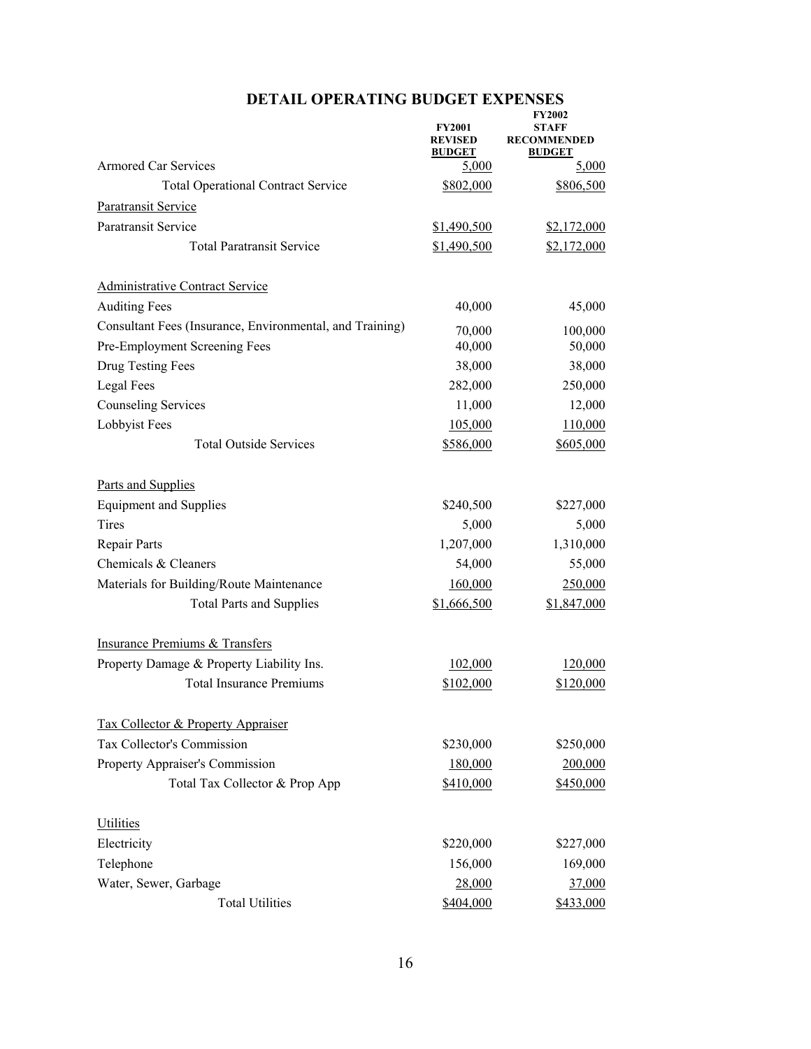## DETAIL OPERATING BUDGET EXPENSES

| | FY2001 REVISED BUDGET | FY2002 STAFF RECOMMENDED BUDGET |
|---|---|---|
| Armored Car Services | 5,000 | 5,000 |
| Total Operational Contract Service | $802,000 | $806,500 |
| Paratransit Service | | |
| Paratransit Service | $1,490,500 | $2,172,000 |
| Total Paratransit Service | $1,490,500 | $2,172,000 |
| | | |
| Administrative Contract Service | | |
| Auditing Fees | 40,000 | 45,000 |
| Consultant Fees (Insurance, Environmental, and Training) | 70,000 | 100,000 |
| Pre-Employment Screening Fees | 40,000 | 50,000 |
| Drug Testing Fees | 38,000 | 38,000 |
| Legal Fees | 282,000 | 250,000 |
| Counseling Services | 11,000 | 12,000 |
| Lobbyist Fees | 105,000 | 110,000 |
| Total Outside Services | $586,000 | $605,000 |
| | | |
| Parts and Supplies | | |
| Equipment and Supplies | $240,500 | $227,000 |
| Tires | 5,000 | 5,000 |
| Repair Parts | 1,207,000 | 1,310,000 |
| Chemicals & Cleaners | 54,000 | 55,000 |
| Materials for Building/Route Maintenance | 160,000 | 250,000 |
| Total Parts and Supplies | $1,666,500 | $1,847,000 |
| | | |
| Insurance Premiums & Transfers | | |
| Property Damage & Property Liability Ins. | 102,000 | 120,000 |
| Total Insurance Premiums | $102,000 | $120,000 |
| | | |
| Tax Collector & Property Appraiser | | |
| Tax Collector's Commission | $230,000 | $250,000 |
| Property Appraiser's Commission | 180,000 | 200,000 |
| Total Tax Collector & Prop App | $410,000 | $450,000 |
| | | |
| Utilities | | |
| Electricity | $220,000 | $227,000 |
| Telephone | 156,000 | 169,000 |
| Water, Sewer, Garbage | 28,000 | 37,000 |
| Total Utilities | $404,000 | $433,000 |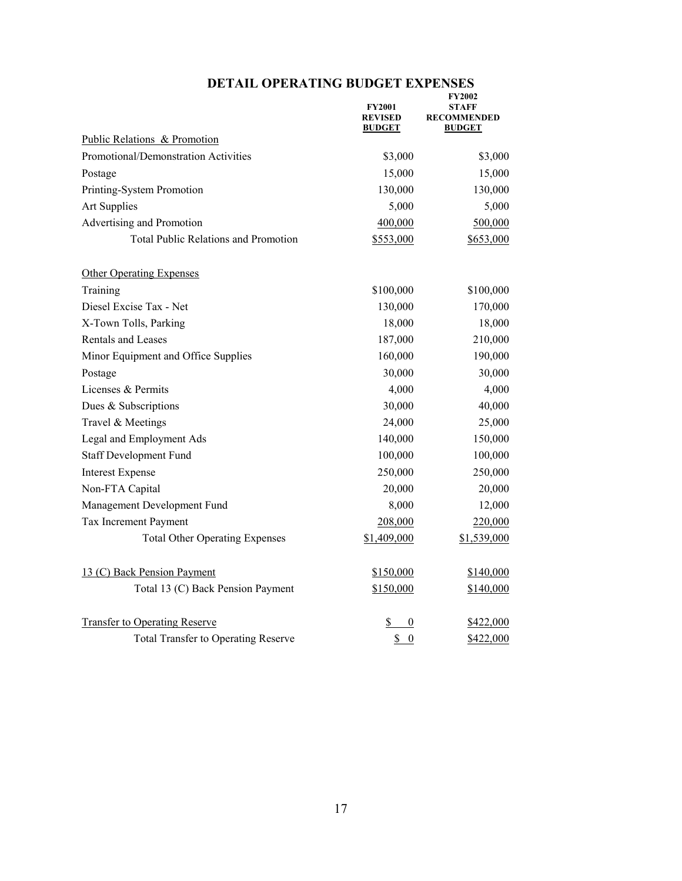# DETAIL OPERATING BUDGET EXPENSES

| | FY2001 REVISED BUDGET | FY2002 STAFF RECOMMENDED BUDGET |
|---|---|---|
| Public Relations & Promotion | | |
| Promotional/Demonstration Activities | $3,000 | $3,000 |
| Postage | 15,000 | 15,000 |
| Printing-System Promotion | 130,000 | 130,000 |
| Art Supplies | 5,000 | 5,000 |
| Advertising and Promotion | 400,000 | 500,000 |
| Total Public Relations and Promotion | $553,000 | $653,000 |
| | | |
| Other Operating Expenses | | |
| Training | $100,000 | $100,000 |
| Diesel Excise Tax - Net | 130,000 | 170,000 |
| X-Town Tolls, Parking | 18,000 | 18,000 |
| Rentals and Leases | 187,000 | 210,000 |
| Minor Equipment and Office Supplies | 160,000 | 190,000 |
| Postage | 30,000 | 30,000 |
| Licenses & Permits | 4,000 | 4,000 |
| Dues & Subscriptions | 30,000 | 40,000 |
| Travel & Meetings | 24,000 | 25,000 |
| Legal and Employment Ads | 140,000 | 150,000 |
| Staff Development Fund | 100,000 | 100,000 |
| Interest Expense | 250,000 | 250,000 |
| Non-FTA Capital | 20,000 | 20,000 |
| Management Development Fund | 8,000 | 12,000 |
| Tax Increment Payment | 208,000 | 220,000 |
| Total Other Operating Expenses | $1,409,000 | $1,539,000 |
| | | |
| 13 (C) Back Pension Payment | $150,000 | $140,000 |
| Total 13 (C) Back Pension Payment | $150,000 | $140,000 |
| | | |
| Transfer to Operating Reserve | $ 0 | $422,000 |
| Total Transfer to Operating Reserve | $ 0 | $422,000 |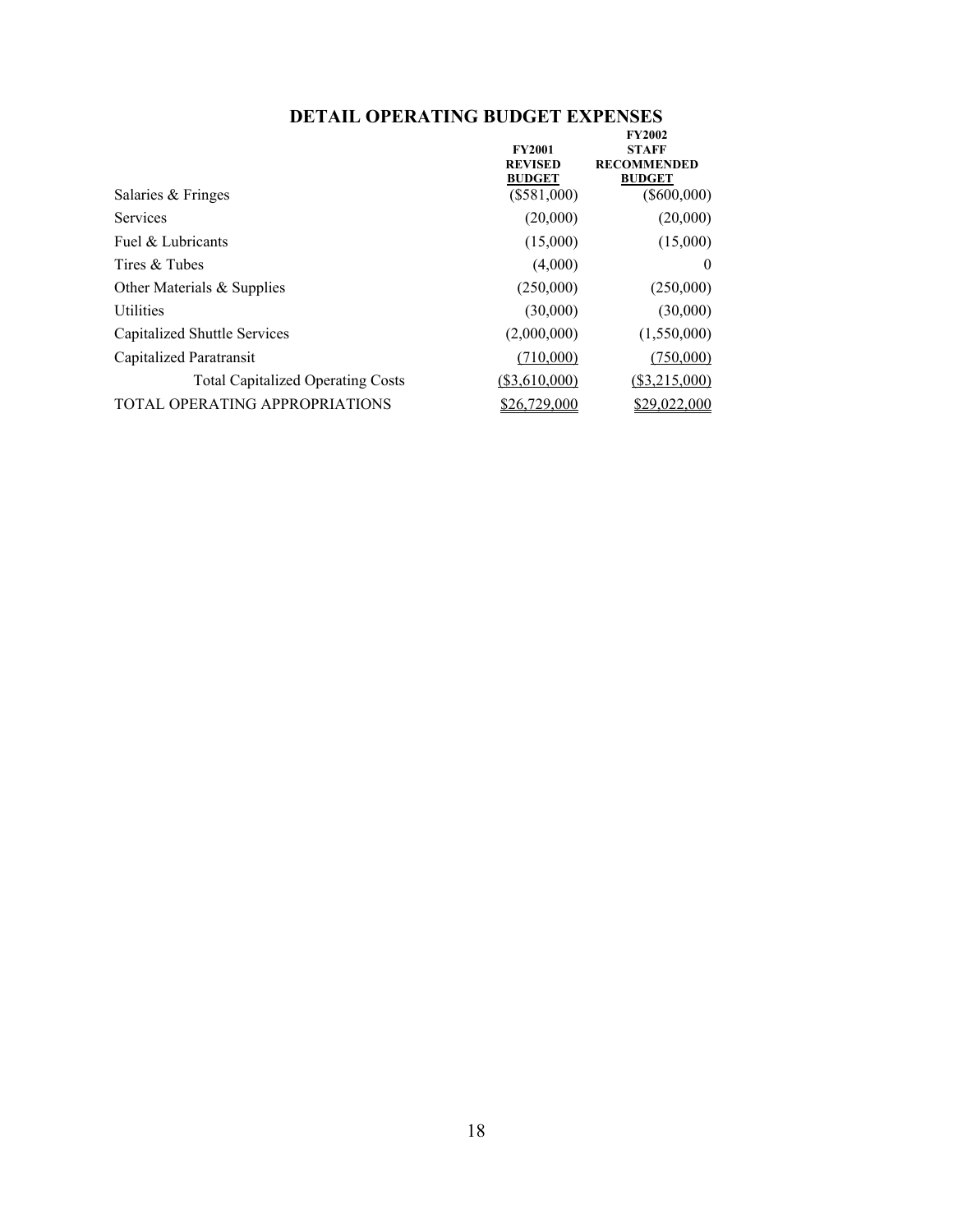# DETAIL OPERATING BUDGET EXPENSES

| | FY2001 REVISED BUDGET | FY2002 STAFF RECOMMENDED BUDGET |
|---|---|---|
| Salaries & Fringes | ($581,000) | ($600,000) |
| Services | (20,000) | (20,000) |
| Fuel & Lubricants | (15,000) | (15,000) |
| Tires & Tubes | (4,000) | 0 |
| Other Materials & Supplies | (250,000) | (250,000) |
| Utilities | (30,000) | (30,000) |
| Capitalized Shuttle Services | (2,000,000) | (1,550,000) |
| Capitalized Paratransit | (710,000) | (750,000) |
| Total Capitalized Operating Costs | ($3,610,000) | ($3,215,000) |
| TOTAL OPERATING APPROPRIATIONS | $26,729,000 | $29,022,000 |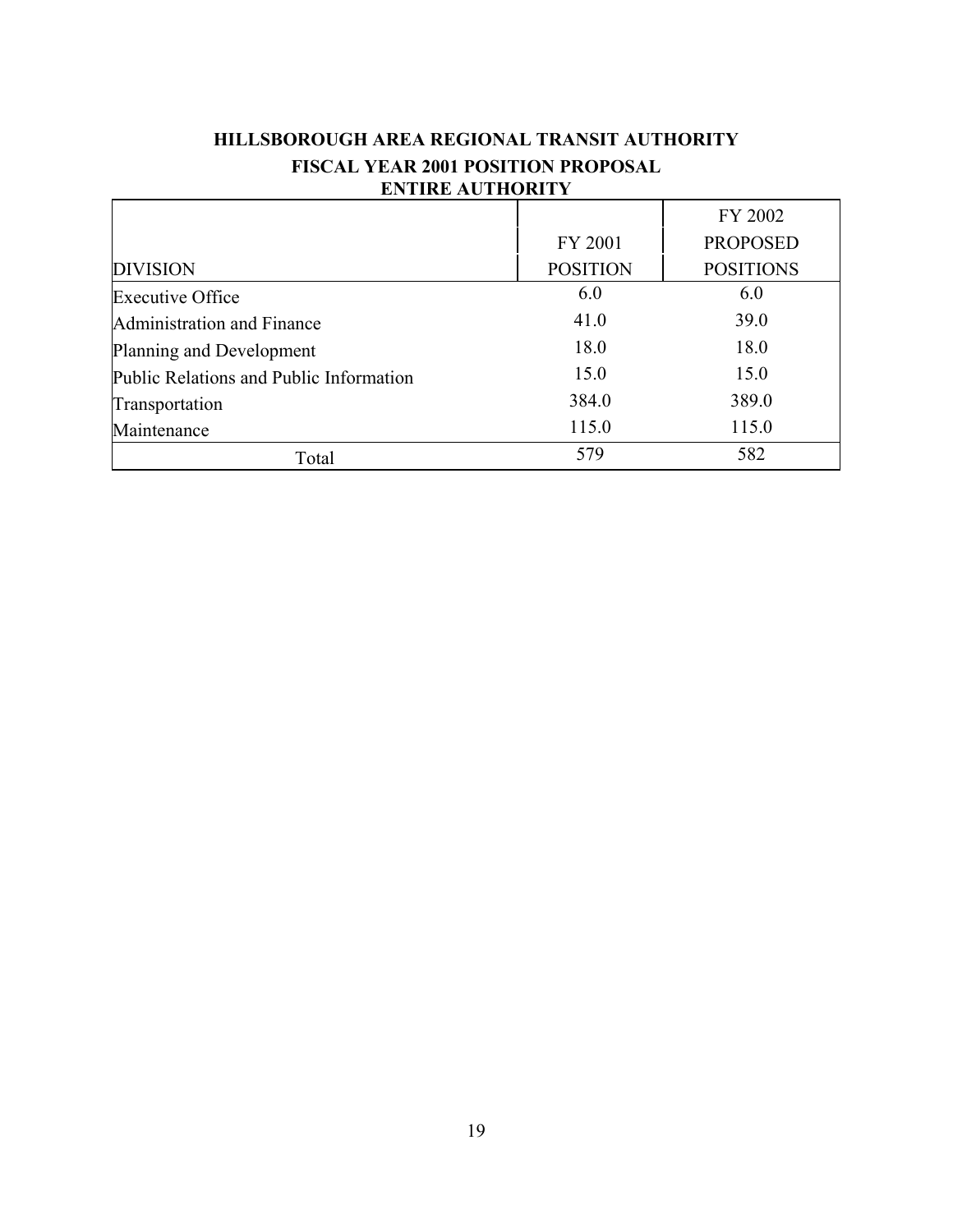# HILLSBOROUGH AREA REGIONAL TRANSIT AUTHORITY

## FISCAL YEAR 2001 POSITION PROPOSAL

## ENTIRE AUTHORITY

| DIVISION | FY 2001 POSITION | FY 2002 PROPOSED POSITIONS |
|---|---|---|
| Executive Office | 6.0 | 6.0 |
| Administration and Finance | 41.0 | 39.0 |
| Planning and Development | 18.0 | 18.0 |
| Public Relations and Public Information | 15.0 | 15.0 |
| Transportation | 384.0 | 389.0 |
| Maintenance | 115.0 | 115.0 |
| Total | 579 | 582 |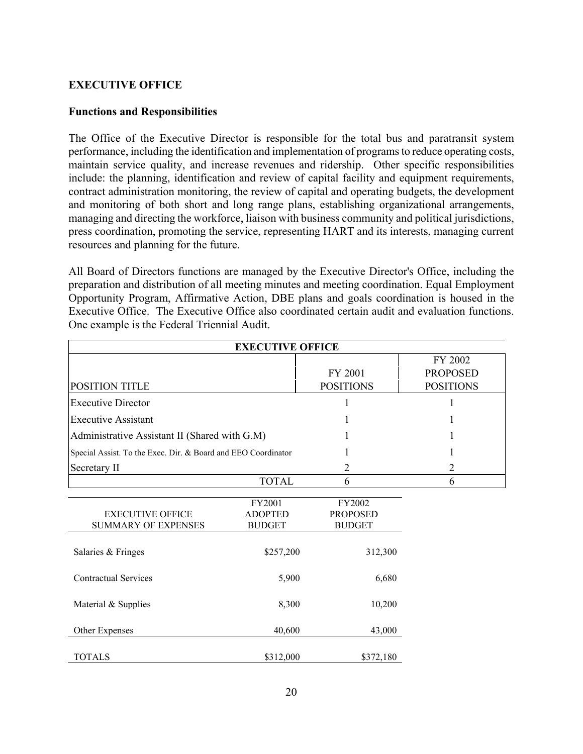## EXECUTIVE OFFICE

### Functions and Responsibilities

The Office of the Executive Director is responsible for the total bus and paratransit system performance, including the identification and implementation of programs to reduce operating costs, maintain service quality, and increase revenues and ridership. Other specific responsibilities include: the planning, identification and review of capital facility and equipment requirements, contract administration monitoring, the review of capital and operating budgets, the development and monitoring of both short and long range plans, establishing organizational arrangements, managing and directing the workforce, liaison with business community and political jurisdictions, press coordination, promoting the service, representing HART and its interests, managing current resources and planning for the future.

All Board of Directors functions are managed by the Executive Director's Office, including the preparation and distribution of all meeting minutes and meeting coordination. Equal Employment Opportunity Program, Affirmative Action, DBE plans and goals coordination is housed in the Executive Office. The Executive Office also coordinated certain audit and evaluation functions. One example is the Federal Triennial Audit.

| EXECUTIVE OFFICE | | |
|---|---|---|
| POSITION TITLE | FY 2001 POSITIONS | FY 2002 PROPOSED POSITIONS |
| Executive Director | 1 | 1 |
| Executive Assistant | 1 | 1 |
| Administrative Assistant II (Shared with G.M) | 1 | 1 |
| Special Assist. To the Exec. Dir. & Board and EEO Coordinator | 1 | 1 |
| Secretary II | 2 | 2 |
| TOTAL | 6 | 6 |

| EXECUTIVE OFFICE SUMMARY OF EXPENSES | FY2001 ADOPTED BUDGET | FY2002 PROPOSED BUDGET |
|---|---|---|
| Salaries & Fringes | $257,200 | 312,300 |
| Contractual Services | 5,900 | 6,680 |
| Material & Supplies | 8,300 | 10,200 |
| Other Expenses | 40,600 | 43,000 |
| TOTALS | $312,000 | $372,180 |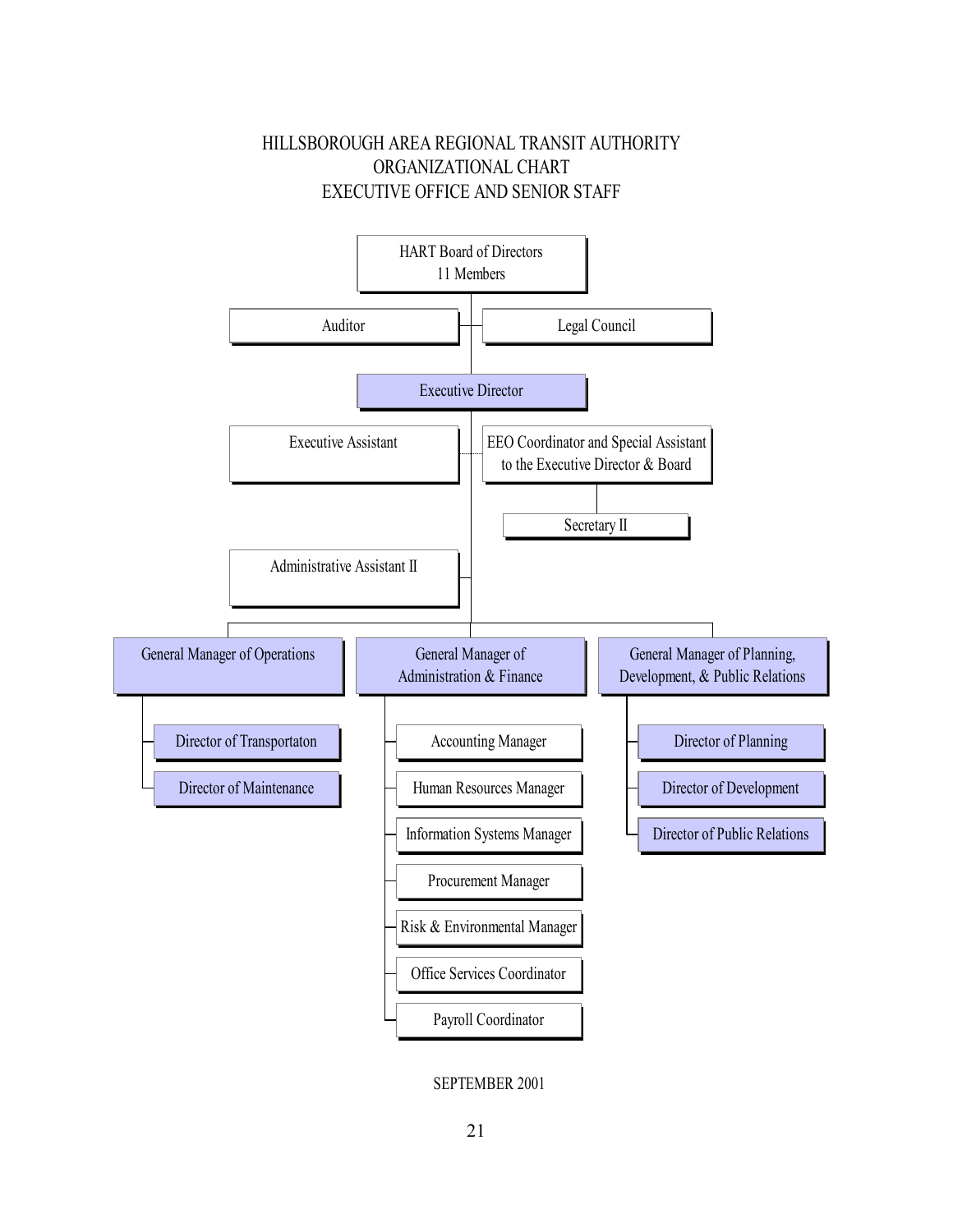# HILLSBOROUGH AREA REGIONAL TRANSIT AUTHORITY
## ORGANIZATIONAL CHART
## EXECUTIVE OFFICE AND SENIOR STAFF

- HART Board of Directors
  11 Members
  - Auditor
  - Legal Council
  - Executive Director
    - Executive Assistant
    - EEO Coordinator and Special Assistant to the Executive Director & Board
      - Secretary II
    - Administrative Assistant II
    - General Manager of Operations
      - Director of Transportaton
      - Director of Maintenance
    - General Manager of Administration & Finance
      - Accounting Manager
      - Human Resources Manager
      - Information Systems Manager
      - Procurement Manager
      - Risk & Environmental Manager
      - Office Services Coordinator
      - Payroll Coordinator
    - General Manager of Planning, Development, & Public Relations
      - Director of Planning
      - Director of Development
      - Director of Public Relations

SEPTEMBER 2001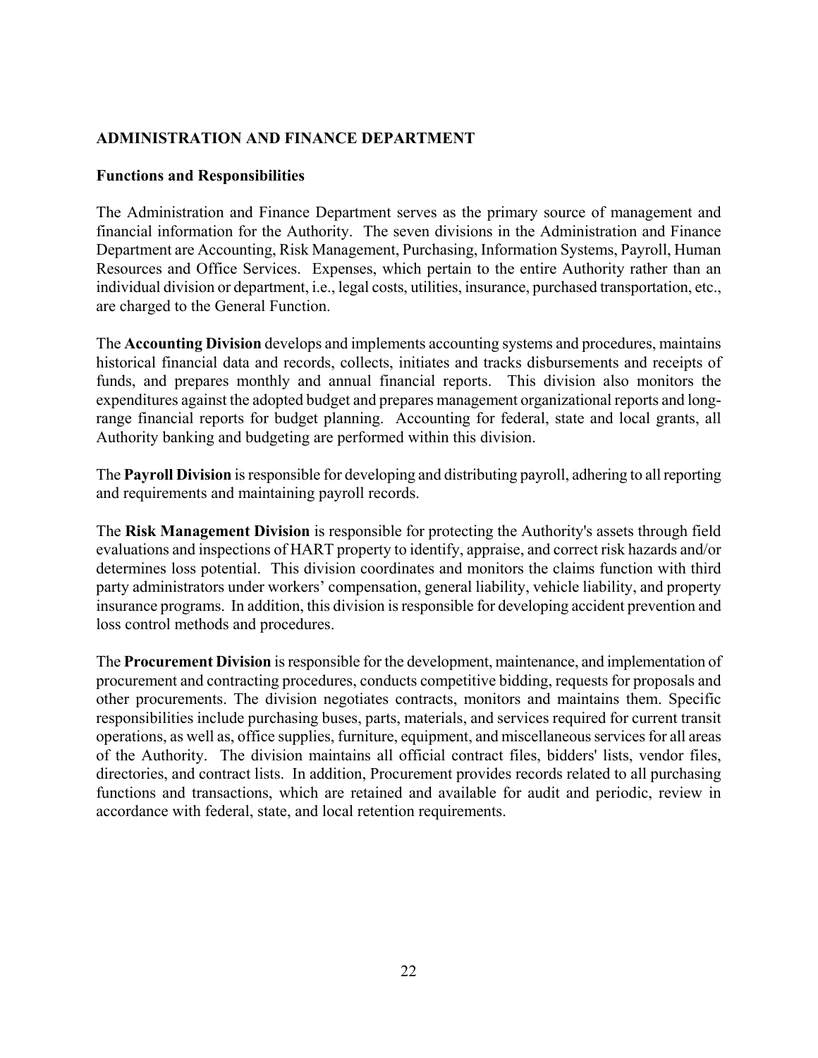## ADMINISTRATION AND FINANCE DEPARTMENT

### Functions and Responsibilities

The Administration and Finance Department serves as the primary source of management and financial information for the Authority. The seven divisions in the Administration and Finance Department are Accounting, Risk Management, Purchasing, Information Systems, Payroll, Human Resources and Office Services. Expenses, which pertain to the entire Authority rather than an individual division or department, i.e., legal costs, utilities, insurance, purchased transportation, etc., are charged to the General Function.

The **Accounting Division** develops and implements accounting systems and procedures, maintains historical financial data and records, collects, initiates and tracks disbursements and receipts of funds, and prepares monthly and annual financial reports. This division also monitors the expenditures against the adopted budget and prepares management organizational reports and long-range financial reports for budget planning. Accounting for federal, state and local grants, all Authority banking and budgeting are performed within this division.

The **Payroll Division** is responsible for developing and distributing payroll, adhering to all reporting and requirements and maintaining payroll records.

The **Risk Management Division** is responsible for protecting the Authority's assets through field evaluations and inspections of HART property to identify, appraise, and correct risk hazards and/or determines loss potential. This division coordinates and monitors the claims function with third party administrators under workers' compensation, general liability, vehicle liability, and property insurance programs. In addition, this division is responsible for developing accident prevention and loss control methods and procedures.

The **Procurement Division** is responsible for the development, maintenance, and implementation of procurement and contracting procedures, conducts competitive bidding, requests for proposals and other procurements. The division negotiates contracts, monitors and maintains them. Specific responsibilities include purchasing buses, parts, materials, and services required for current transit operations, as well as, office supplies, furniture, equipment, and miscellaneous services for all areas of the Authority. The division maintains all official contract files, bidders' lists, vendor files, directories, and contract lists. In addition, Procurement provides records related to all purchasing functions and transactions, which are retained and available for audit and periodic, review in accordance with federal, state, and local retention requirements.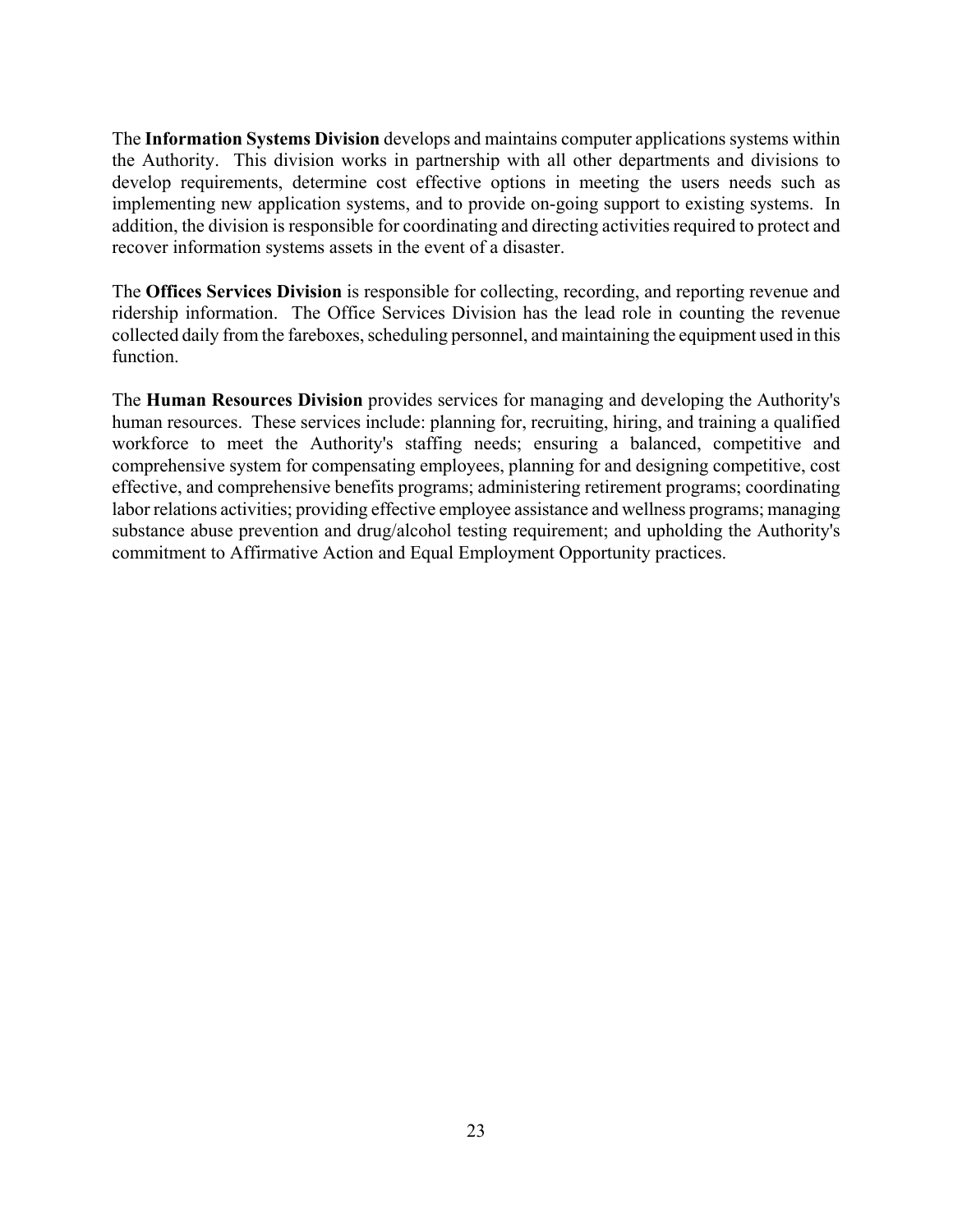The **Information Systems Division** develops and maintains computer applications systems within the Authority. This division works in partnership with all other departments and divisions to develop requirements, determine cost effective options in meeting the users needs such as implementing new application systems, and to provide on-going support to existing systems. In addition, the division is responsible for coordinating and directing activities required to protect and recover information systems assets in the event of a disaster.

The **Offices Services Division** is responsible for collecting, recording, and reporting revenue and ridership information. The Office Services Division has the lead role in counting the revenue collected daily from the fareboxes, scheduling personnel, and maintaining the equipment used in this function.

The **Human Resources Division** provides services for managing and developing the Authority's human resources. These services include: planning for, recruiting, hiring, and training a qualified workforce to meet the Authority's staffing needs; ensuring a balanced, competitive and comprehensive system for compensating employees, planning for and designing competitive, cost effective, and comprehensive benefits programs; administering retirement programs; coordinating labor relations activities; providing effective employee assistance and wellness programs; managing substance abuse prevention and drug/alcohol testing requirement; and upholding the Authority's commitment to Affirmative Action and Equal Employment Opportunity practices.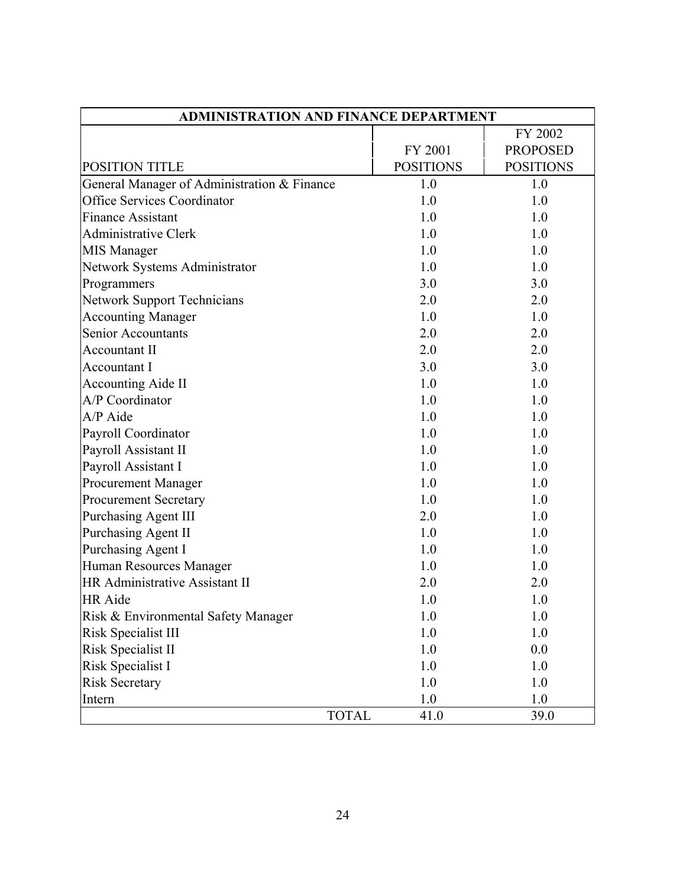| ADMINISTRATION AND FINANCE DEPARTMENT | | |
|---|---|---|
| POSITION TITLE | FY 2001 POSITIONS | FY 2002 PROPOSED POSITIONS |
| General Manager of Administration & Finance | 1.0 | 1.0 |
| Office Services Coordinator | 1.0 | 1.0 |
| Finance Assistant | 1.0 | 1.0 |
| Administrative Clerk | 1.0 | 1.0 |
| MIS Manager | 1.0 | 1.0 |
| Network Systems Administrator | 1.0 | 1.0 |
| Programmers | 3.0 | 3.0 |
| Network Support Technicians | 2.0 | 2.0 |
| Accounting Manager | 1.0 | 1.0 |
| Senior Accountants | 2.0 | 2.0 |
| Accountant II | 2.0 | 2.0 |
| Accountant I | 3.0 | 3.0 |
| Accounting Aide II | 1.0 | 1.0 |
| A/P Coordinator | 1.0 | 1.0 |
| A/P Aide | 1.0 | 1.0 |
| Payroll Coordinator | 1.0 | 1.0 |
| Payroll Assistant II | 1.0 | 1.0 |
| Payroll Assistant I | 1.0 | 1.0 |
| Procurement Manager | 1.0 | 1.0 |
| Procurement Secretary | 1.0 | 1.0 |
| Purchasing Agent III | 2.0 | 1.0 |
| Purchasing Agent II | 1.0 | 1.0 |
| Purchasing Agent I | 1.0 | 1.0 |
| Human Resources Manager | 1.0 | 1.0 |
| HR Administrative Assistant II | 2.0 | 2.0 |
| HR Aide | 1.0 | 1.0 |
| Risk & Environmental Safety Manager | 1.0 | 1.0 |
| Risk Specialist III | 1.0 | 1.0 |
| Risk Specialist II | 1.0 | 0.0 |
| Risk Specialist I | 1.0 | 1.0 |
| Risk Secretary | 1.0 | 1.0 |
| Intern | 1.0 | 1.0 |
| TOTAL | 41.0 | 39.0 |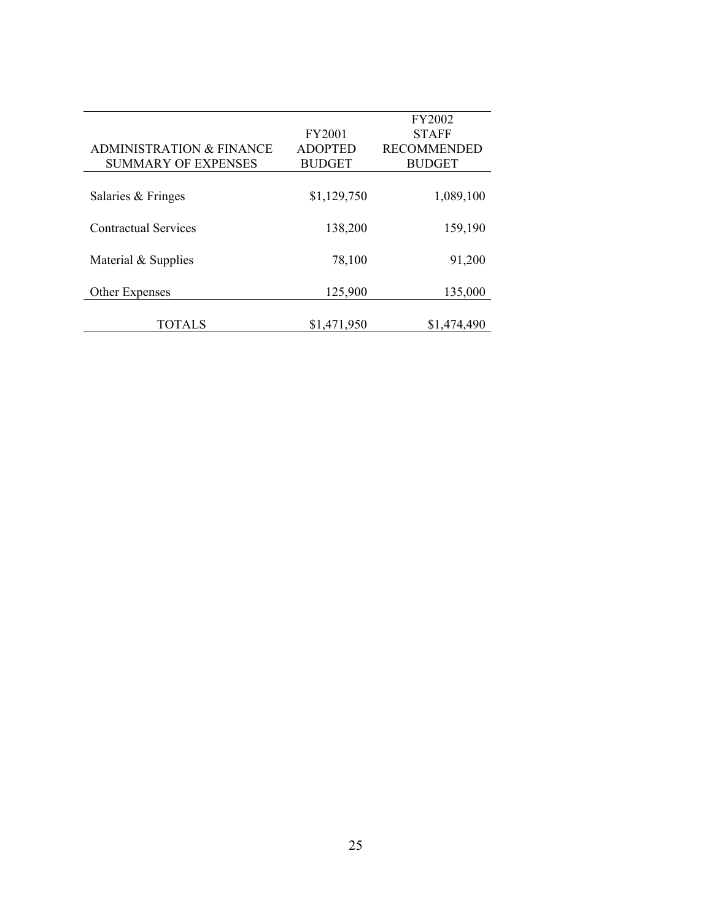| ADMINISTRATION & FINANCE SUMMARY OF EXPENSES | FY2001 ADOPTED BUDGET | FY2002 STAFF RECOMMENDED BUDGET |
|---|---|---|
| Salaries & Fringes | $1,129,750 | 1,089,100 |
| Contractual Services | 138,200 | 159,190 |
| Material & Supplies | 78,100 | 91,200 |
| Other Expenses | 125,900 | 135,000 |
| TOTALS | $1,471,950 | $1,474,490 |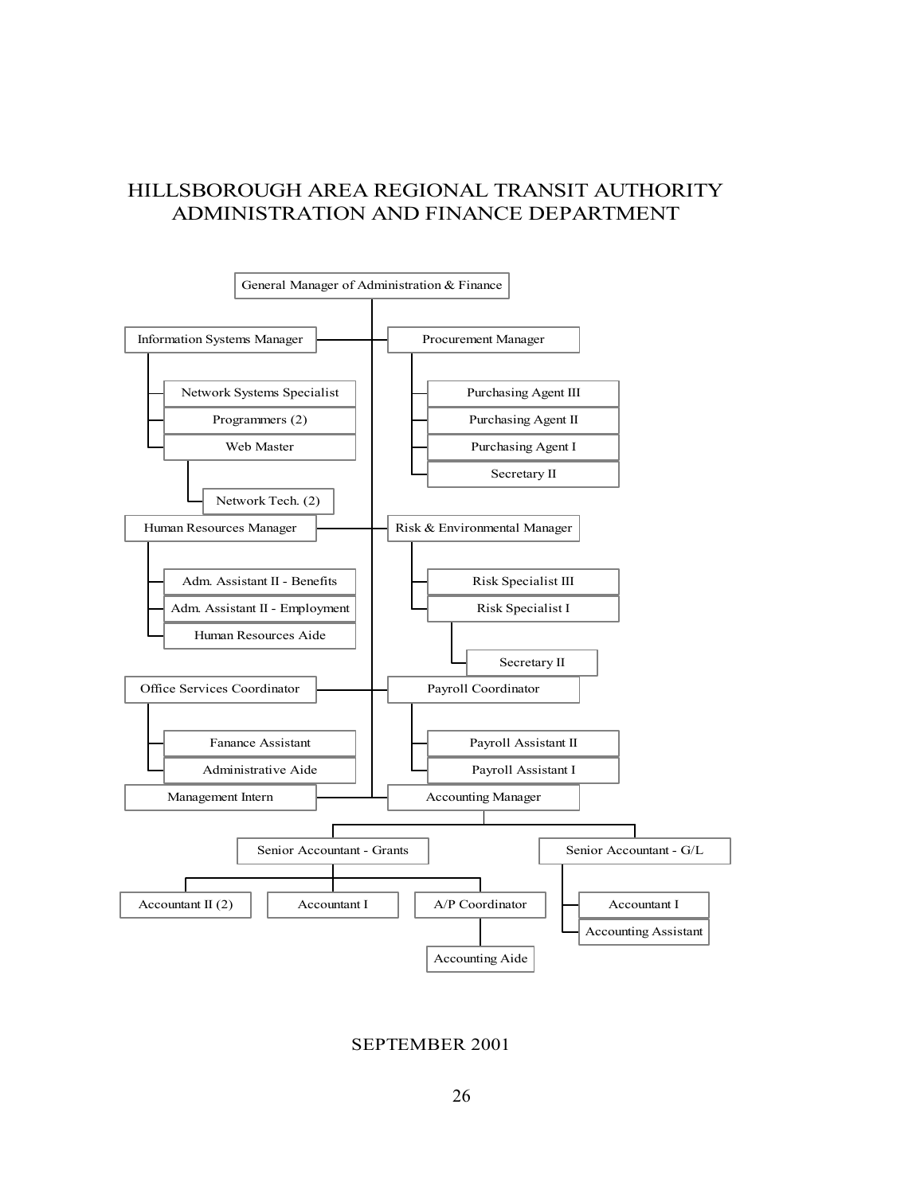# HILLSBOROUGH AREA REGIONAL TRANSIT AUTHORITY
## ADMINISTRATION AND FINANCE DEPARTMENT

- General Manager of Administration & Finance
  - Information Systems Manager
    - Network Systems Specialist
    - Programmers (2)
    - Web Master
      - Network Tech. (2)
  - Procurement Manager
    - Purchasing Agent III
    - Purchasing Agent II
    - Purchasing Agent I
    - Secretary II
  - Human Resources Manager
    - Adm. Assistant II - Benefits
    - Adm. Assistant II - Employment
    - Human Resources Aide
  - Risk & Environmental Manager
    - Risk Specialist III
    - Risk Specialist I
      - Secretary II
  - Office Services Coordinator
    - Fanance Assistant
    - Administrative Aide
  - Payroll Coordinator
    - Payroll Assistant II
    - Payroll Assistant I
  - Management Intern
  - Accounting Manager
    - Senior Accountant - Grants
      - Accountant II (2)
      - Accountant I
      - A/P Coordinator
        - Accounting Aide
    - Senior Accountant - G/L
      - Accountant I
      - Accounting Assistant

SEPTEMBER 2001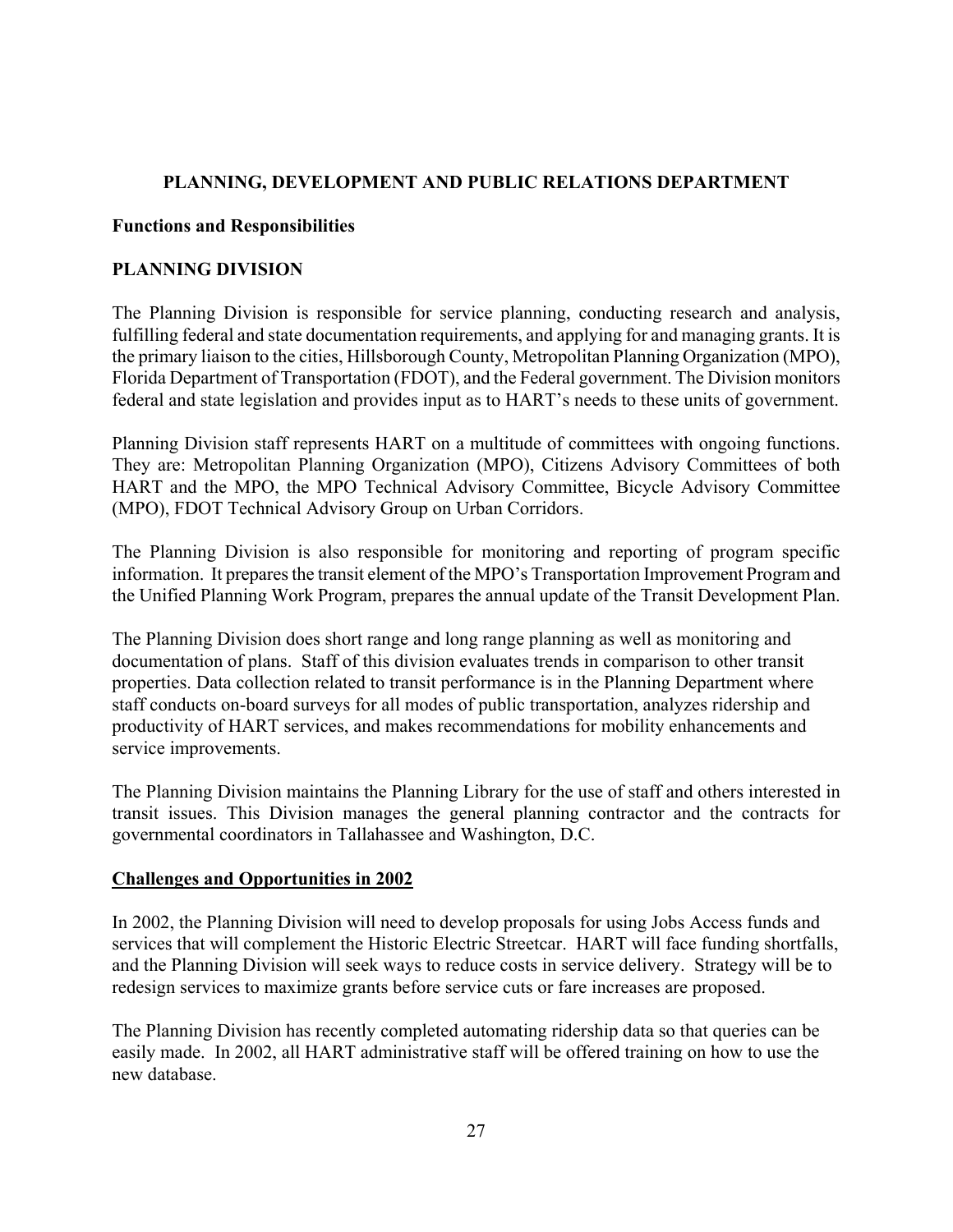## PLANNING, DEVELOPMENT AND PUBLIC RELATIONS DEPARTMENT

**Functions and Responsibilities**

**PLANNING DIVISION**

The Planning Division is responsible for service planning, conducting research and analysis, fulfilling federal and state documentation requirements, and applying for and managing grants. It is the primary liaison to the cities, Hillsborough County, Metropolitan Planning Organization (MPO), Florida Department of Transportation (FDOT), and the Federal government. The Division monitors federal and state legislation and provides input as to HART's needs to these units of government.

Planning Division staff represents HART on a multitude of committees with ongoing functions. They are: Metropolitan Planning Organization (MPO), Citizens Advisory Committees of both HART and the MPO, the MPO Technical Advisory Committee, Bicycle Advisory Committee (MPO), FDOT Technical Advisory Group on Urban Corridors.

The Planning Division is also responsible for monitoring and reporting of program specific information. It prepares the transit element of the MPO's Transportation Improvement Program and the Unified Planning Work Program, prepares the annual update of the Transit Development Plan.

The Planning Division does short range and long range planning as well as monitoring and documentation of plans. Staff of this division evaluates trends in comparison to other transit properties. Data collection related to transit performance is in the Planning Department where staff conducts on-board surveys for all modes of public transportation, analyzes ridership and productivity of HART services, and makes recommendations for mobility enhancements and service improvements.

The Planning Division maintains the Planning Library for the use of staff and others interested in transit issues. This Division manages the general planning contractor and the contracts for governmental coordinators in Tallahassee and Washington, D.C.

**Challenges and Opportunities in 2002**

In 2002, the Planning Division will need to develop proposals for using Jobs Access funds and services that will complement the Historic Electric Streetcar. HART will face funding shortfalls, and the Planning Division will seek ways to reduce costs in service delivery. Strategy will be to redesign services to maximize grants before service cuts or fare increases are proposed.

The Planning Division has recently completed automating ridership data so that queries can be easily made. In 2002, all HART administrative staff will be offered training on how to use the new database.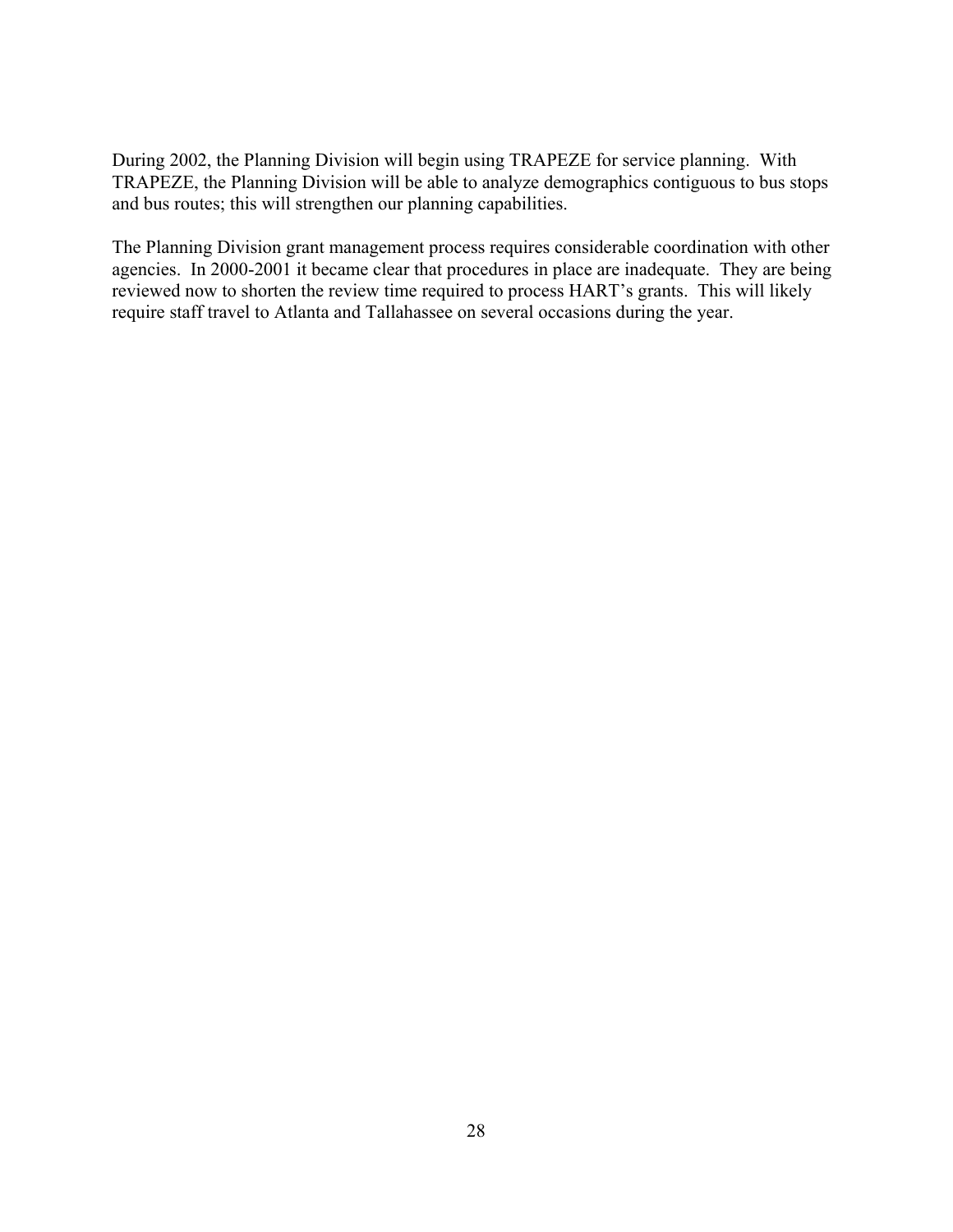During 2002, the Planning Division will begin using TRAPEZE for service planning. With TRAPEZE, the Planning Division will be able to analyze demographics contiguous to bus stops and bus routes; this will strengthen our planning capabilities.

The Planning Division grant management process requires considerable coordination with other agencies. In 2000-2001 it became clear that procedures in place are inadequate. They are being reviewed now to shorten the review time required to process HART's grants. This will likely require staff travel to Atlanta and Tallahassee on several occasions during the year.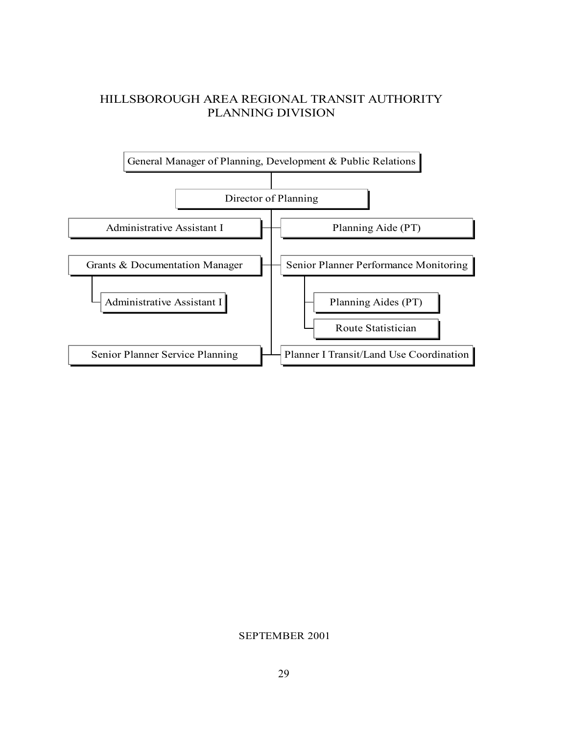# HILLSBOROUGH AREA REGIONAL TRANSIT AUTHORITY
## PLANNING DIVISION

- General Manager of Planning, Development & Public Relations
  - Director of Planning
    - Administrative Assistant I
    - Planning Aide (PT)
    - Grants & Documentation Manager
      - Administrative Assistant I
    - Senior Planner Performance Monitoring
      - Planning Aides (PT)
      - Route Statistician
    - Senior Planner Service Planning
    - Planner I Transit/Land Use Coordination

SEPTEMBER 2001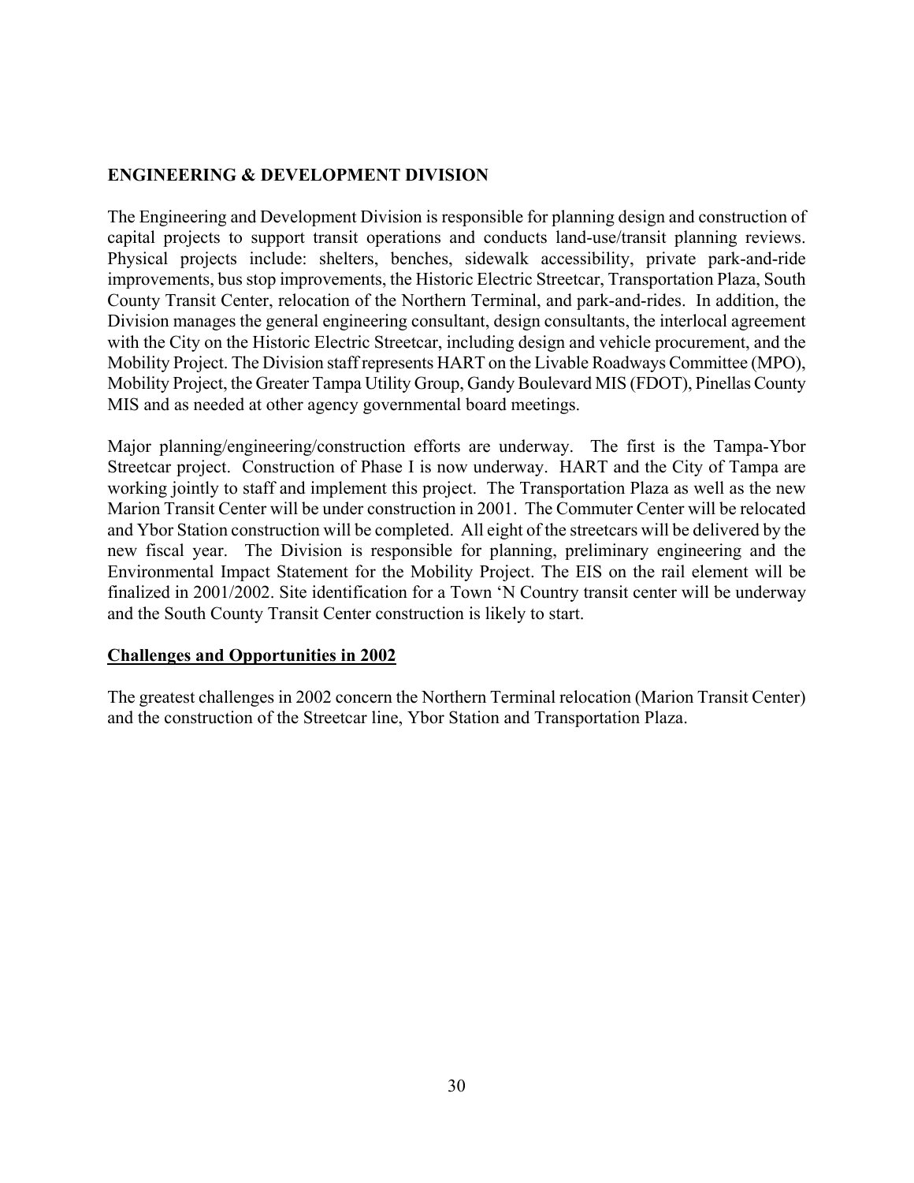## ENGINEERING & DEVELOPMENT DIVISION

The Engineering and Development Division is responsible for planning design and construction of capital projects to support transit operations and conducts land-use/transit planning reviews. Physical projects include: shelters, benches, sidewalk accessibility, private park-and-ride improvements, bus stop improvements, the Historic Electric Streetcar, Transportation Plaza, South County Transit Center, relocation of the Northern Terminal, and park-and-rides. In addition, the Division manages the general engineering consultant, design consultants, the interlocal agreement with the City on the Historic Electric Streetcar, including design and vehicle procurement, and the Mobility Project. The Division staff represents HART on the Livable Roadways Committee (MPO), Mobility Project, the Greater Tampa Utility Group, Gandy Boulevard MIS (FDOT), Pinellas County MIS and as needed at other agency governmental board meetings.

Major planning/engineering/construction efforts are underway. The first is the Tampa-Ybor Streetcar project. Construction of Phase I is now underway. HART and the City of Tampa are working jointly to staff and implement this project. The Transportation Plaza as well as the new Marion Transit Center will be under construction in 2001. The Commuter Center will be relocated and Ybor Station construction will be completed. All eight of the streetcars will be delivered by the new fiscal year. The Division is responsible for planning, preliminary engineering and the Environmental Impact Statement for the Mobility Project. The EIS on the rail element will be finalized in 2001/2002. Site identification for a Town 'N Country transit center will be underway and the South County Transit Center construction is likely to start.

### Challenges and Opportunities in 2002

The greatest challenges in 2002 concern the Northern Terminal relocation (Marion Transit Center) and the construction of the Streetcar line, Ybor Station and Transportation Plaza.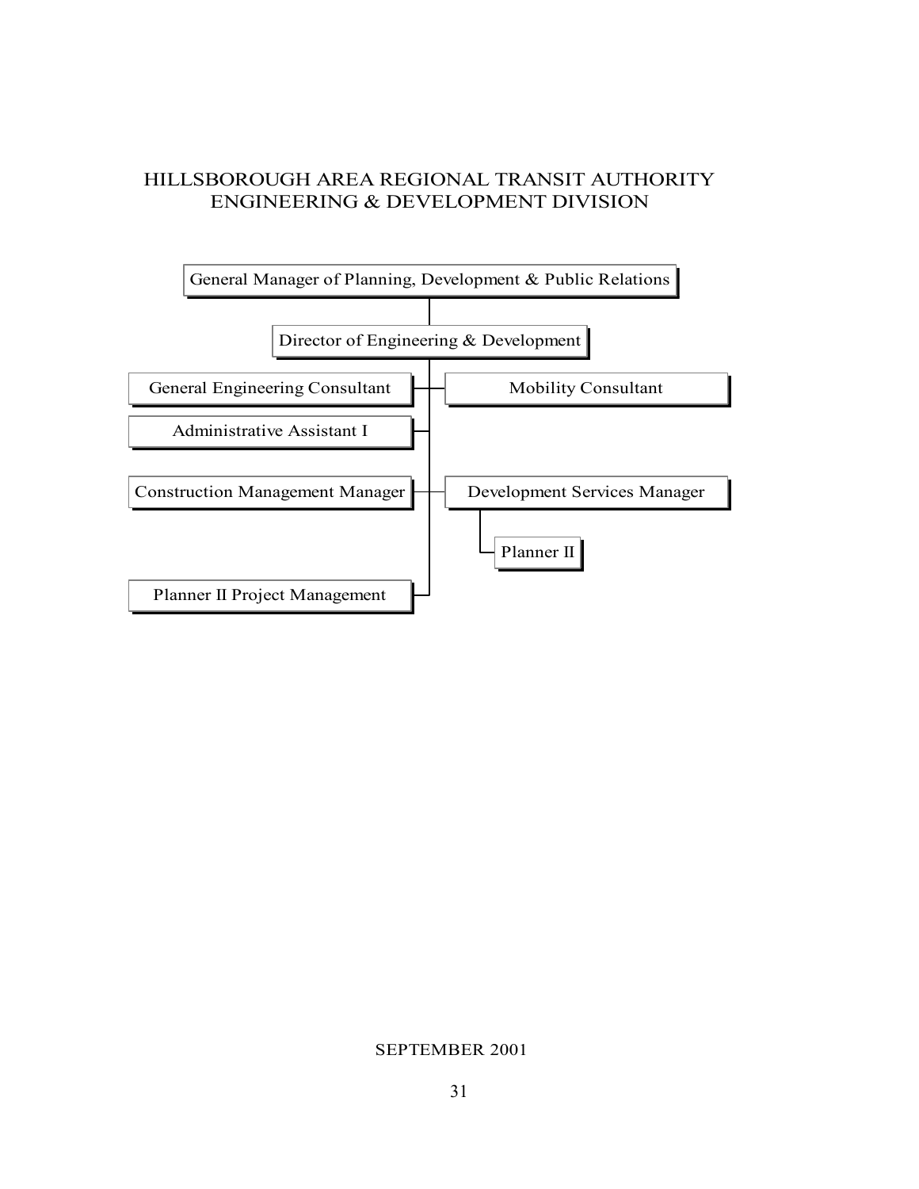# HILLSBOROUGH AREA REGIONAL TRANSIT AUTHORITY
## ENGINEERING & DEVELOPMENT DIVISION

- General Manager of Planning, Development & Public Relations
  - Director of Engineering & Development
    - General Engineering Consultant
    - Mobility Consultant
    - Administrative Assistant I
    - Construction Management Manager
    - Development Services Manager
      - Planner II
    - Planner II Project Management

SEPTEMBER 2001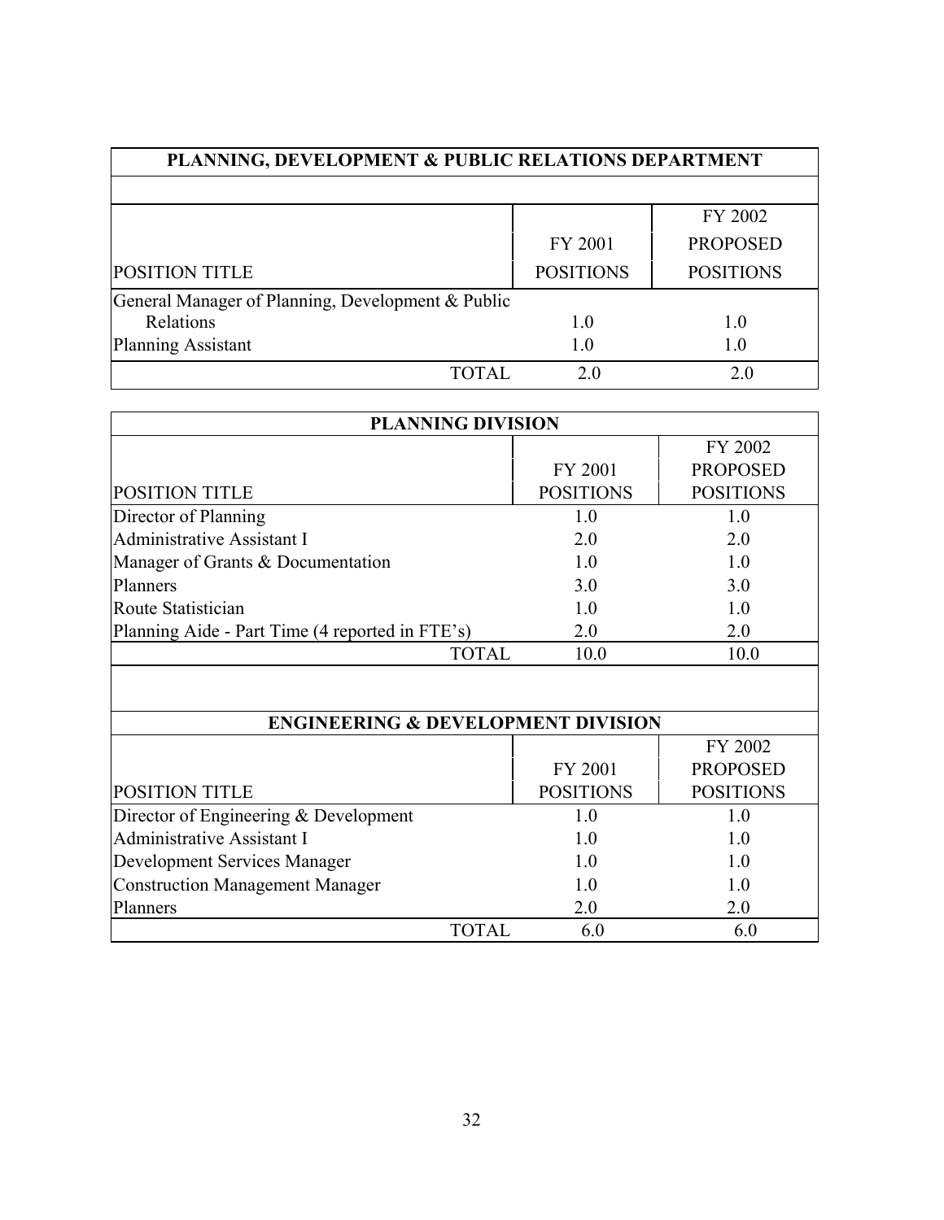## PLANNING, DEVELOPMENT & PUBLIC RELATIONS DEPARTMENT

| POSITION TITLE | FY 2001 POSITIONS | FY 2002 PROPOSED POSITIONS |
|---|---|---|
| General Manager of Planning, Development & Public Relations | 1.0 | 1.0 |
| Planning Assistant | 1.0 | 1.0 |
| TOTAL | 2.0 | 2.0 |

## PLANNING DIVISION

| POSITION TITLE | FY 2001 POSITIONS | FY 2002 PROPOSED POSITIONS |
|---|---|---|
| Director of Planning | 1.0 | 1.0 |
| Administrative Assistant I | 2.0 | 2.0 |
| Manager of Grants & Documentation | 1.0 | 1.0 |
| Planners | 3.0 | 3.0 |
| Route Statistician | 1.0 | 1.0 |
| Planning Aide - Part Time (4 reported in FTE's) | 2.0 | 2.0 |
| TOTAL | 10.0 | 10.0 |

## ENGINEERING & DEVELOPMENT DIVISION

| POSITION TITLE | FY 2001 POSITIONS | FY 2002 PROPOSED POSITIONS |
|---|---|---|
| Director of Engineering & Development | 1.0 | 1.0 |
| Administrative Assistant I | 1.0 | 1.0 |
| Development Services Manager | 1.0 | 1.0 |
| Construction Management Manager | 1.0 | 1.0 |
| Planners | 2.0 | 2.0 |
| TOTAL | 6.0 | 6.0 |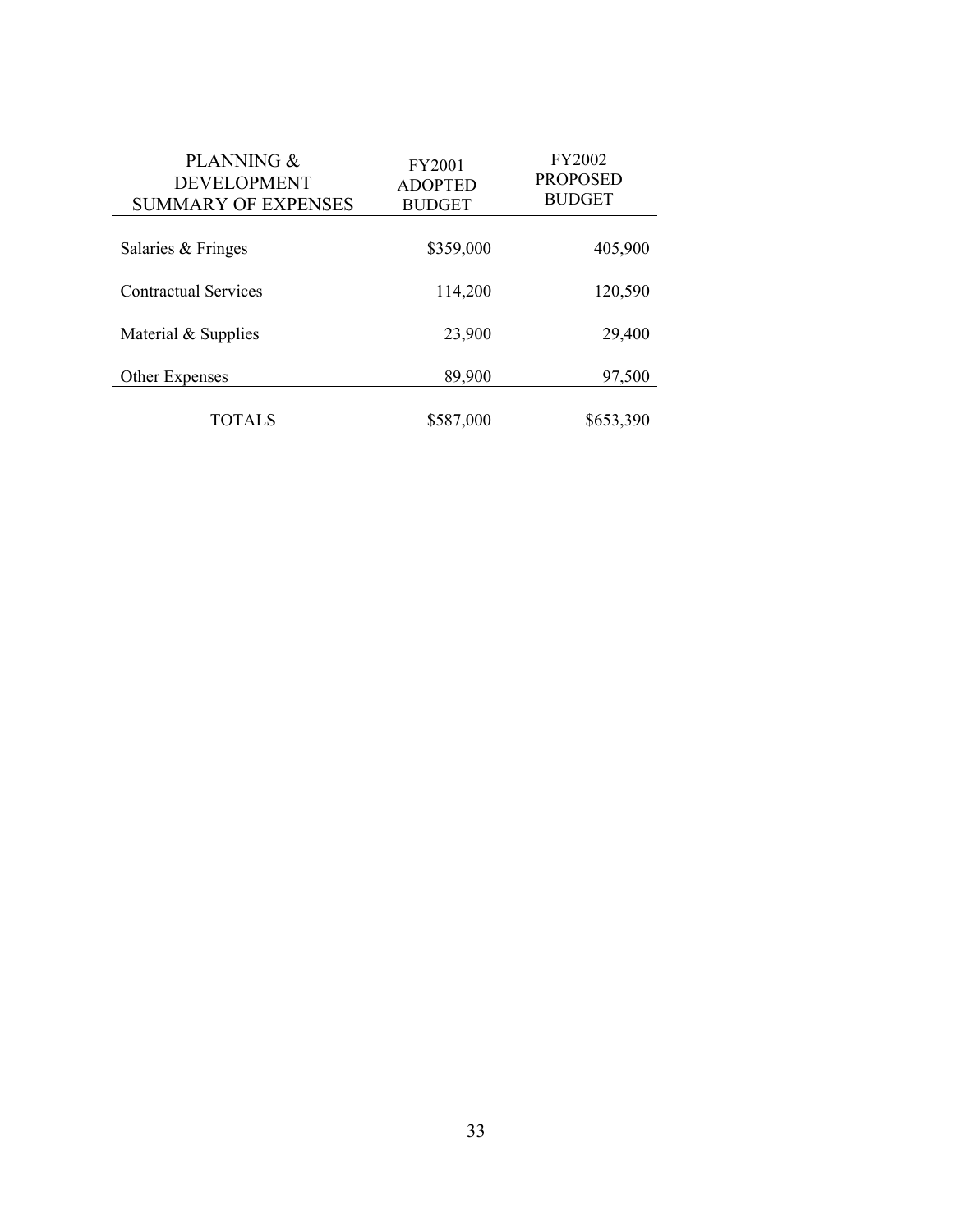| PLANNING & DEVELOPMENT SUMMARY OF EXPENSES | FY2001 ADOPTED BUDGET | FY2002 PROPOSED BUDGET |
|---|---|---|
| Salaries & Fringes | $359,000 | 405,900 |
| Contractual Services | 114,200 | 120,590 |
| Material & Supplies | 23,900 | 29,400 |
| Other Expenses | 89,900 | 97,500 |
| TOTALS | $587,000 | $653,390 |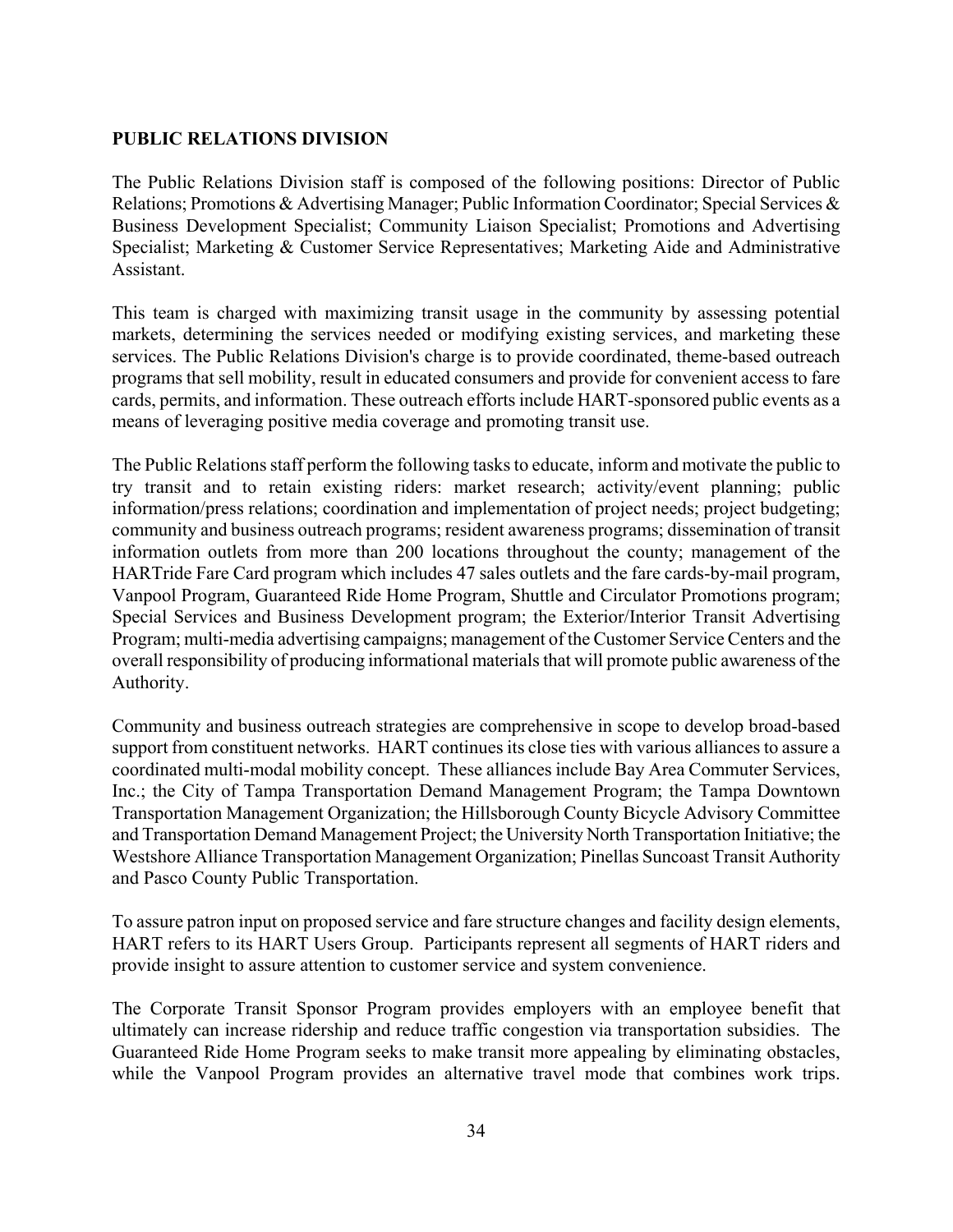## PUBLIC RELATIONS DIVISION

The Public Relations Division staff is composed of the following positions: Director of Public Relations; Promotions & Advertising Manager; Public Information Coordinator; Special Services & Business Development Specialist; Community Liaison Specialist; Promotions and Advertising Specialist; Marketing & Customer Service Representatives; Marketing Aide and Administrative Assistant.

This team is charged with maximizing transit usage in the community by assessing potential markets, determining the services needed or modifying existing services, and marketing these services. The Public Relations Division's charge is to provide coordinated, theme-based outreach programs that sell mobility, result in educated consumers and provide for convenient access to fare cards, permits, and information. These outreach efforts include HART-sponsored public events as a means of leveraging positive media coverage and promoting transit use.

The Public Relations staff perform the following tasks to educate, inform and motivate the public to try transit and to retain existing riders: market research; activity/event planning; public information/press relations; coordination and implementation of project needs; project budgeting; community and business outreach programs; resident awareness programs; dissemination of transit information outlets from more than 200 locations throughout the county; management of the HARTride Fare Card program which includes 47 sales outlets and the fare cards-by-mail program, Vanpool Program, Guaranteed Ride Home Program, Shuttle and Circulator Promotions program; Special Services and Business Development program; the Exterior/Interior Transit Advertising Program; multi-media advertising campaigns; management of the Customer Service Centers and the overall responsibility of producing informational materials that will promote public awareness of the Authority.

Community and business outreach strategies are comprehensive in scope to develop broad-based support from constituent networks. HART continues its close ties with various alliances to assure a coordinated multi-modal mobility concept. These alliances include Bay Area Commuter Services, Inc.; the City of Tampa Transportation Demand Management Program; the Tampa Downtown Transportation Management Organization; the Hillsborough County Bicycle Advisory Committee and Transportation Demand Management Project; the University North Transportation Initiative; the Westshore Alliance Transportation Management Organization; Pinellas Suncoast Transit Authority and Pasco County Public Transportation.

To assure patron input on proposed service and fare structure changes and facility design elements, HART refers to its HART Users Group. Participants represent all segments of HART riders and provide insight to assure attention to customer service and system convenience.

The Corporate Transit Sponsor Program provides employers with an employee benefit that ultimately can increase ridership and reduce traffic congestion via transportation subsidies. The Guaranteed Ride Home Program seeks to make transit more appealing by eliminating obstacles, while the Vanpool Program provides an alternative travel mode that combines work trips.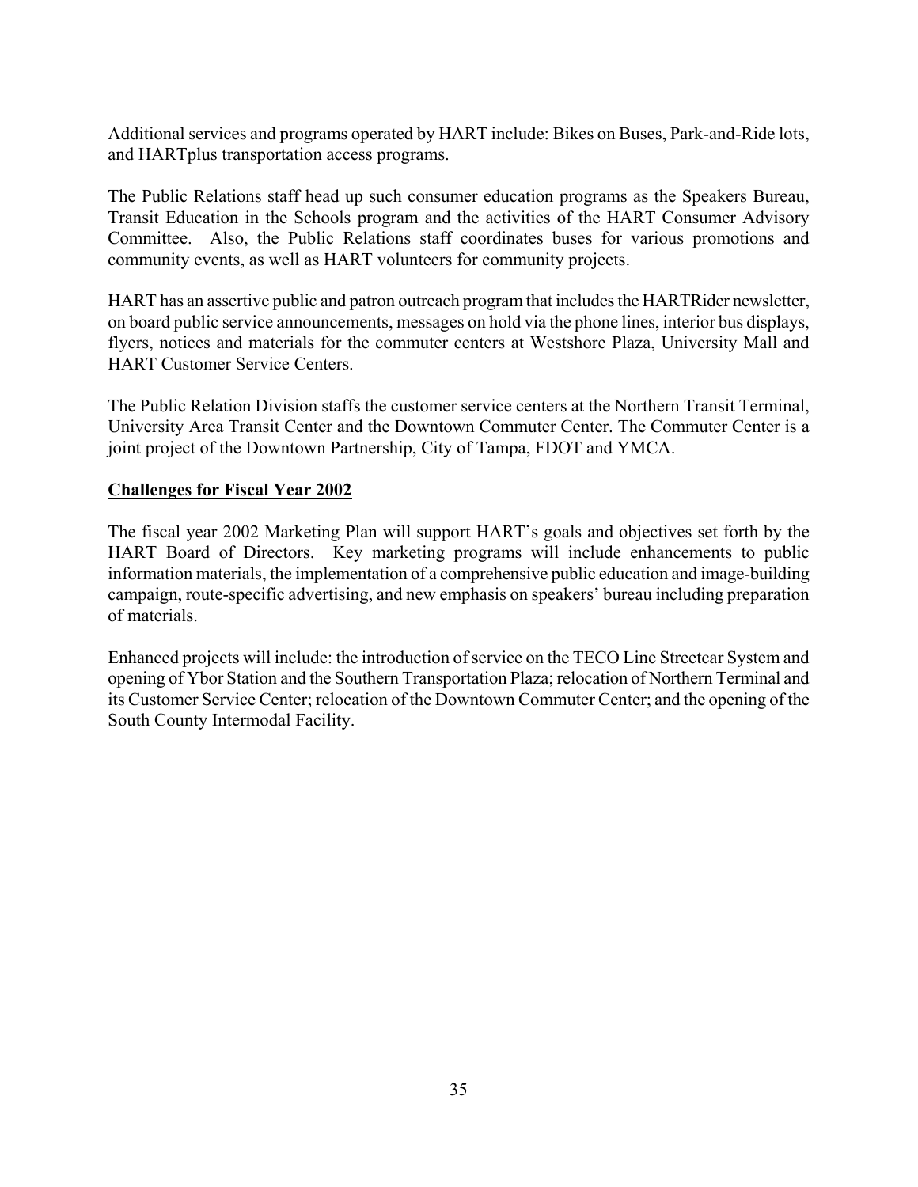Additional services and programs operated by HART include: Bikes on Buses, Park-and-Ride lots, and HARTplus transportation access programs.

The Public Relations staff head up such consumer education programs as the Speakers Bureau, Transit Education in the Schools program and the activities of the HART Consumer Advisory Committee. Also, the Public Relations staff coordinates buses for various promotions and community events, as well as HART volunteers for community projects.

HART has an assertive public and patron outreach program that includes the HARTRider newsletter, on board public service announcements, messages on hold via the phone lines, interior bus displays, flyers, notices and materials for the commuter centers at Westshore Plaza, University Mall and HART Customer Service Centers.

The Public Relation Division staffs the customer service centers at the Northern Transit Terminal, University Area Transit Center and the Downtown Commuter Center. The Commuter Center is a joint project of the Downtown Partnership, City of Tampa, FDOT and YMCA.

**Challenges for Fiscal Year 2002**

The fiscal year 2002 Marketing Plan will support HART's goals and objectives set forth by the HART Board of Directors. Key marketing programs will include enhancements to public information materials, the implementation of a comprehensive public education and image-building campaign, route-specific advertising, and new emphasis on speakers' bureau including preparation of materials.

Enhanced projects will include: the introduction of service on the TECO Line Streetcar System and opening of Ybor Station and the Southern Transportation Plaza; relocation of Northern Terminal and its Customer Service Center; relocation of the Downtown Commuter Center; and the opening of the South County Intermodal Facility.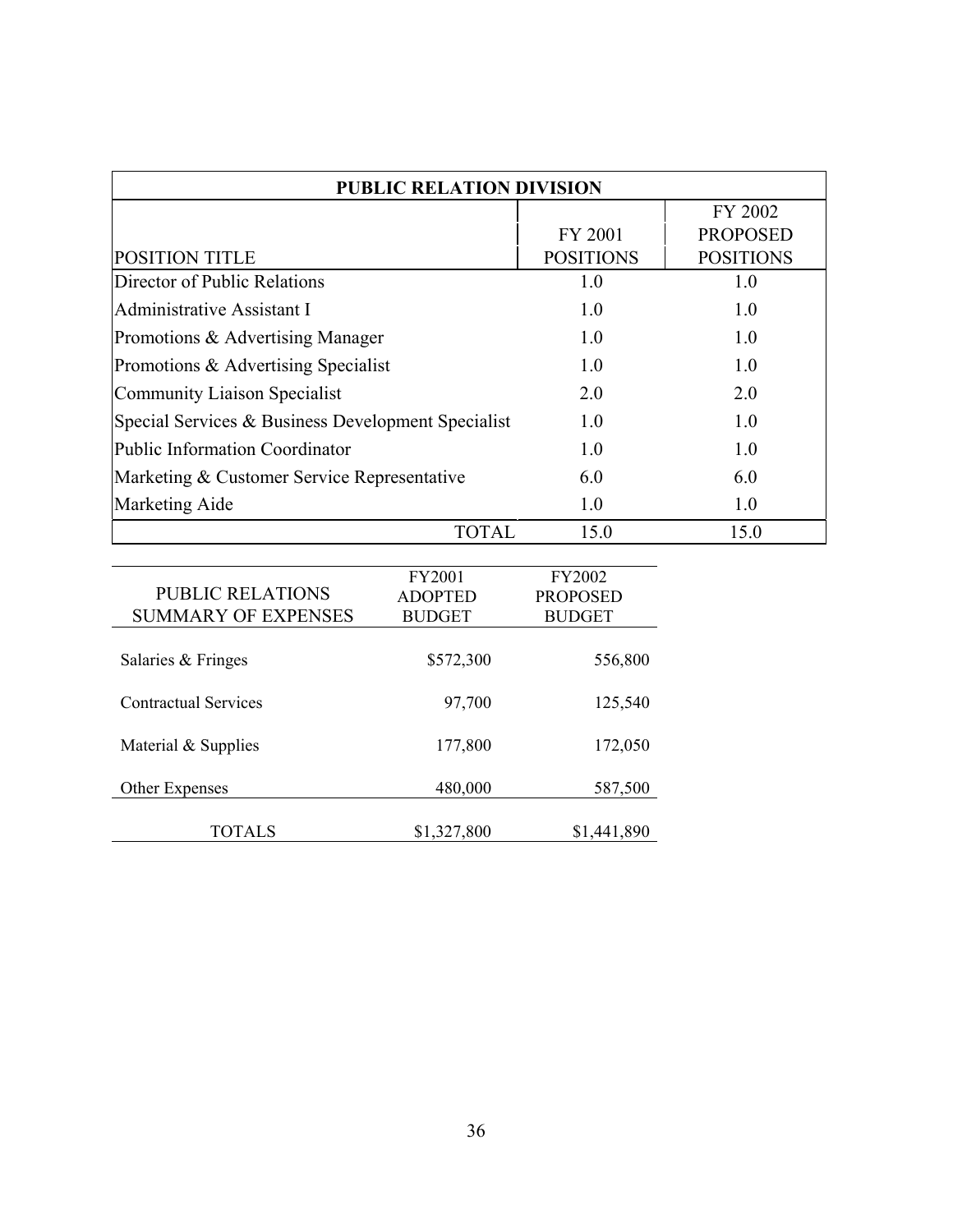| PUBLIC RELATION DIVISION | | |
|---|---|---|
| POSITION TITLE | FY 2001 POSITIONS | FY 2002 PROPOSED POSITIONS |
| Director of Public Relations | 1.0 | 1.0 |
| Administrative Assistant I | 1.0 | 1.0 |
| Promotions & Advertising Manager | 1.0 | 1.0 |
| Promotions & Advertising Specialist | 1.0 | 1.0 |
| Community Liaison Specialist | 2.0 | 2.0 |
| Special Services & Business Development Specialist | 1.0 | 1.0 |
| Public Information Coordinator | 1.0 | 1.0 |
| Marketing & Customer Service Representative | 6.0 | 6.0 |
| Marketing Aide | 1.0 | 1.0 |
| TOTAL | 15.0 | 15.0 |

| PUBLIC RELATIONS SUMMARY OF EXPENSES | FY2001 ADOPTED BUDGET | FY2002 PROPOSED BUDGET |
|---|---|---|
| Salaries & Fringes | $572,300 | 556,800 |
| Contractual Services | 97,700 | 125,540 |
| Material & Supplies | 177,800 | 172,050 |
| Other Expenses | 480,000 | 587,500 |
| TOTALS | $1,327,800 | $1,441,890 |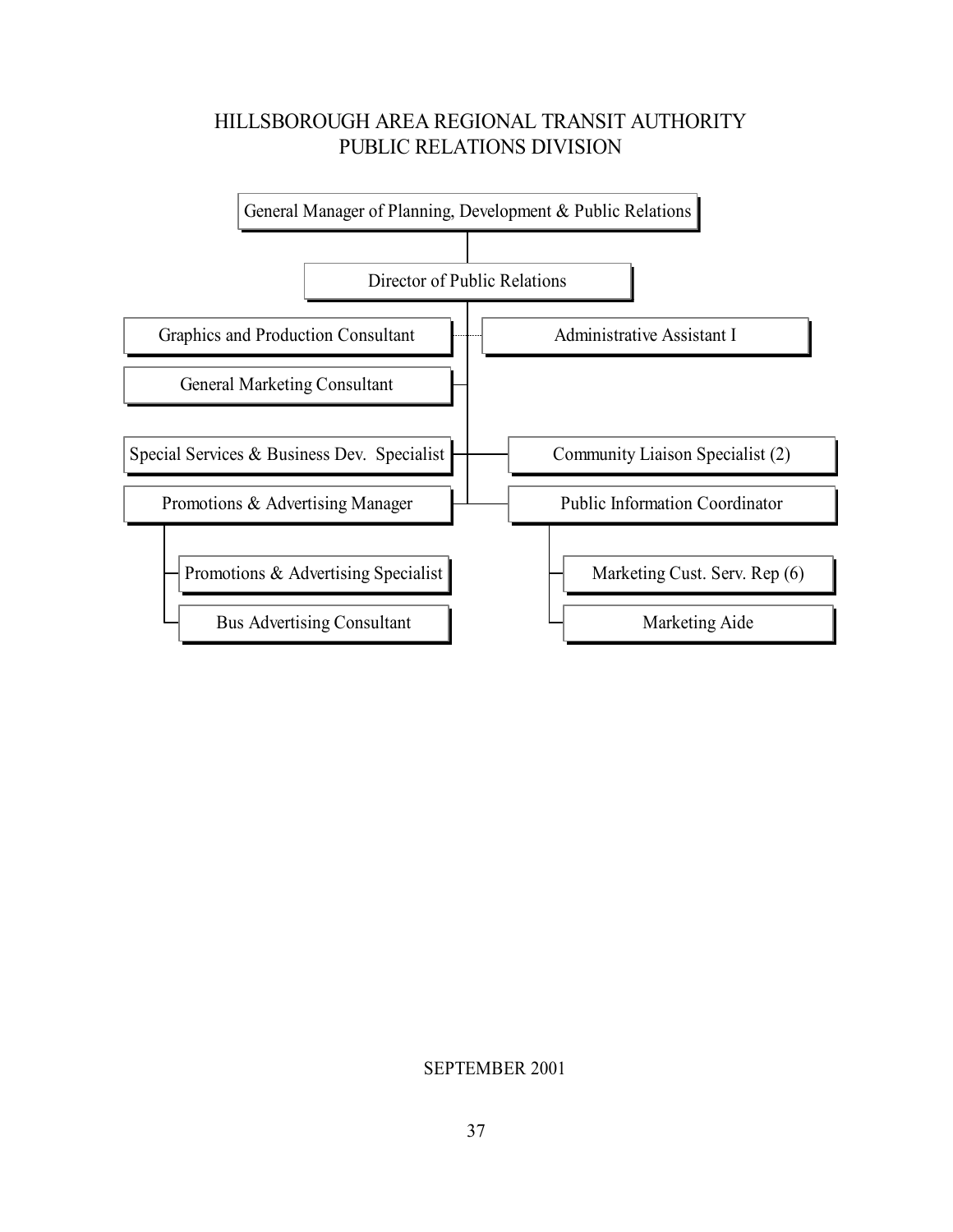# HILLSBOROUGH AREA REGIONAL TRANSIT AUTHORITY
## PUBLIC RELATIONS DIVISION

- General Manager of Planning, Development & Public Relations
  - Director of Public Relations
    - Graphics and Production Consultant
    - Administrative Assistant I
    - General Marketing Consultant
    - Special Services & Business Dev. Specialist
    - Community Liaison Specialist (2)
    - Promotions & Advertising Manager
      - Promotions & Advertising Specialist
      - Bus Advertising Consultant
    - Public Information Coordinator
      - Marketing Cust. Serv. Rep (6)
      - Marketing Aide

SEPTEMBER 2001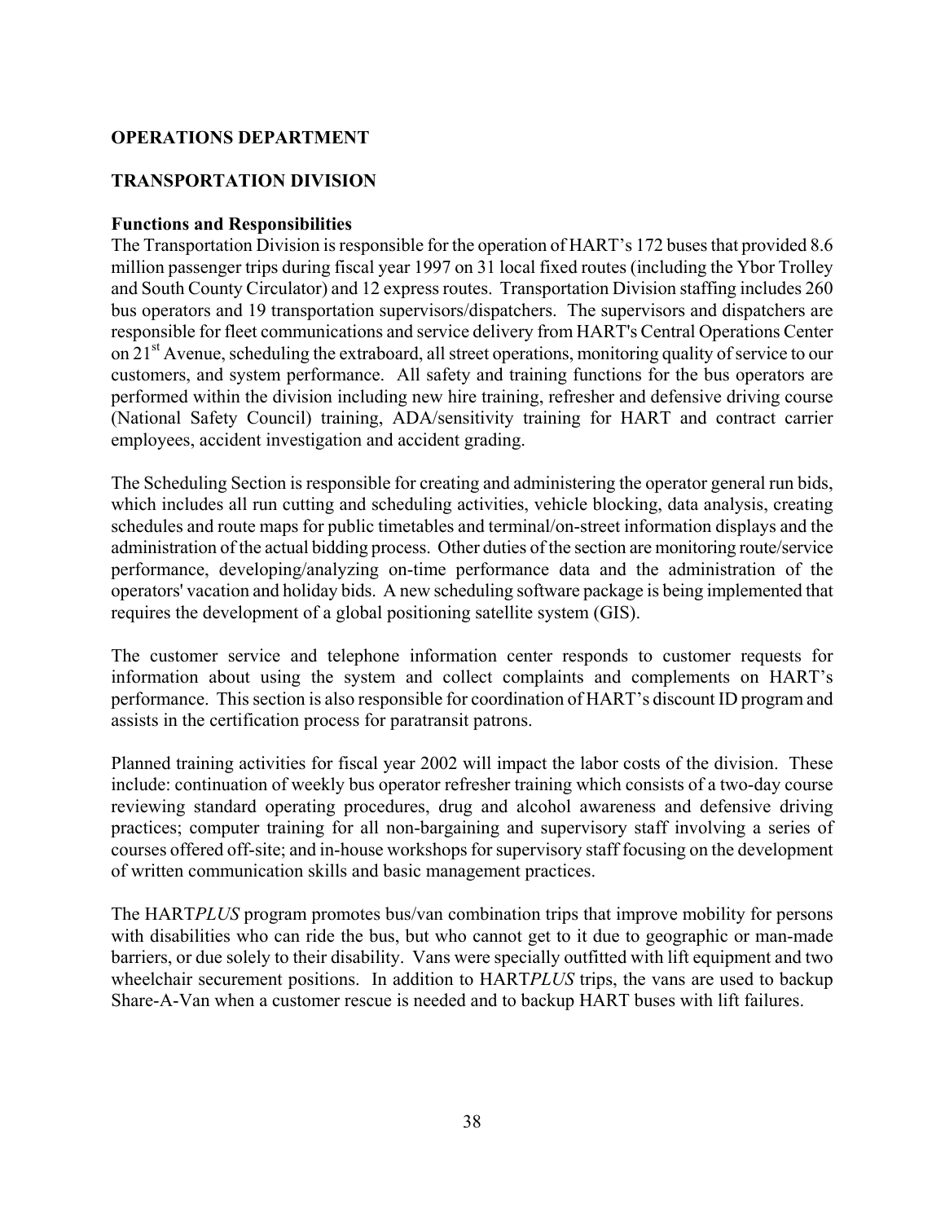## OPERATIONS DEPARTMENT

## TRANSPORTATION DIVISION

### Functions and Responsibilities

The Transportation Division is responsible for the operation of HART's 172 buses that provided 8.6 million passenger trips during fiscal year 1997 on 31 local fixed routes (including the Ybor Trolley and South County Circulator) and 12 express routes. Transportation Division staffing includes 260 bus operators and 19 transportation supervisors/dispatchers. The supervisors and dispatchers are responsible for fleet communications and service delivery from HART's Central Operations Center on 21st Avenue, scheduling the extraboard, all street operations, monitoring quality of service to our customers, and system performance. All safety and training functions for the bus operators are performed within the division including new hire training, refresher and defensive driving course (National Safety Council) training, ADA/sensitivity training for HART and contract carrier employees, accident investigation and accident grading.

The Scheduling Section is responsible for creating and administering the operator general run bids, which includes all run cutting and scheduling activities, vehicle blocking, data analysis, creating schedules and route maps for public timetables and terminal/on-street information displays and the administration of the actual bidding process. Other duties of the section are monitoring route/service performance, developing/analyzing on-time performance data and the administration of the operators' vacation and holiday bids. A new scheduling software package is being implemented that requires the development of a global positioning satellite system (GIS).

The customer service and telephone information center responds to customer requests for information about using the system and collect complaints and complements on HART's performance. This section is also responsible for coordination of HART's discount ID program and assists in the certification process for paratransit patrons.

Planned training activities for fiscal year 2002 will impact the labor costs of the division. These include: continuation of weekly bus operator refresher training which consists of a two-day course reviewing standard operating procedures, drug and alcohol awareness and defensive driving practices; computer training for all non-bargaining and supervisory staff involving a series of courses offered off-site; and in-house workshops for supervisory staff focusing on the development of written communication skills and basic management practices.

The HART*PLUS* program promotes bus/van combination trips that improve mobility for persons with disabilities who can ride the bus, but who cannot get to it due to geographic or man-made barriers, or due solely to their disability. Vans were specially outfitted with lift equipment and two wheelchair securement positions. In addition to HART*PLUS* trips, the vans are used to backup Share-A-Van when a customer rescue is needed and to backup HART buses with lift failures.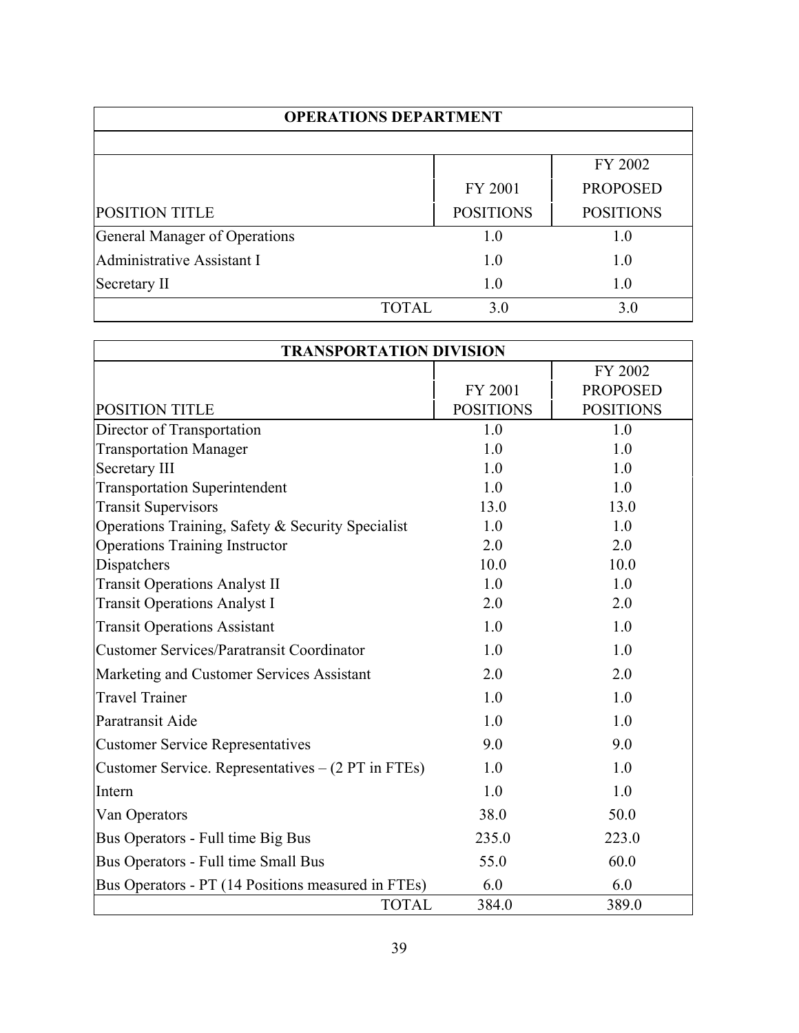| OPERATIONS DEPARTMENT | | |
|---|---|---|
| POSITION TITLE | FY 2001 POSITIONS | FY 2002 PROPOSED POSITIONS |
| General Manager of Operations | 1.0 | 1.0 |
| Administrative Assistant I | 1.0 | 1.0 |
| Secretary II | 1.0 | 1.0 |
| TOTAL | 3.0 | 3.0 |

| TRANSPORTATION DIVISION | | |
|---|---|---|
| POSITION TITLE | FY 2001 POSITIONS | FY 2002 PROPOSED POSITIONS |
| Director of Transportation | 1.0 | 1.0 |
| Transportation Manager | 1.0 | 1.0 |
| Secretary III | 1.0 | 1.0 |
| Transportation Superintendent | 1.0 | 1.0 |
| Transit Supervisors | 13.0 | 13.0 |
| Operations Training, Safety & Security Specialist | 1.0 | 1.0 |
| Operations Training Instructor | 2.0 | 2.0 |
| Dispatchers | 10.0 | 10.0 |
| Transit Operations Analyst II | 1.0 | 1.0 |
| Transit Operations Analyst I | 2.0 | 2.0 |
| Transit Operations Assistant | 1.0 | 1.0 |
| Customer Services/Paratransit Coordinator | 1.0 | 1.0 |
| Marketing and Customer Services Assistant | 2.0 | 2.0 |
| Travel Trainer | 1.0 | 1.0 |
| Paratransit Aide | 1.0 | 1.0 |
| Customer Service Representatives | 9.0 | 9.0 |
| Customer Service. Representatives – (2 PT in FTEs) | 1.0 | 1.0 |
| Intern | 1.0 | 1.0 |
| Van Operators | 38.0 | 50.0 |
| Bus Operators - Full time Big Bus | 235.0 | 223.0 |
| Bus Operators - Full time Small Bus | 55.0 | 60.0 |
| Bus Operators - PT (14 Positions measured in FTEs) | 6.0 | 6.0 |
| TOTAL | 384.0 | 389.0 |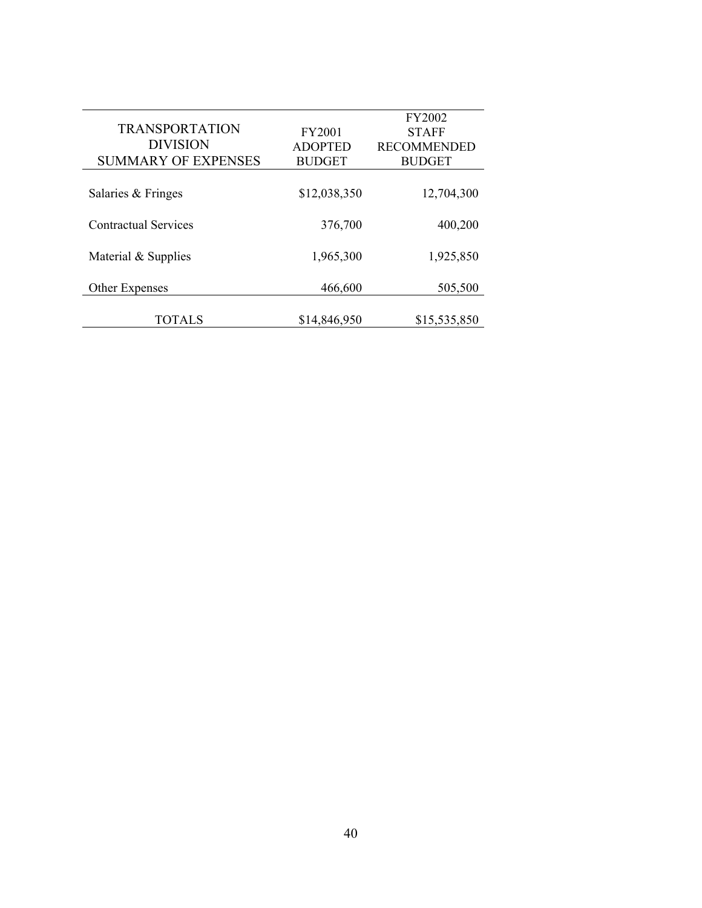| TRANSPORTATION DIVISION SUMMARY OF EXPENSES | FY2001 ADOPTED BUDGET | FY2002 STAFF RECOMMENDED BUDGET |
|---|---|---|
| Salaries & Fringes | $12,038,350 | 12,704,300 |
| Contractual Services | 376,700 | 400,200 |
| Material & Supplies | 1,965,300 | 1,925,850 |
| Other Expenses | 466,600 | 505,500 |
| TOTALS | $14,846,950 | $15,535,850 |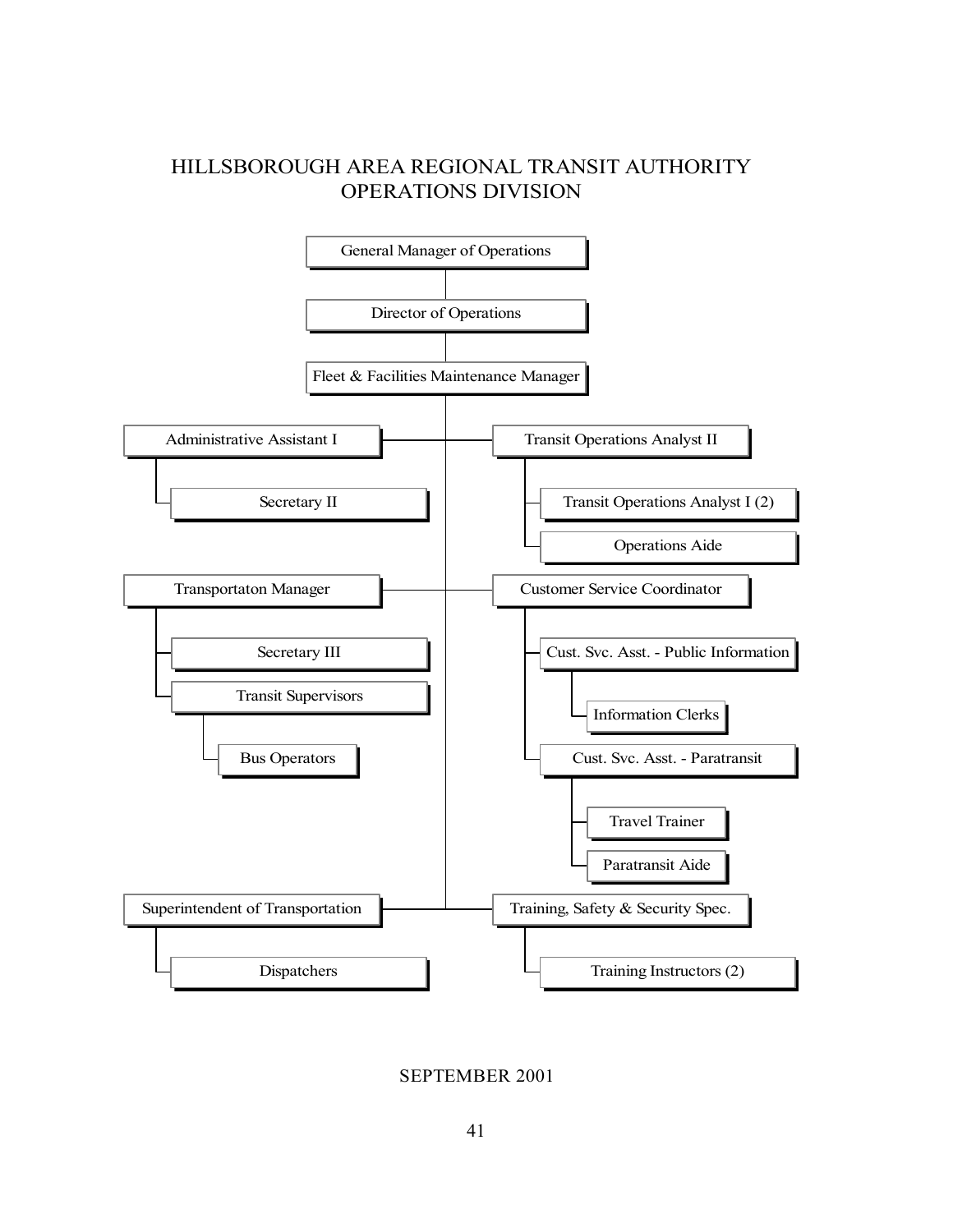# HILLSBOROUGH AREA REGIONAL TRANSIT AUTHORITY
## OPERATIONS DIVISION

- General Manager of Operations
  - Director of Operations
    - Fleet & Facilities Maintenance Manager
      - Administrative Assistant I
        - Secretary II
      - Transit Operations Analyst II
        - Transit Operations Analyst I (2)
        - Operations Aide
      - Transportaton Manager
        - Secretary III
        - Transit Supervisors
          - Bus Operators
      - Customer Service Coordinator
        - Cust. Svc. Asst. - Public Information
          - Information Clerks
        - Cust. Svc. Asst. - Paratransit
          - Travel Trainer
          - Paratransit Aide
      - Superintendent of Transportation
        - Dispatchers
      - Training, Safety & Security Spec.
        - Training Instructors (2)

SEPTEMBER 2001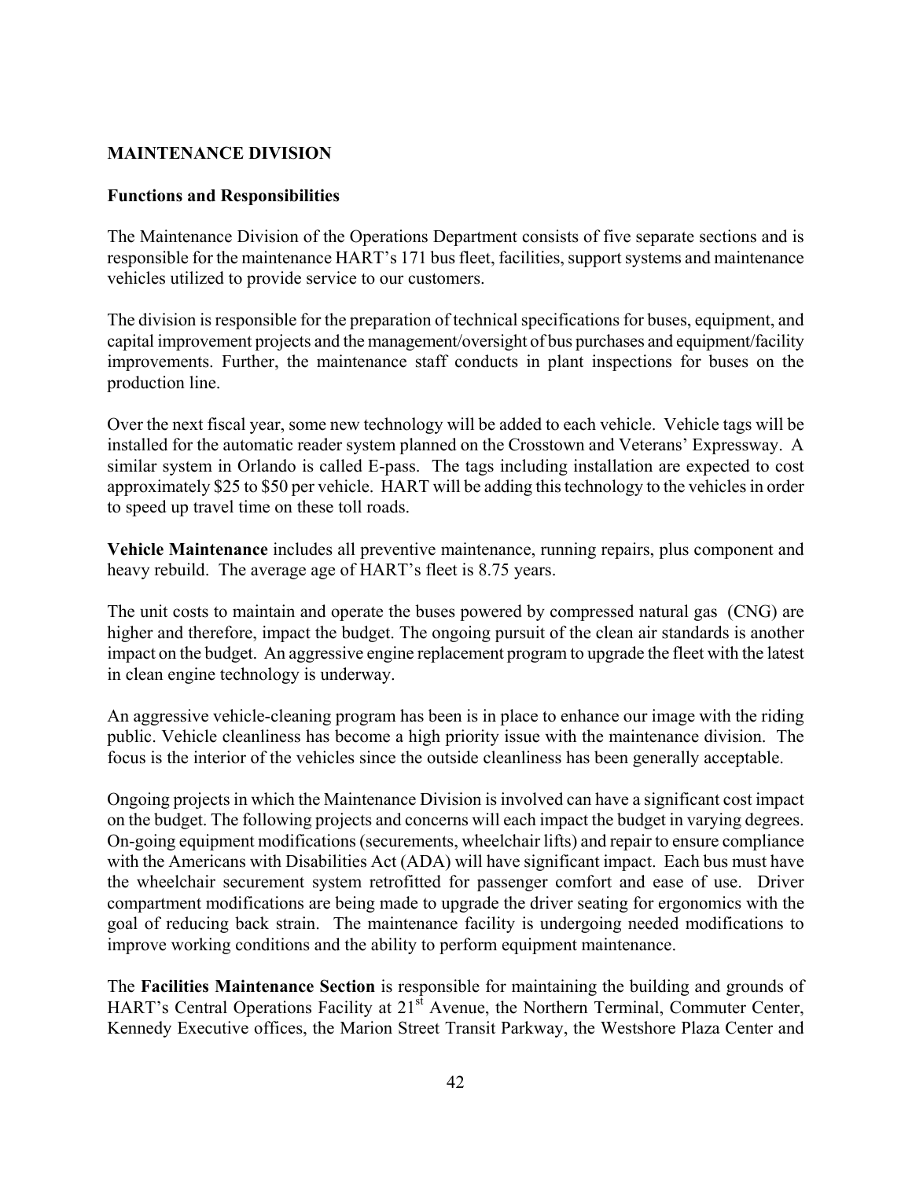## MAINTENANCE DIVISION

### Functions and Responsibilities

The Maintenance Division of the Operations Department consists of five separate sections and is responsible for the maintenance HART's 171 bus fleet, facilities, support systems and maintenance vehicles utilized to provide service to our customers.

The division is responsible for the preparation of technical specifications for buses, equipment, and capital improvement projects and the management/oversight of bus purchases and equipment/facility improvements. Further, the maintenance staff conducts in plant inspections for buses on the production line.

Over the next fiscal year, some new technology will be added to each vehicle. Vehicle tags will be installed for the automatic reader system planned on the Crosstown and Veterans' Expressway. A similar system in Orlando is called E-pass. The tags including installation are expected to cost approximately $25 to $50 per vehicle. HART will be adding this technology to the vehicles in order to speed up travel time on these toll roads.

**Vehicle Maintenance** includes all preventive maintenance, running repairs, plus component and heavy rebuild. The average age of HART's fleet is 8.75 years.

The unit costs to maintain and operate the buses powered by compressed natural gas (CNG) are higher and therefore, impact the budget. The ongoing pursuit of the clean air standards is another impact on the budget. An aggressive engine replacement program to upgrade the fleet with the latest in clean engine technology is underway.

An aggressive vehicle-cleaning program has been is in place to enhance our image with the riding public. Vehicle cleanliness has become a high priority issue with the maintenance division. The focus is the interior of the vehicles since the outside cleanliness has been generally acceptable.

Ongoing projects in which the Maintenance Division is involved can have a significant cost impact on the budget. The following projects and concerns will each impact the budget in varying degrees. On-going equipment modifications (securements, wheelchair lifts) and repair to ensure compliance with the Americans with Disabilities Act (ADA) will have significant impact. Each bus must have the wheelchair securement system retrofitted for passenger comfort and ease of use. Driver compartment modifications are being made to upgrade the driver seating for ergonomics with the goal of reducing back strain. The maintenance facility is undergoing needed modifications to improve working conditions and the ability to perform equipment maintenance.

The **Facilities Maintenance Section** is responsible for maintaining the building and grounds of HART's Central Operations Facility at 21st Avenue, the Northern Terminal, Commuter Center, Kennedy Executive offices, the Marion Street Transit Parkway, the Westshore Plaza Center and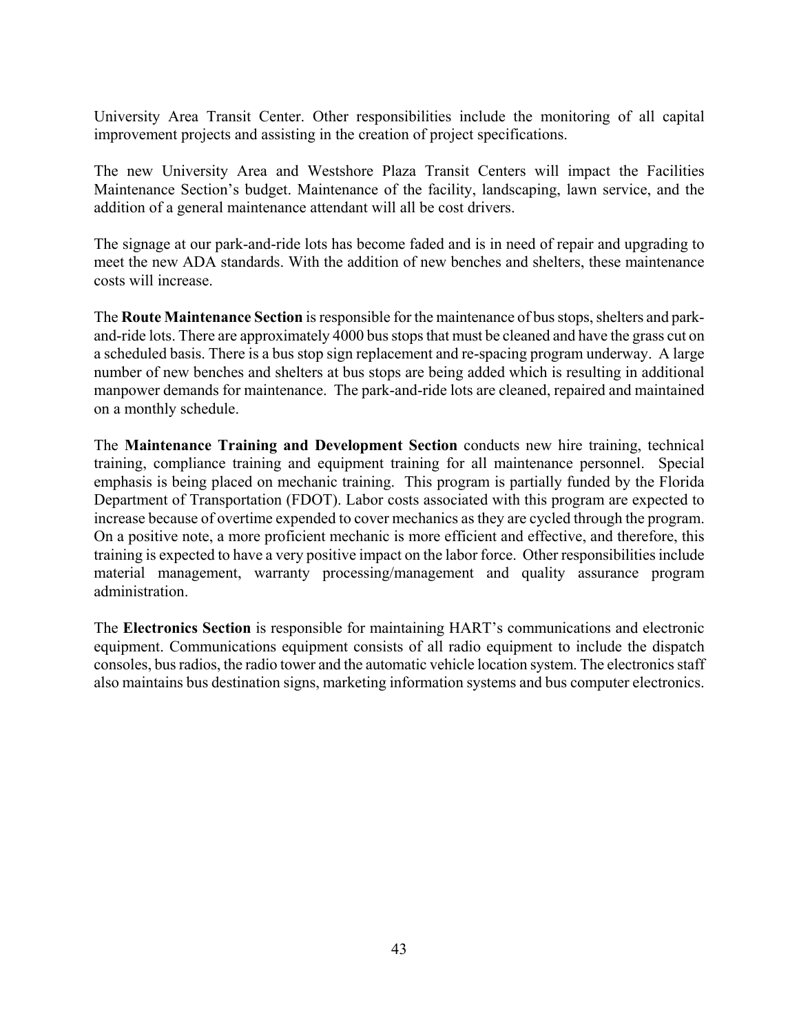University Area Transit Center. Other responsibilities include the monitoring of all capital improvement projects and assisting in the creation of project specifications.

The new University Area and Westshore Plaza Transit Centers will impact the Facilities Maintenance Section's budget. Maintenance of the facility, landscaping, lawn service, and the addition of a general maintenance attendant will all be cost drivers.

The signage at our park-and-ride lots has become faded and is in need of repair and upgrading to meet the new ADA standards. With the addition of new benches and shelters, these maintenance costs will increase.

The **Route Maintenance Section** is responsible for the maintenance of bus stops, shelters and park-and-ride lots. There are approximately 4000 bus stops that must be cleaned and have the grass cut on a scheduled basis. There is a bus stop sign replacement and re-spacing program underway. A large number of new benches and shelters at bus stops are being added which is resulting in additional manpower demands for maintenance. The park-and-ride lots are cleaned, repaired and maintained on a monthly schedule.

The **Maintenance Training and Development Section** conducts new hire training, technical training, compliance training and equipment training for all maintenance personnel. Special emphasis is being placed on mechanic training. This program is partially funded by the Florida Department of Transportation (FDOT). Labor costs associated with this program are expected to increase because of overtime expended to cover mechanics as they are cycled through the program. On a positive note, a more proficient mechanic is more efficient and effective, and therefore, this training is expected to have a very positive impact on the labor force. Other responsibilities include material management, warranty processing/management and quality assurance program administration.

The **Electronics Section** is responsible for maintaining HART's communications and electronic equipment. Communications equipment consists of all radio equipment to include the dispatch consoles, bus radios, the radio tower and the automatic vehicle location system. The electronics staff also maintains bus destination signs, marketing information systems and bus computer electronics.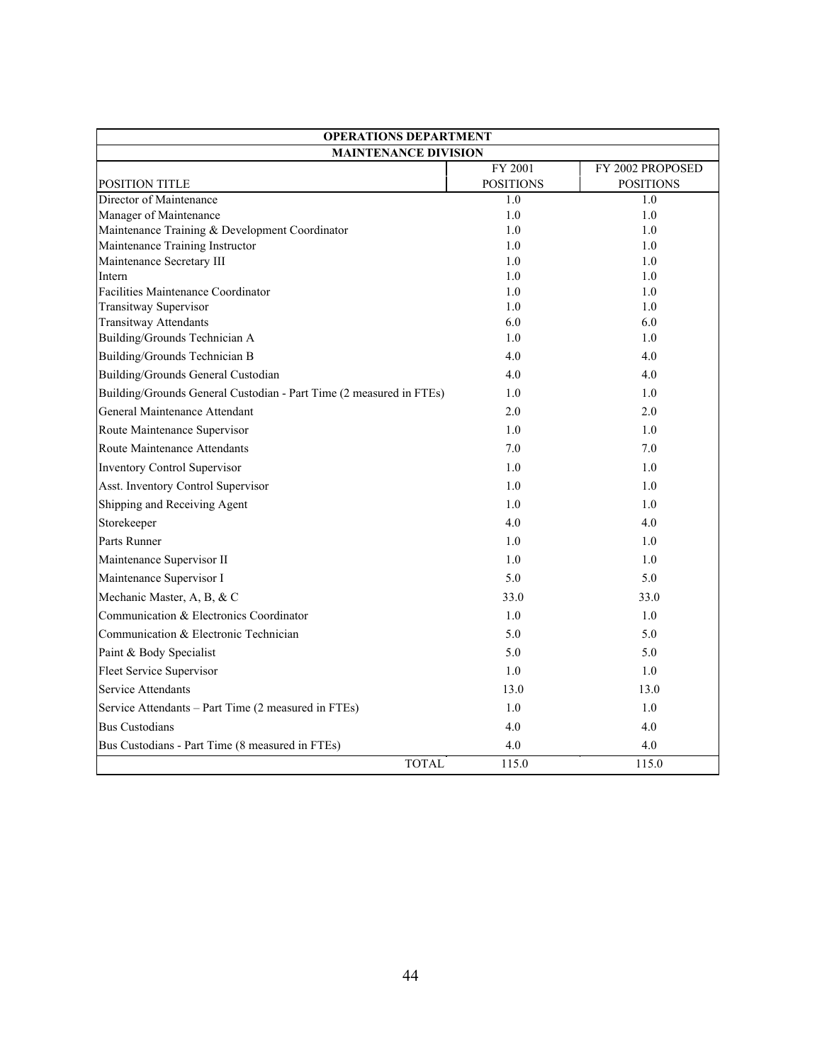| OPERATIONS DEPARTMENT | | |
|---|---|---|
| MAINTENANCE DIVISION | | |
| POSITION TITLE | FY 2001 POSITIONS | FY 2002 PROPOSED POSITIONS |
| Director of Maintenance | 1.0 | 1.0 |
| Manager of Maintenance | 1.0 | 1.0 |
| Maintenance Training & Development Coordinator | 1.0 | 1.0 |
| Maintenance Training Instructor | 1.0 | 1.0 |
| Maintenance Secretary III | 1.0 | 1.0 |
| Intern | 1.0 | 1.0 |
| Facilities Maintenance Coordinator | 1.0 | 1.0 |
| Transitway Supervisor | 1.0 | 1.0 |
| Transitway Attendants | 6.0 | 6.0 |
| Building/Grounds Technician A | 1.0 | 1.0 |
| Building/Grounds Technician B | 4.0 | 4.0 |
| Building/Grounds General Custodian | 4.0 | 4.0 |
| Building/Grounds General Custodian - Part Time (2 measured in FTEs) | 1.0 | 1.0 |
| General Maintenance Attendant | 2.0 | 2.0 |
| Route Maintenance Supervisor | 1.0 | 1.0 |
| Route Maintenance Attendants | 7.0 | 7.0 |
| Inventory Control Supervisor | 1.0 | 1.0 |
| Asst. Inventory Control Supervisor | 1.0 | 1.0 |
| Shipping and Receiving Agent | 1.0 | 1.0 |
| Storekeeper | 4.0 | 4.0 |
| Parts Runner | 1.0 | 1.0 |
| Maintenance Supervisor II | 1.0 | 1.0 |
| Maintenance Supervisor I | 5.0 | 5.0 |
| Mechanic Master, A, B, & C | 33.0 | 33.0 |
| Communication & Electronics Coordinator | 1.0 | 1.0 |
| Communication & Electronic Technician | 5.0 | 5.0 |
| Paint & Body Specialist | 5.0 | 5.0 |
| Fleet Service Supervisor | 1.0 | 1.0 |
| Service Attendants | 13.0 | 13.0 |
| Service Attendants – Part Time (2 measured in FTEs) | 1.0 | 1.0 |
| Bus Custodians | 4.0 | 4.0 |
| Bus Custodians - Part Time (8 measured in FTEs) | 4.0 | 4.0 |
| TOTAL | 115.0 | 115.0 |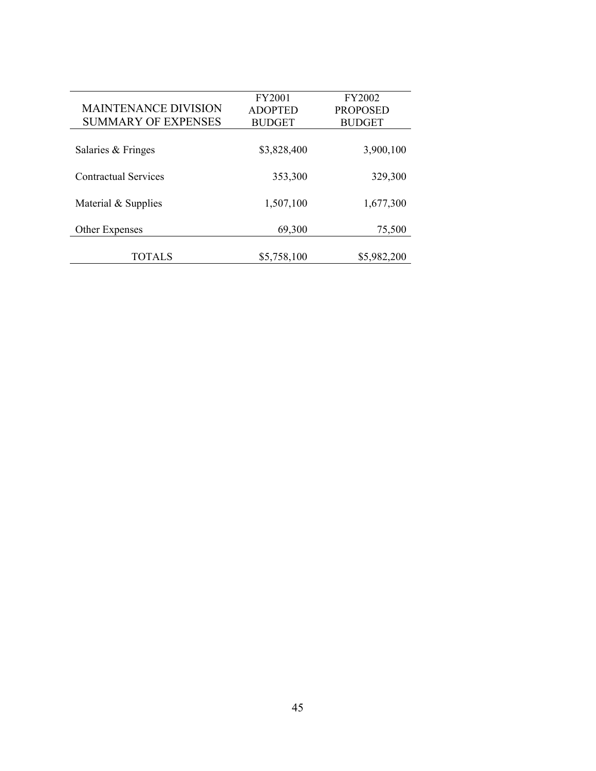| MAINTENANCE DIVISION SUMMARY OF EXPENSES | FY2001 ADOPTED BUDGET | FY2002 PROPOSED BUDGET |
|---|---|---|
| Salaries & Fringes | $3,828,400 | 3,900,100 |
| Contractual Services | 353,300 | 329,300 |
| Material & Supplies | 1,507,100 | 1,677,300 |
| Other Expenses | 69,300 | 75,500 |
| TOTALS | $5,758,100 | $5,982,200 |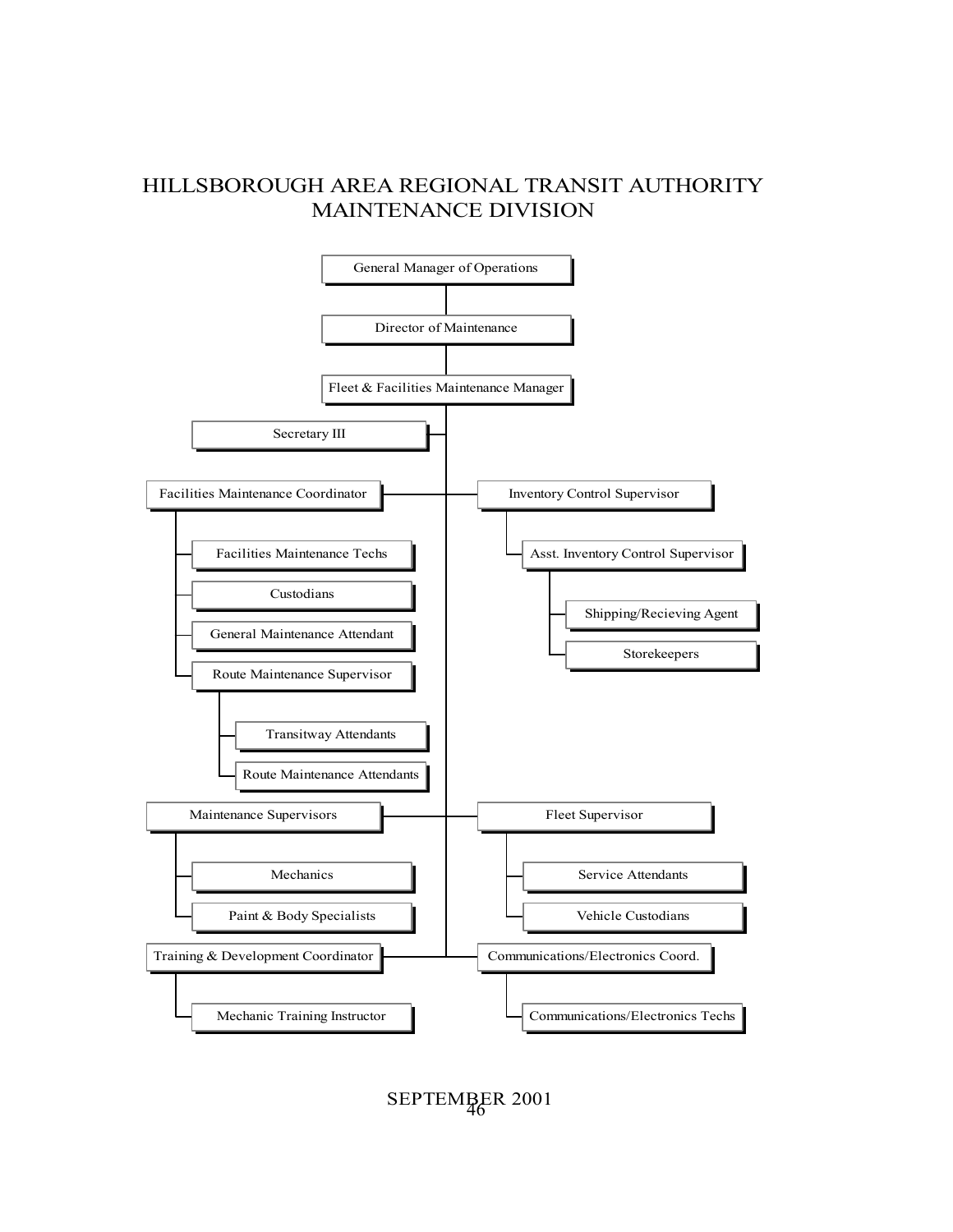# HILLSBOROUGH AREA REGIONAL TRANSIT AUTHORITY
# MAINTENANCE DIVISION

- General Manager of Operations
  - Director of Maintenance
    - Fleet & Facilities Maintenance Manager
      - Secretary III
      - Facilities Maintenance Coordinator
        - Facilities Maintenance Techs
        - Custodians
        - General Maintenance Attendant
        - Route Maintenance Supervisor
          - Transitway Attendants
          - Route Maintenance Attendants
      - Inventory Control Supervisor
        - Asst. Inventory Control Supervisor
          - Shipping/Recieving Agent
          - Storekeepers
      - Maintenance Supervisors
        - Mechanics
        - Paint & Body Specialists
      - Fleet Supervisor
        - Service Attendants
        - Vehicle Custodians
      - Training & Development Coordinator
        - Mechanic Training Instructor
      - Communications/Electronics Coord.
        - Communications/Electronics Techs

SEPTEMBER 2001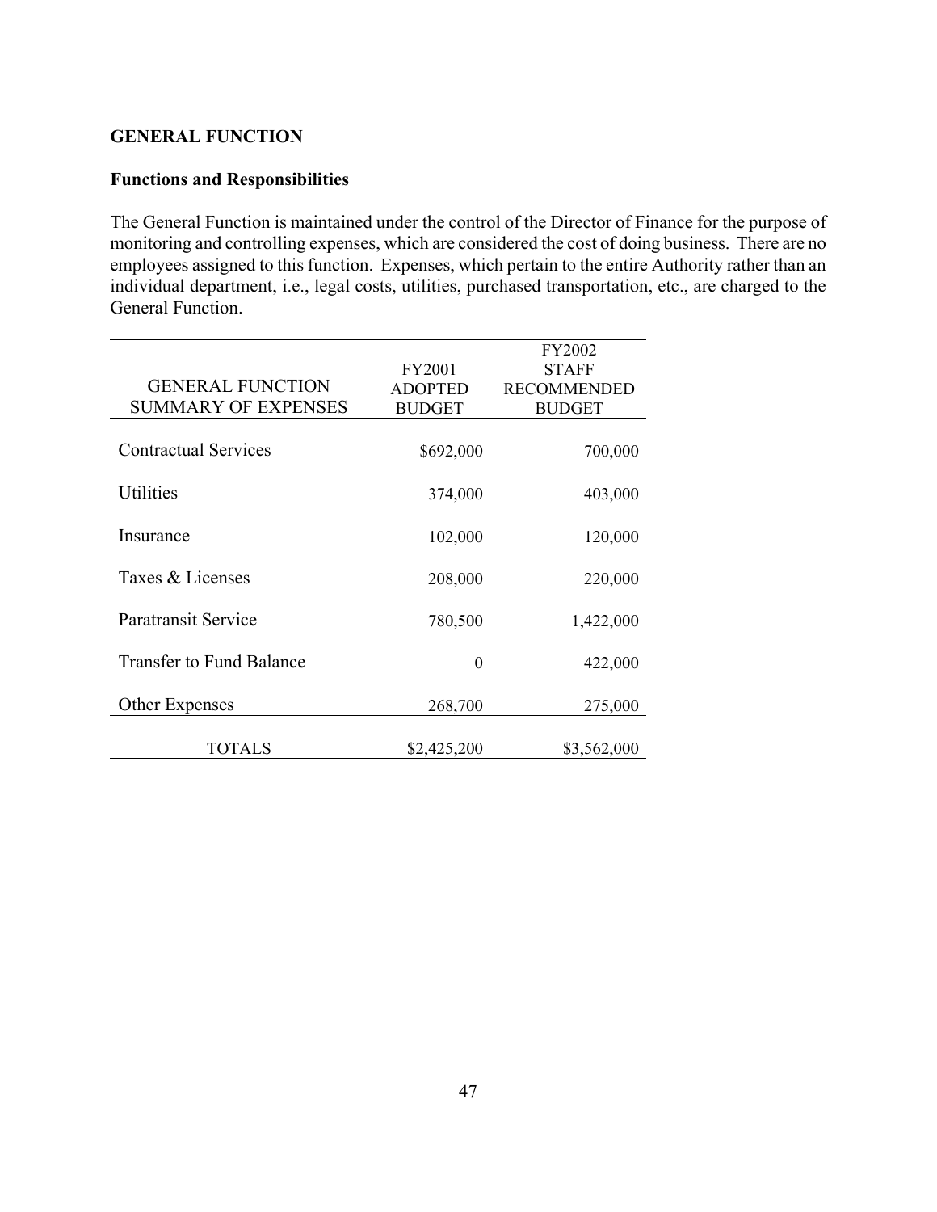## GENERAL FUNCTION

### Functions and Responsibilities

The General Function is maintained under the control of the Director of Finance for the purpose of monitoring and controlling expenses, which are considered the cost of doing business. There are no employees assigned to this function. Expenses, which pertain to the entire Authority rather than an individual department, i.e., legal costs, utilities, purchased transportation, etc., are charged to the General Function.

| GENERAL FUNCTION SUMMARY OF EXPENSES | FY2001 ADOPTED BUDGET | FY2002 STAFF RECOMMENDED BUDGET |
|---|---|---|
| Contractual Services | $692,000 | 700,000 |
| Utilities | 374,000 | 403,000 |
| Insurance | 102,000 | 120,000 |
| Taxes & Licenses | 208,000 | 220,000 |
| Paratransit Service | 780,500 | 1,422,000 |
| Transfer to Fund Balance | 0 | 422,000 |
| Other Expenses | 268,700 | 275,000 |
| TOTALS | $2,425,200 | $3,562,000 |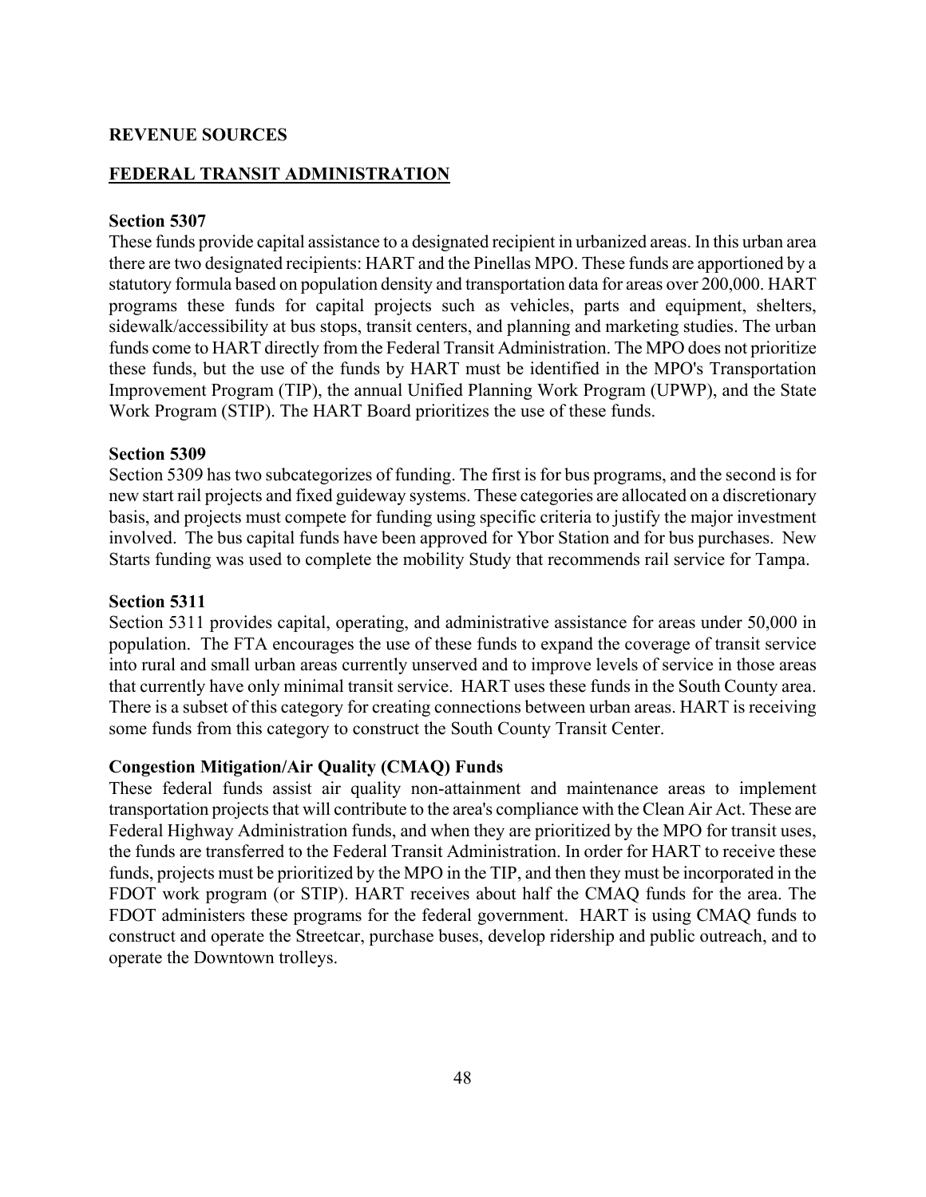## REVENUE SOURCES

### FEDERAL TRANSIT ADMINISTRATION

**Section 5307**

These funds provide capital assistance to a designated recipient in urbanized areas. In this urban area there are two designated recipients: HART and the Pinellas MPO. These funds are apportioned by a statutory formula based on population density and transportation data for areas over 200,000. HART programs these funds for capital projects such as vehicles, parts and equipment, shelters, sidewalk/accessibility at bus stops, transit centers, and planning and marketing studies. The urban funds come to HART directly from the Federal Transit Administration. The MPO does not prioritize these funds, but the use of the funds by HART must be identified in the MPO's Transportation Improvement Program (TIP), the annual Unified Planning Work Program (UPWP), and the State Work Program (STIP). The HART Board prioritizes the use of these funds.

**Section 5309**

Section 5309 has two subcategorizes of funding. The first is for bus programs, and the second is for new start rail projects and fixed guideway systems. These categories are allocated on a discretionary basis, and projects must compete for funding using specific criteria to justify the major investment involved. The bus capital funds have been approved for Ybor Station and for bus purchases. New Starts funding was used to complete the mobility Study that recommends rail service for Tampa.

**Section 5311**

Section 5311 provides capital, operating, and administrative assistance for areas under 50,000 in population. The FTA encourages the use of these funds to expand the coverage of transit service into rural and small urban areas currently unserved and to improve levels of service in those areas that currently have only minimal transit service. HART uses these funds in the South County area. There is a subset of this category for creating connections between urban areas. HART is receiving some funds from this category to construct the South County Transit Center.

**Congestion Mitigation/Air Quality (CMAQ) Funds**

These federal funds assist air quality non-attainment and maintenance areas to implement transportation projects that will contribute to the area's compliance with the Clean Air Act. These are Federal Highway Administration funds, and when they are prioritized by the MPO for transit uses, the funds are transferred to the Federal Transit Administration. In order for HART to receive these funds, projects must be prioritized by the MPO in the TIP, and then they must be incorporated in the FDOT work program (or STIP). HART receives about half the CMAQ funds for the area. The FDOT administers these programs for the federal government. HART is using CMAQ funds to construct and operate the Streetcar, purchase buses, develop ridership and public outreach, and to operate the Downtown trolleys.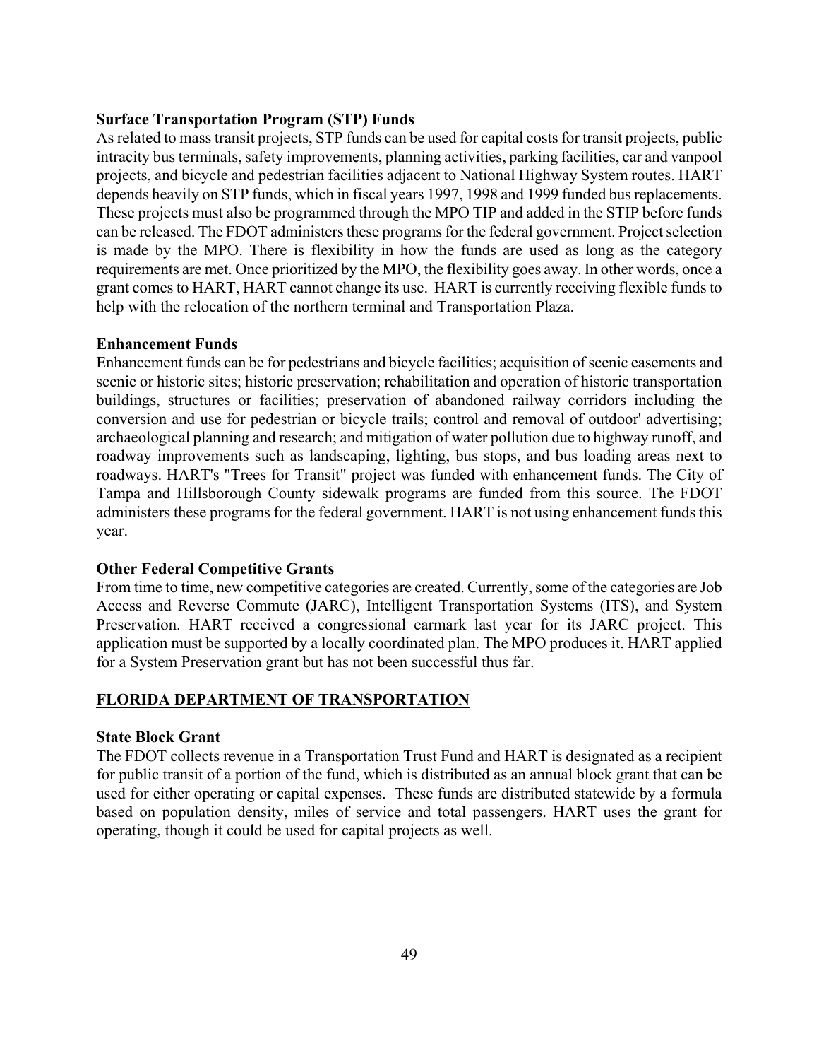**Surface Transportation Program (STP) Funds**

As related to mass transit projects, STP funds can be used for capital costs for transit projects, public intracity bus terminals, safety improvements, planning activities, parking facilities, car and vanpool projects, and bicycle and pedestrian facilities adjacent to National Highway System routes. HART depends heavily on STP funds, which in fiscal years 1997, 1998 and 1999 funded bus replacements. These projects must also be programmed through the MPO TIP and added in the STIP before funds can be released. The FDOT administers these programs for the federal government. Project selection is made by the MPO. There is flexibility in how the funds are used as long as the category requirements are met. Once prioritized by the MPO, the flexibility goes away. In other words, once a grant comes to HART, HART cannot change its use. HART is currently receiving flexible funds to help with the relocation of the northern terminal and Transportation Plaza.

**Enhancement Funds**

Enhancement funds can be for pedestrians and bicycle facilities; acquisition of scenic easements and scenic or historic sites; historic preservation; rehabilitation and operation of historic transportation buildings, structures or facilities; preservation of abandoned railway corridors including the conversion and use for pedestrian or bicycle trails; control and removal of outdoor' advertising; archaeological planning and research; and mitigation of water pollution due to highway runoff, and roadway improvements such as landscaping, lighting, bus stops, and bus loading areas next to roadways. HART's "Trees for Transit" project was funded with enhancement funds. The City of Tampa and Hillsborough County sidewalk programs are funded from this source. The FDOT administers these programs for the federal government. HART is not using enhancement funds this year.

**Other Federal Competitive Grants**

From time to time, new competitive categories are created. Currently, some of the categories are Job Access and Reverse Commute (JARC), Intelligent Transportation Systems (ITS), and System Preservation. HART received a congressional earmark last year for its JARC project. This application must be supported by a locally coordinated plan. The MPO produces it. HART applied for a System Preservation grant but has not been successful thus far.

## FLORIDA DEPARTMENT OF TRANSPORTATION

**State Block Grant**

The FDOT collects revenue in a Transportation Trust Fund and HART is designated as a recipient for public transit of a portion of the fund, which is distributed as an annual block grant that can be used for either operating or capital expenses. These funds are distributed statewide by a formula based on population density, miles of service and total passengers. HART uses the grant for operating, though it could be used for capital projects as well.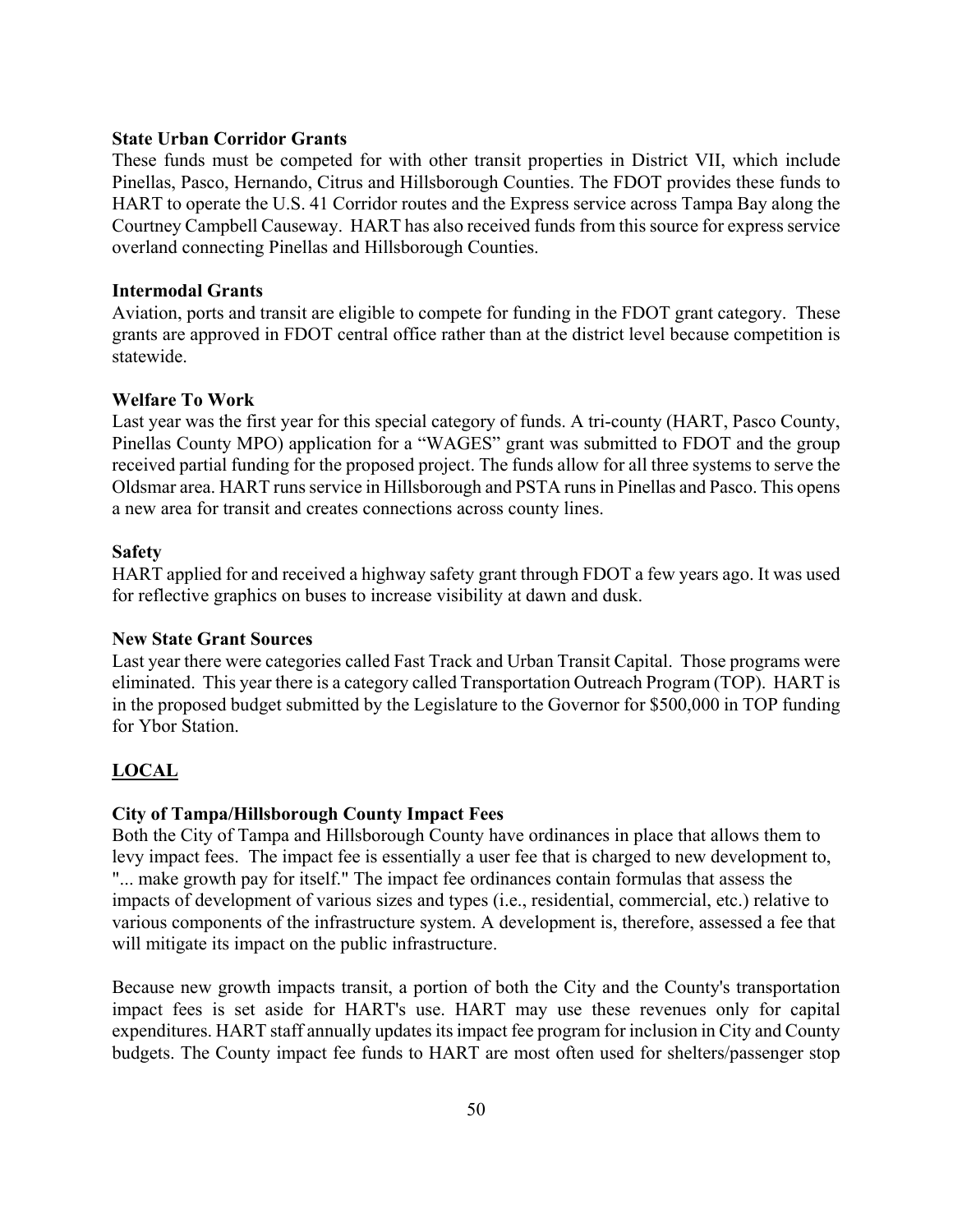**State Urban Corridor Grants**
These funds must be competed for with other transit properties in District VII, which include Pinellas, Pasco, Hernando, Citrus and Hillsborough Counties. The FDOT provides these funds to HART to operate the U.S. 41 Corridor routes and the Express service across Tampa Bay along the Courtney Campbell Causeway. HART has also received funds from this source for express service overland connecting Pinellas and Hillsborough Counties.

**Intermodal Grants**
Aviation, ports and transit are eligible to compete for funding in the FDOT grant category. These grants are approved in FDOT central office rather than at the district level because competition is statewide.

**Welfare To Work**
Last year was the first year for this special category of funds. A tri-county (HART, Pasco County, Pinellas County MPO) application for a "WAGES" grant was submitted to FDOT and the group received partial funding for the proposed project. The funds allow for all three systems to serve the Oldsmar area. HART runs service in Hillsborough and PSTA runs in Pinellas and Pasco. This opens a new area for transit and creates connections across county lines.

**Safety**
HART applied for and received a highway safety grant through FDOT a few years ago. It was used for reflective graphics on buses to increase visibility at dawn and dusk.

**New State Grant Sources**
Last year there were categories called Fast Track and Urban Transit Capital. Those programs were eliminated. This year there is a category called Transportation Outreach Program (TOP). HART is in the proposed budget submitted by the Legislature to the Governor for $500,000 in TOP funding for Ybor Station.

## LOCAL

**City of Tampa/Hillsborough County Impact Fees**
Both the City of Tampa and Hillsborough County have ordinances in place that allows them to levy impact fees. The impact fee is essentially a user fee that is charged to new development to, "... make growth pay for itself." The impact fee ordinances contain formulas that assess the impacts of development of various sizes and types (i.e., residential, commercial, etc.) relative to various components of the infrastructure system. A development is, therefore, assessed a fee that will mitigate its impact on the public infrastructure.

Because new growth impacts transit, a portion of both the City and the County's transportation impact fees is set aside for HART's use. HART may use these revenues only for capital expenditures. HART staff annually updates its impact fee program for inclusion in City and County budgets. The County impact fee funds to HART are most often used for shelters/passenger stop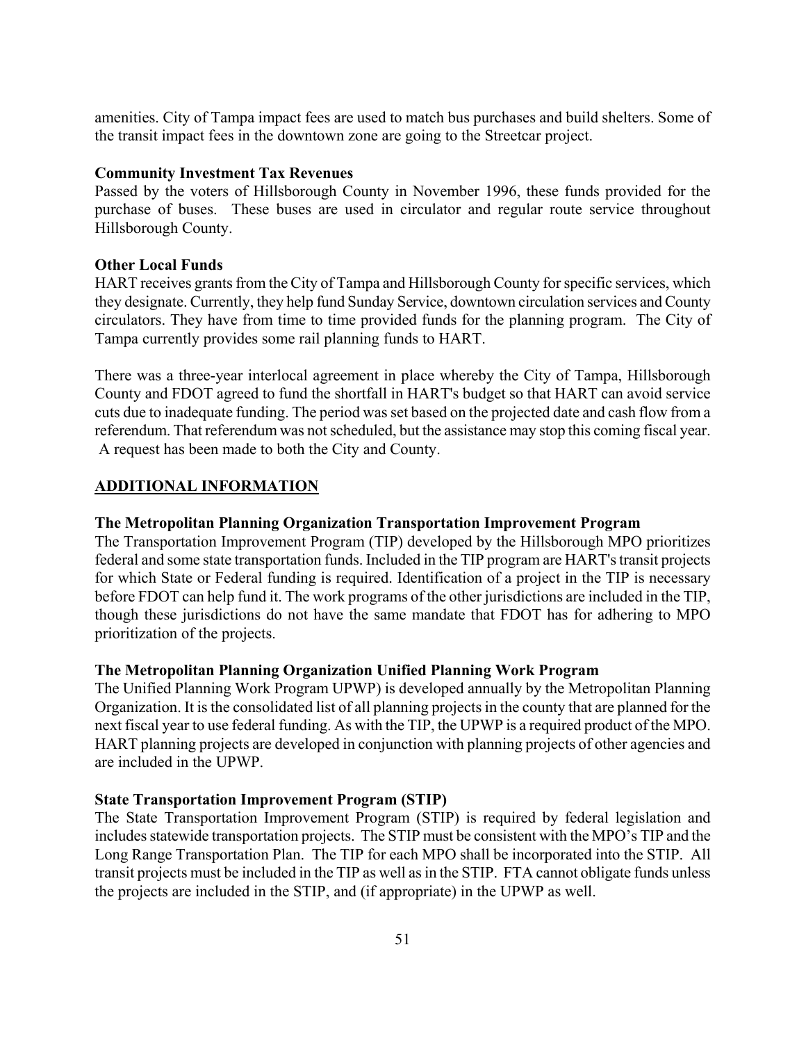amenities. City of Tampa impact fees are used to match bus purchases and build shelters. Some of the transit impact fees in the downtown zone are going to the Streetcar project.

**Community Investment Tax Revenues**

Passed by the voters of Hillsborough County in November 1996, these funds provided for the purchase of buses. These buses are used in circulator and regular route service throughout Hillsborough County.

**Other Local Funds**

HART receives grants from the City of Tampa and Hillsborough County for specific services, which they designate. Currently, they help fund Sunday Service, downtown circulation services and County circulators. They have from time to time provided funds for the planning program. The City of Tampa currently provides some rail planning funds to HART.

There was a three-year interlocal agreement in place whereby the City of Tampa, Hillsborough County and FDOT agreed to fund the shortfall in HART's budget so that HART can avoid service cuts due to inadequate funding. The period was set based on the projected date and cash flow from a referendum. That referendum was not scheduled, but the assistance may stop this coming fiscal year. A request has been made to both the City and County.

## ADDITIONAL INFORMATION

**The Metropolitan Planning Organization Transportation Improvement Program**

The Transportation Improvement Program (TIP) developed by the Hillsborough MPO prioritizes federal and some state transportation funds. Included in the TIP program are HART's transit projects for which State or Federal funding is required. Identification of a project in the TIP is necessary before FDOT can help fund it. The work programs of the other jurisdictions are included in the TIP, though these jurisdictions do not have the same mandate that FDOT has for adhering to MPO prioritization of the projects.

**The Metropolitan Planning Organization Unified Planning Work Program**

The Unified Planning Work Program UPWP) is developed annually by the Metropolitan Planning Organization. It is the consolidated list of all planning projects in the county that are planned for the next fiscal year to use federal funding. As with the TIP, the UPWP is a required product of the MPO. HART planning projects are developed in conjunction with planning projects of other agencies and are included in the UPWP.

**State Transportation Improvement Program (STIP)**

The State Transportation Improvement Program (STIP) is required by federal legislation and includes statewide transportation projects. The STIP must be consistent with the MPO's TIP and the Long Range Transportation Plan. The TIP for each MPO shall be incorporated into the STIP. All transit projects must be included in the TIP as well as in the STIP. FTA cannot obligate funds unless the projects are included in the STIP, and (if appropriate) in the UPWP as well.